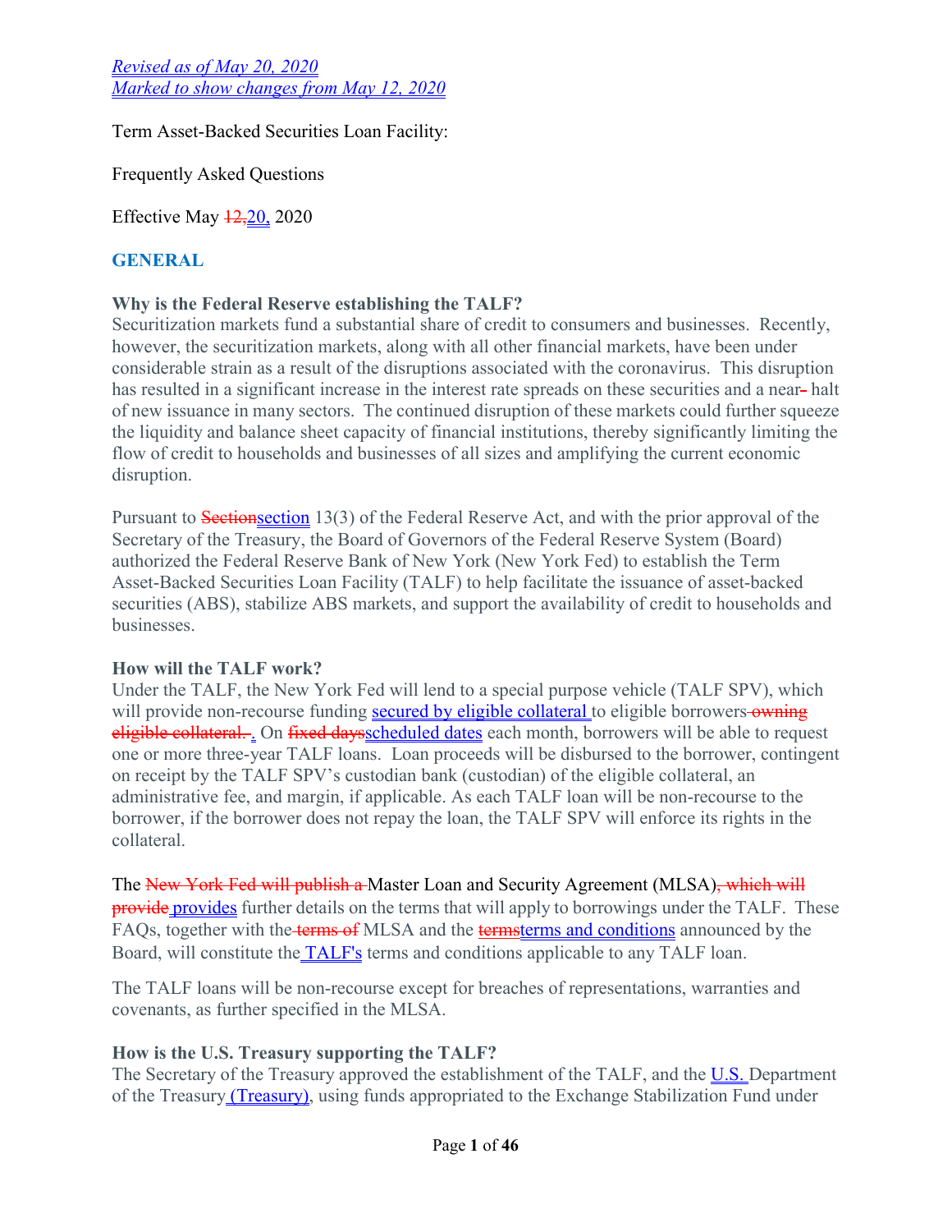*Revised as of May 20, 2020*
*Marked to show changes from May 12, 2020*

Term Asset-Backed Securities Loan Facility:

Frequently Asked Questions

Effective May ~~12,~~20, 2020

## GENERAL

### Why is the Federal Reserve establishing the TALF?

Securitization markets fund a substantial share of credit to consumers and businesses. Recently, however, the securitization markets, along with all other financial markets, have been under considerable strain as a result of the disruptions associated with the coronavirus. This disruption has resulted in a significant increase in the interest rate spreads on these securities and a near~~-~~ halt of new issuance in many sectors. The continued disruption of these markets could further squeeze the liquidity and balance sheet capacity of financial institutions, thereby significantly limiting the flow of credit to households and businesses of all sizes and amplifying the current economic disruption.

Pursuant to ~~Section~~section 13(3) of the Federal Reserve Act, and with the prior approval of the Secretary of the Treasury, the Board of Governors of the Federal Reserve System (Board) authorized the Federal Reserve Bank of New York (New York Fed) to establish the Term Asset-Backed Securities Loan Facility (TALF) to help facilitate the issuance of asset-backed securities (ABS), stabilize ABS markets, and support the availability of credit to households and businesses.

### How will the TALF work?

Under the TALF, the New York Fed will lend to a special purpose vehicle (TALF SPV), which will provide non-recourse funding secured by eligible collateral to eligible borrowers~~ owning eligible collateral. ~~. On ~~fixed days~~scheduled dates each month, borrowers will be able to request one or more three-year TALF loans. Loan proceeds will be disbursed to the borrower, contingent on receipt by the TALF SPV's custodian bank (custodian) of the eligible collateral, an administrative fee, and margin, if applicable. As each TALF loan will be non-recourse to the borrower, if the borrower does not repay the loan, the TALF SPV will enforce its rights in the collateral.

The ~~New York Fed will publish a ~~Master Loan and Security Agreement (MLSA)~~, which will provide~~ provides further details on the terms that will apply to borrowings under the TALF. These FAQs, together with the~~ terms of~~ MLSA and the ~~terms~~terms and conditions announced by the Board, will constitute the TALF's terms and conditions applicable to any TALF loan.

The TALF loans will be non-recourse except for breaches of representations, warranties and covenants, as further specified in the MLSA.

### How is the U.S. Treasury supporting the TALF?

The Secretary of the Treasury approved the establishment of the TALF, and the U.S. Department of the Treasury (Treasury), using funds appropriated to the Exchange Stabilization Fund under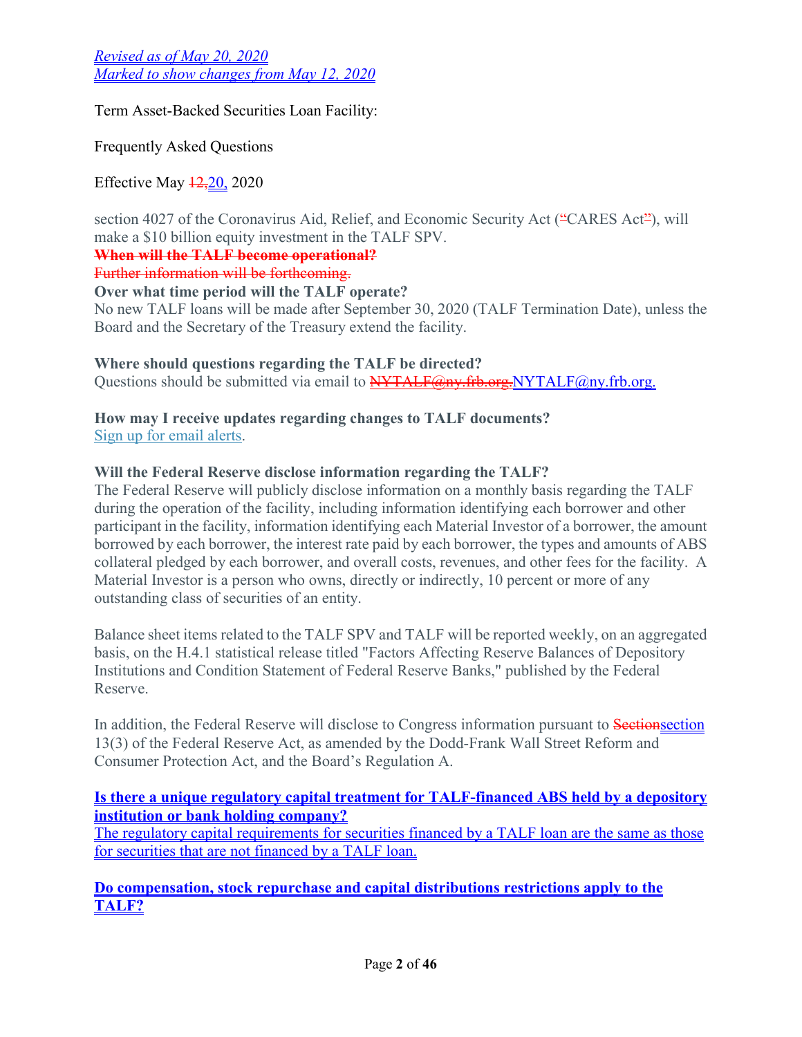*Revised as of May 20, 2020*
*Marked to show changes from May 12, 2020*

Term Asset-Backed Securities Loan Facility:

Frequently Asked Questions

Effective May ~~12,~~20, 2020

section 4027 of the Coronavirus Aid, Relief, and Economic Security Act (~~"~~CARES Act~~"~~), will make a $10 billion equity investment in the TALF SPV.

~~**When will the TALF become operational?**~~

~~Further information will be forthcoming.~~

**Over what time period will the TALF operate?**

No new TALF loans will be made after September 30, 2020 (TALF Termination Date), unless the Board and the Secretary of the Treasury extend the facility.

**Where should questions regarding the TALF be directed?**

Questions should be submitted via email to ~~NYTALF@ny.frb.org.~~NYTALF@ny.frb.org.

**How may I receive updates regarding changes to TALF documents?**

Sign up for email alerts.

**Will the Federal Reserve disclose information regarding the TALF?**

The Federal Reserve will publicly disclose information on a monthly basis regarding the TALF during the operation of the facility, including information identifying each borrower and other participant in the facility, information identifying each Material Investor of a borrower, the amount borrowed by each borrower, the interest rate paid by each borrower, the types and amounts of ABS collateral pledged by each borrower, and overall costs, revenues, and other fees for the facility. A Material Investor is a person who owns, directly or indirectly, 10 percent or more of any outstanding class of securities of an entity.

Balance sheet items related to the TALF SPV and TALF will be reported weekly, on an aggregated basis, on the H.4.1 statistical release titled "Factors Affecting Reserve Balances of Depository Institutions and Condition Statement of Federal Reserve Banks," published by the Federal Reserve.

In addition, the Federal Reserve will disclose to Congress information pursuant to ~~Section~~section 13(3) of the Federal Reserve Act, as amended by the Dodd-Frank Wall Street Reform and Consumer Protection Act, and the Board's Regulation A.

**Is there a unique regulatory capital treatment for TALF-financed ABS held by a depository institution or bank holding company?**

The regulatory capital requirements for securities financed by a TALF loan are the same as those for securities that are not financed by a TALF loan.

**Do compensation, stock repurchase and capital distributions restrictions apply to the TALF?**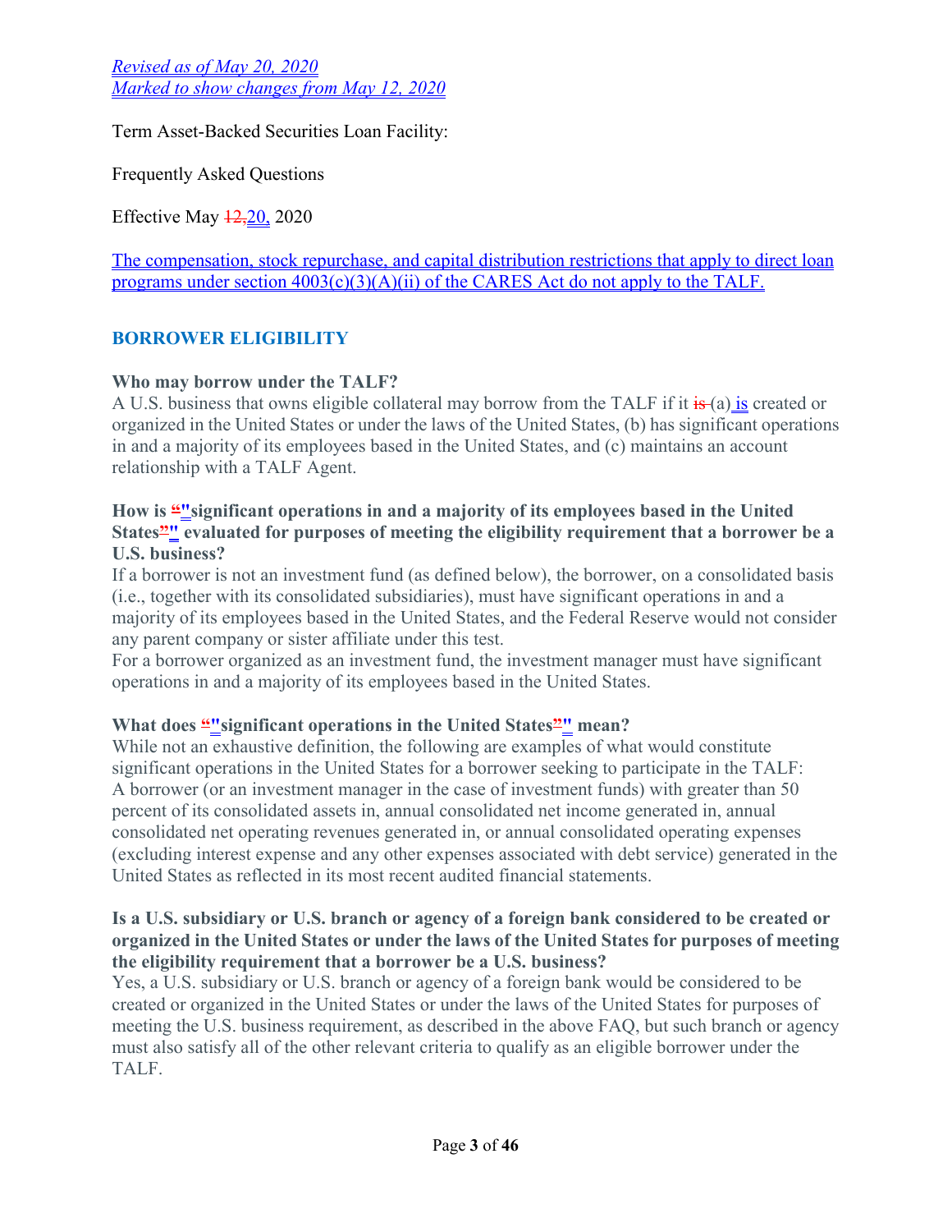*Revised as of May 20, 2020*
*Marked to show changes from May 12, 2020*

Term Asset-Backed Securities Loan Facility:

Frequently Asked Questions

Effective May ~~12,~~20, 2020

The compensation, stock repurchase, and capital distribution restrictions that apply to direct loan programs under section 4003(c)(3)(A)(ii) of the CARES Act do not apply to the TALF.

## BORROWER ELIGIBILITY

**Who may borrow under the TALF?**

A U.S. business that owns eligible collateral may borrow from the TALF if it ~~is~~ (a) is created or organized in the United States or under the laws of the United States, (b) has significant operations in and a majority of its employees based in the United States, and (c) maintains an account relationship with a TALF Agent.

**How is ~~“~~"significant operations in and a majority of its employees based in the United States~~”~~" evaluated for purposes of meeting the eligibility requirement that a borrower be a U.S. business?**

If a borrower is not an investment fund (as defined below), the borrower, on a consolidated basis (i.e., together with its consolidated subsidiaries), must have significant operations in and a majority of its employees based in the United States, and the Federal Reserve would not consider any parent company or sister affiliate under this test.

For a borrower organized as an investment fund, the investment manager must have significant operations in and a majority of its employees based in the United States.

**What does ~~“~~"significant operations in the United States~~”~~" mean?**

While not an exhaustive definition, the following are examples of what would constitute significant operations in the United States for a borrower seeking to participate in the TALF: A borrower (or an investment manager in the case of investment funds) with greater than 50 percent of its consolidated assets in, annual consolidated net income generated in, annual consolidated net operating revenues generated in, or annual consolidated operating expenses (excluding interest expense and any other expenses associated with debt service) generated in the United States as reflected in its most recent audited financial statements.

**Is a U.S. subsidiary or U.S. branch or agency of a foreign bank considered to be created or organized in the United States or under the laws of the United States for purposes of meeting the eligibility requirement that a borrower be a U.S. business?**

Yes, a U.S. subsidiary or U.S. branch or agency of a foreign bank would be considered to be created or organized in the United States or under the laws of the United States for purposes of meeting the U.S. business requirement, as described in the above FAQ, but such branch or agency must also satisfy all of the other relevant criteria to qualify as an eligible borrower under the TALF.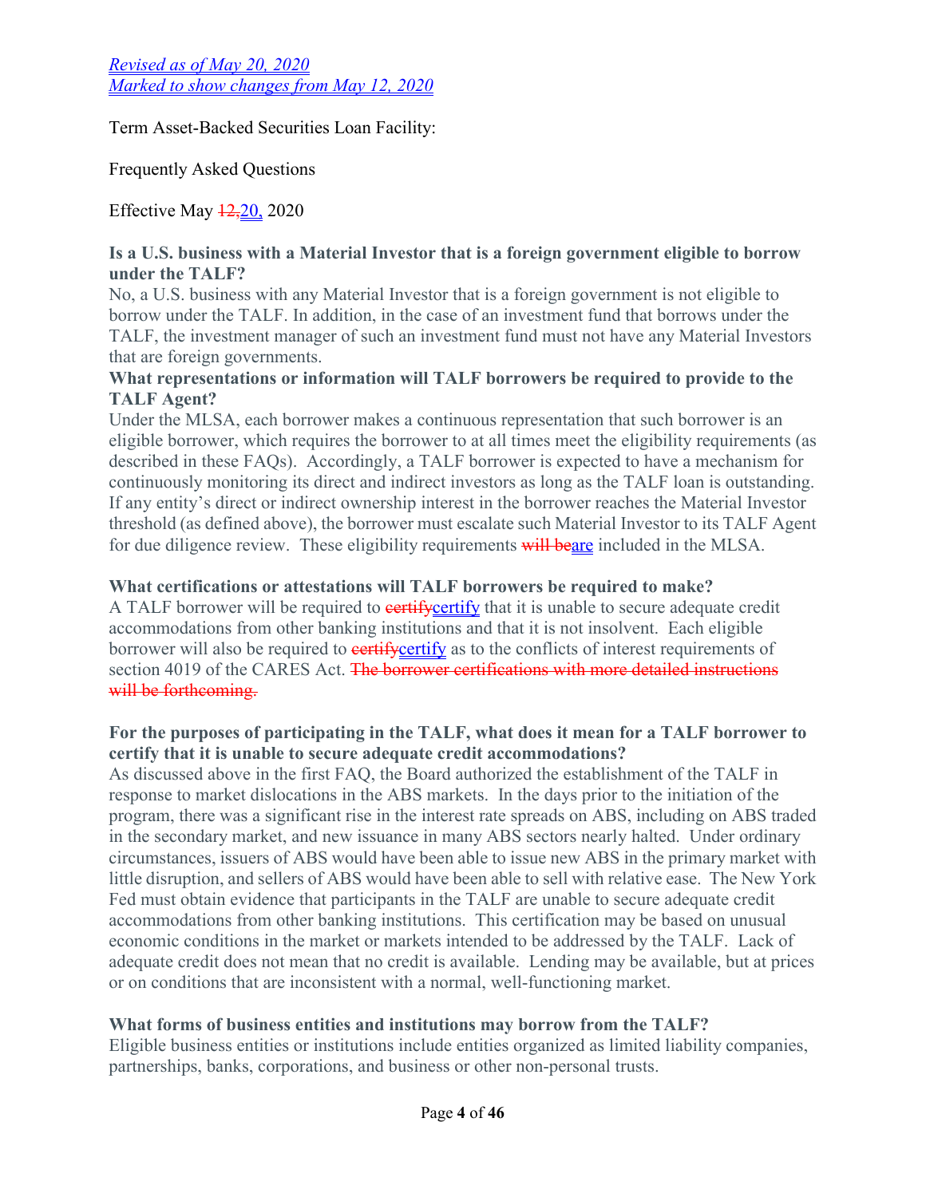*Revised as of May 20, 2020*
*Marked to show changes from May 12, 2020*

Term Asset-Backed Securities Loan Facility:

Frequently Asked Questions

Effective May ~~12,~~20, 2020

**Is a U.S. business with a Material Investor that is a foreign government eligible to borrow under the TALF?**

No, a U.S. business with any Material Investor that is a foreign government is not eligible to borrow under the TALF. In addition, in the case of an investment fund that borrows under the TALF, the investment manager of such an investment fund must not have any Material Investors that are foreign governments.

**What representations or information will TALF borrowers be required to provide to the TALF Agent?**

Under the MLSA, each borrower makes a continuous representation that such borrower is an eligible borrower, which requires the borrower to at all times meet the eligibility requirements (as described in these FAQs). Accordingly, a TALF borrower is expected to have a mechanism for continuously monitoring its direct and indirect investors as long as the TALF loan is outstanding. If any entity's direct or indirect ownership interest in the borrower reaches the Material Investor threshold (as defined above), the borrower must escalate such Material Investor to its TALF Agent for due diligence review. These eligibility requirements ~~will be~~are included in the MLSA.

**What certifications or attestations will TALF borrowers be required to make?**

A TALF borrower will be required to ~~certify~~certify that it is unable to secure adequate credit accommodations from other banking institutions and that it is not insolvent. Each eligible borrower will also be required to ~~certify~~certify as to the conflicts of interest requirements of section 4019 of the CARES Act. ~~The borrower certifications with more detailed instructions will be forthcoming.~~

**For the purposes of participating in the TALF, what does it mean for a TALF borrower to certify that it is unable to secure adequate credit accommodations?**

As discussed above in the first FAQ, the Board authorized the establishment of the TALF in response to market dislocations in the ABS markets. In the days prior to the initiation of the program, there was a significant rise in the interest rate spreads on ABS, including on ABS traded in the secondary market, and new issuance in many ABS sectors nearly halted. Under ordinary circumstances, issuers of ABS would have been able to issue new ABS in the primary market with little disruption, and sellers of ABS would have been able to sell with relative ease. The New York Fed must obtain evidence that participants in the TALF are unable to secure adequate credit accommodations from other banking institutions. This certification may be based on unusual economic conditions in the market or markets intended to be addressed by the TALF. Lack of adequate credit does not mean that no credit is available. Lending may be available, but at prices or on conditions that are inconsistent with a normal, well-functioning market.

**What forms of business entities and institutions may borrow from the TALF?**

Eligible business entities or institutions include entities organized as limited liability companies, partnerships, banks, corporations, and business or other non-personal trusts.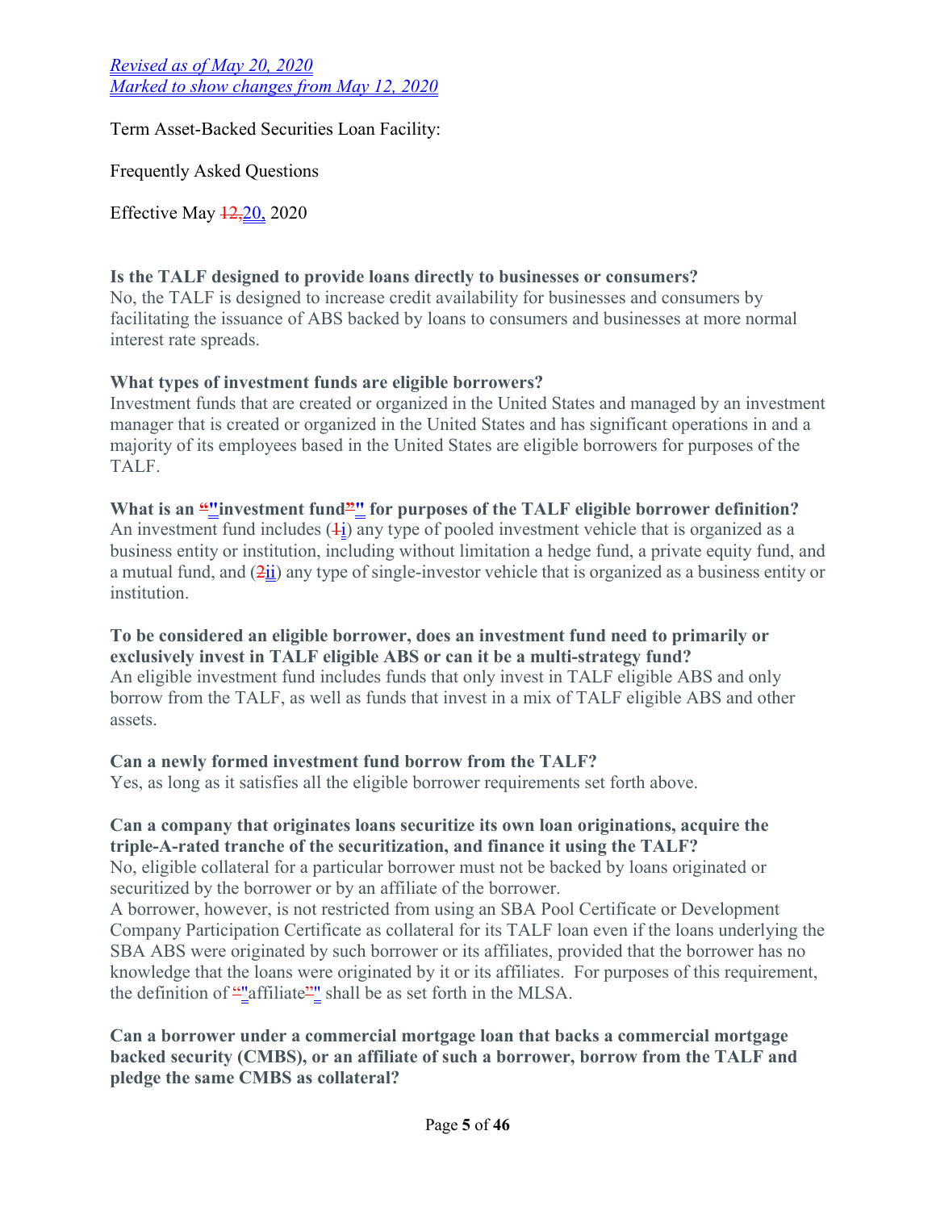*Revised as of May 20, 2020*
*Marked to show changes from May 12, 2020*

Term Asset-Backed Securities Loan Facility:

Frequently Asked Questions

Effective May ~~12,~~20, 2020

**Is the TALF designed to provide loans directly to businesses or consumers?**
No, the TALF is designed to increase credit availability for businesses and consumers by facilitating the issuance of ABS backed by loans to consumers and businesses at more normal interest rate spreads.

**What types of investment funds are eligible borrowers?**
Investment funds that are created or organized in the United States and managed by an investment manager that is created or organized in the United States and has significant operations in and a majority of its employees based in the United States are eligible borrowers for purposes of the TALF.

**What is an ~~"~~"investment fund~~"~~" for purposes of the TALF eligible borrower definition?**
An investment fund includes (~~1~~i) any type of pooled investment vehicle that is organized as a business entity or institution, including without limitation a hedge fund, a private equity fund, and a mutual fund, and (~~2~~ii) any type of single-investor vehicle that is organized as a business entity or institution.

**To be considered an eligible borrower, does an investment fund need to primarily or exclusively invest in TALF eligible ABS or can it be a multi-strategy fund?**
An eligible investment fund includes funds that only invest in TALF eligible ABS and only borrow from the TALF, as well as funds that invest in a mix of TALF eligible ABS and other assets.

**Can a newly formed investment fund borrow from the TALF?**
Yes, as long as it satisfies all the eligible borrower requirements set forth above.

**Can a company that originates loans securitize its own loan originations, acquire the triple-A-rated tranche of the securitization, and finance it using the TALF?**
No, eligible collateral for a particular borrower must not be backed by loans originated or securitized by the borrower or by an affiliate of the borrower.
A borrower, however, is not restricted from using an SBA Pool Certificate or Development Company Participation Certificate as collateral for its TALF loan even if the loans underlying the SBA ABS were originated by such borrower or its affiliates, provided that the borrower has no knowledge that the loans were originated by it or its affiliates. For purposes of this requirement, the definition of ~~"~~"affiliate~~"~~" shall be as set forth in the MLSA.

**Can a borrower under a commercial mortgage loan that backs a commercial mortgage backed security (CMBS), or an affiliate of such a borrower, borrow from the TALF and pledge the same CMBS as collateral?**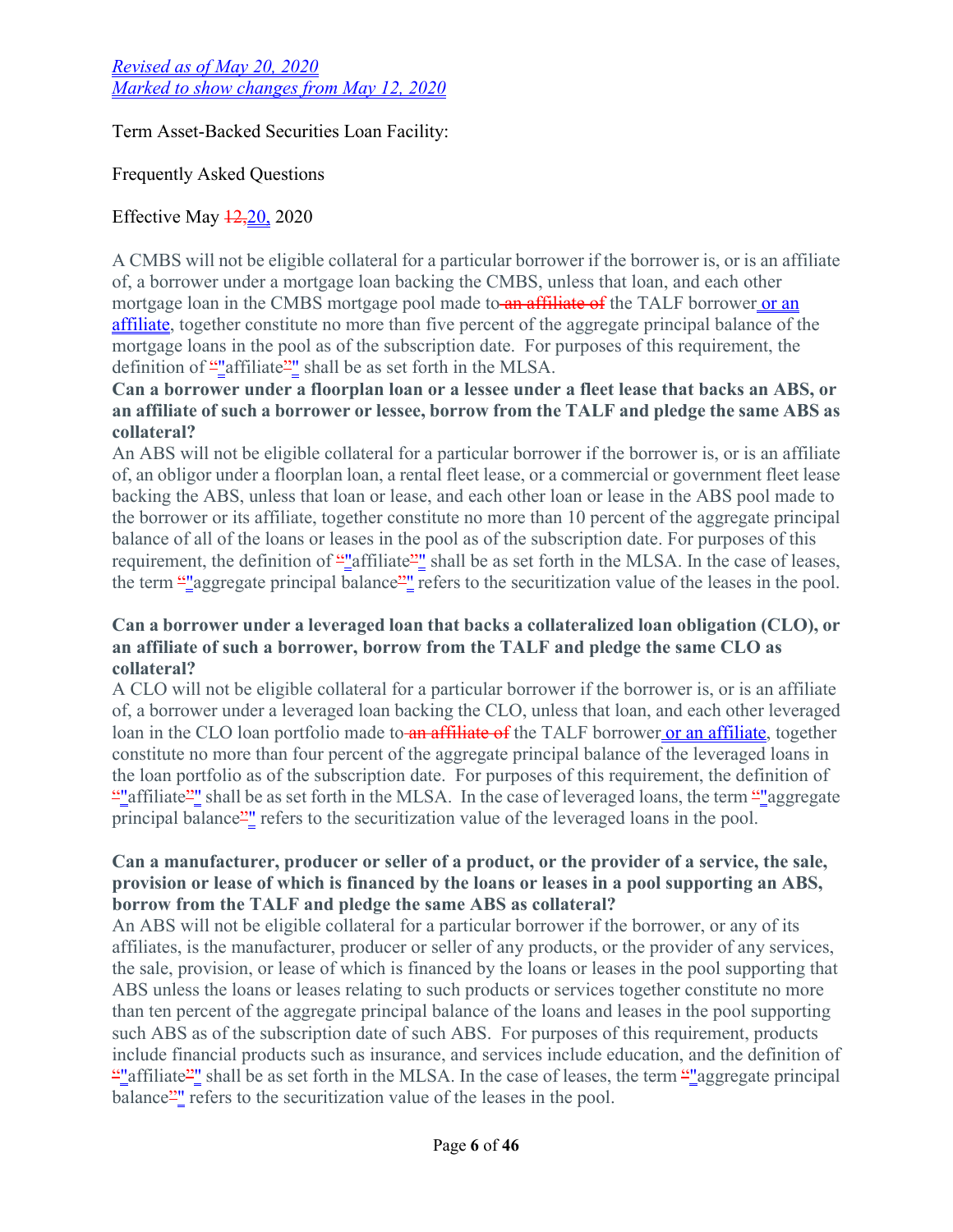*Revised as of May 20, 2020*
*Marked to show changes from May 12, 2020*

Term Asset-Backed Securities Loan Facility:

Frequently Asked Questions

Effective May ~~12,~~20, 2020

A CMBS will not be eligible collateral for a particular borrower if the borrower is, or is an affiliate of, a borrower under a mortgage loan backing the CMBS, unless that loan, and each other mortgage loan in the CMBS mortgage pool made to ~~an affiliate of~~ the TALF borrower or an affiliate, together constitute no more than five percent of the aggregate principal balance of the mortgage loans in the pool as of the subscription date. For purposes of this requirement, the definition of "affiliate" shall be as set forth in the MLSA.

**Can a borrower under a floorplan loan or a lessee under a fleet lease that backs an ABS, or an affiliate of such a borrower or lessee, borrow from the TALF and pledge the same ABS as collateral?**

An ABS will not be eligible collateral for a particular borrower if the borrower is, or is an affiliate of, an obligor under a floorplan loan, a rental fleet lease, or a commercial or government fleet lease backing the ABS, unless that loan or lease, and each other loan or lease in the ABS pool made to the borrower or its affiliate, together constitute no more than 10 percent of the aggregate principal balance of all of the loans or leases in the pool as of the subscription date. For purposes of this requirement, the definition of "affiliate" shall be as set forth in the MLSA. In the case of leases, the term "aggregate principal balance" refers to the securitization value of the leases in the pool.

**Can a borrower under a leveraged loan that backs a collateralized loan obligation (CLO), or an affiliate of such a borrower, borrow from the TALF and pledge the same CLO as collateral?**

A CLO will not be eligible collateral for a particular borrower if the borrower is, or is an affiliate of, a borrower under a leveraged loan backing the CLO, unless that loan, and each other leveraged loan in the CLO loan portfolio made to ~~an affiliate of~~ the TALF borrower or an affiliate, together constitute no more than four percent of the aggregate principal balance of the leveraged loans in the loan portfolio as of the subscription date. For purposes of this requirement, the definition of "affiliate" shall be as set forth in the MLSA. In the case of leveraged loans, the term "aggregate principal balance" refers to the securitization value of the leveraged loans in the pool.

**Can a manufacturer, producer or seller of a product, or the provider of a service, the sale, provision or lease of which is financed by the loans or leases in a pool supporting an ABS, borrow from the TALF and pledge the same ABS as collateral?**

An ABS will not be eligible collateral for a particular borrower if the borrower, or any of its affiliates, is the manufacturer, producer or seller of any products, or the provider of any services, the sale, provision, or lease of which is financed by the loans or leases in the pool supporting that ABS unless the loans or leases relating to such products or services together constitute no more than ten percent of the aggregate principal balance of the loans and leases in the pool supporting such ABS as of the subscription date of such ABS. For purposes of this requirement, products include financial products such as insurance, and services include education, and the definition of "affiliate" shall be as set forth in the MLSA. In the case of leases, the term "aggregate principal balance" refers to the securitization value of the leases in the pool.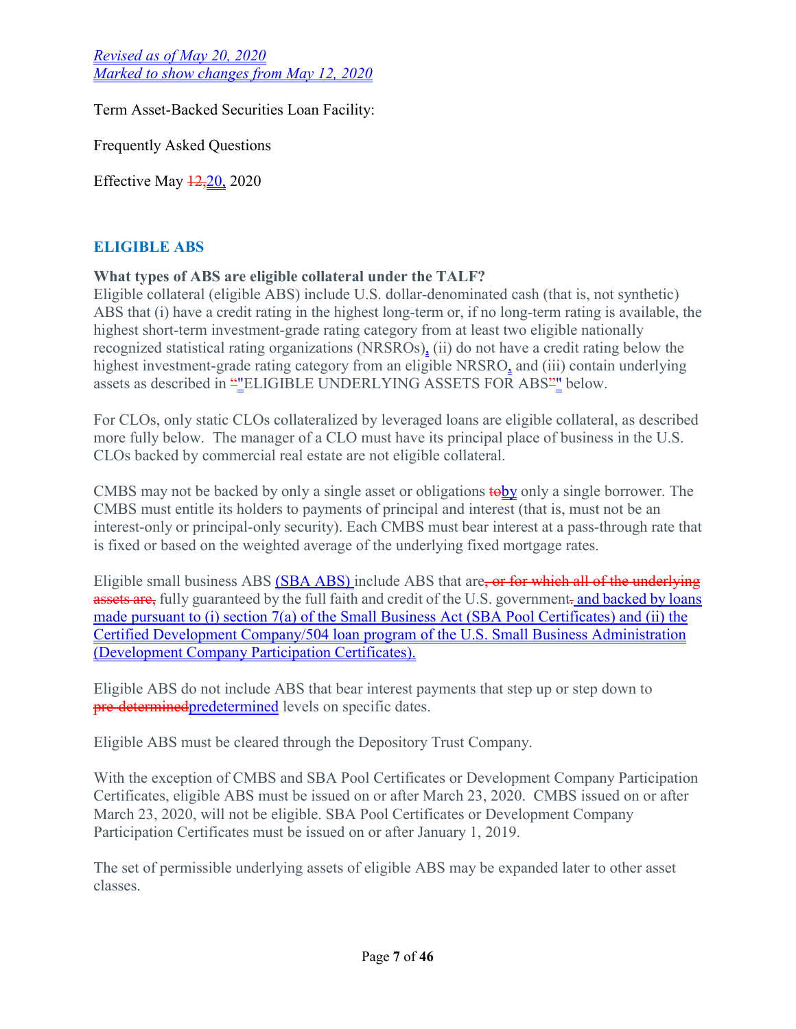*Revised as of May 20, 2020*
*Marked to show changes from May 12, 2020*

Term Asset-Backed Securities Loan Facility:

Frequently Asked Questions

Effective May ~~12,~~20, 2020

## ELIGIBLE ABS

**What types of ABS are eligible collateral under the TALF?**

Eligible collateral (eligible ABS) include U.S. dollar-denominated cash (that is, not synthetic) ABS that (i) have a credit rating in the highest long-term or, if no long-term rating is available, the highest short-term investment-grade rating category from at least two eligible nationally recognized statistical rating organizations (NRSROs), (ii) do not have a credit rating below the highest investment-grade rating category from an eligible NRSRO, and (iii) contain underlying assets as described in ~~“~~"ELIGIBLE UNDERLYING ASSETS FOR ABS~~”~~" below.

For CLOs, only static CLOs collateralized by leveraged loans are eligible collateral, as described more fully below. The manager of a CLO must have its principal place of business in the U.S. CLOs backed by commercial real estate are not eligible collateral.

CMBS may not be backed by only a single asset or obligations ~~to~~by only a single borrower. The CMBS must entitle its holders to payments of principal and interest (that is, must not be an interest-only or principal-only security). Each CMBS must bear interest at a pass-through rate that is fixed or based on the weighted average of the underlying fixed mortgage rates.

Eligible small business ABS (SBA ABS) include ABS that are~~, or for which all of the underlying assets are,~~ fully guaranteed by the full faith and credit of the U.S. government~~.~~ and backed by loans made pursuant to (i) section 7(a) of the Small Business Act (SBA Pool Certificates) and (ii) the Certified Development Company/504 loan program of the U.S. Small Business Administration (Development Company Participation Certificates).

Eligible ABS do not include ABS that bear interest payments that step up or step down to ~~pre-determined~~predetermined levels on specific dates.

Eligible ABS must be cleared through the Depository Trust Company.

With the exception of CMBS and SBA Pool Certificates or Development Company Participation Certificates, eligible ABS must be issued on or after March 23, 2020. CMBS issued on or after March 23, 2020, will not be eligible. SBA Pool Certificates or Development Company Participation Certificates must be issued on or after January 1, 2019.

The set of permissible underlying assets of eligible ABS may be expanded later to other asset classes.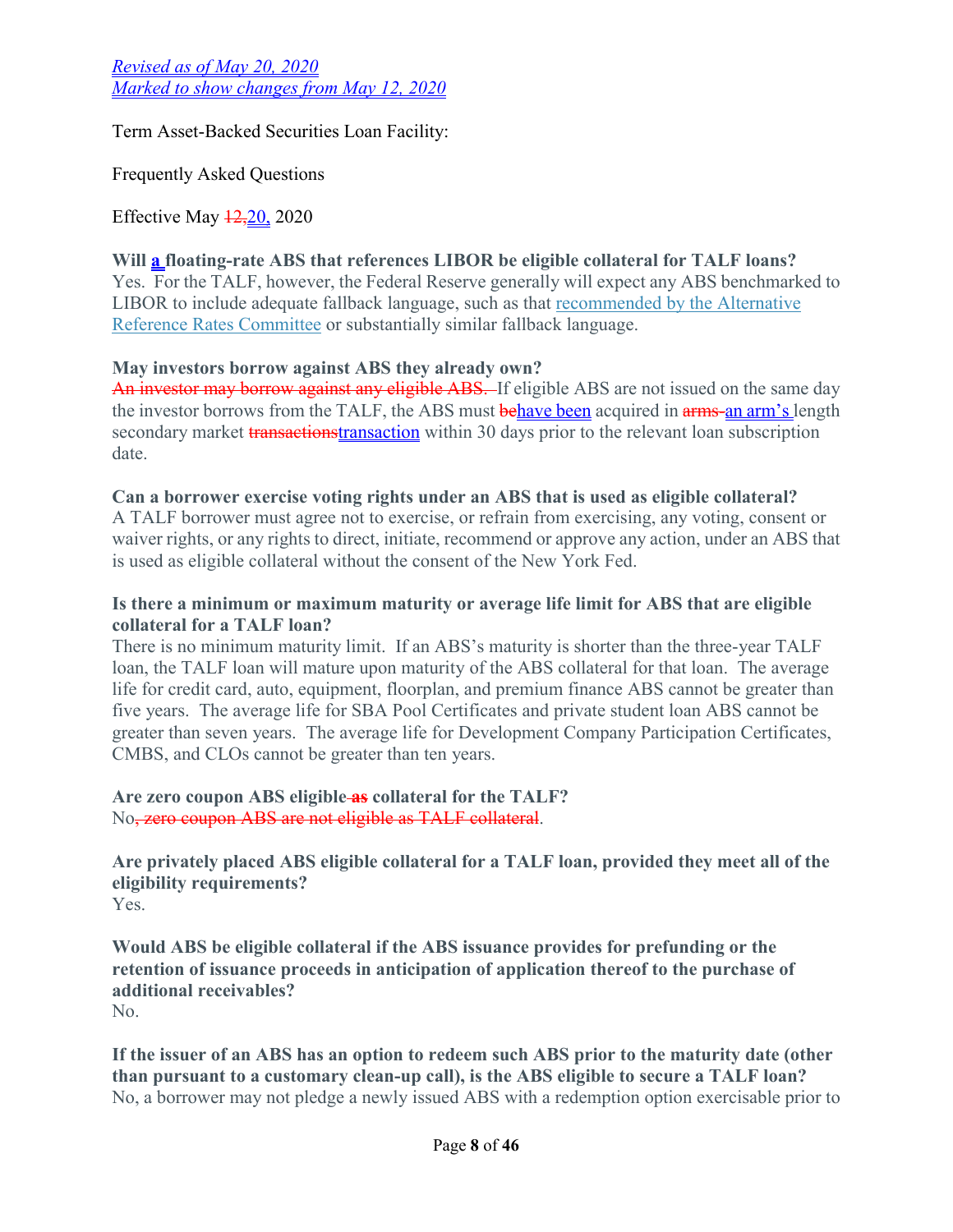*Revised as of May 20, 2020*
*Marked to show changes from May 12, 2020*

Term Asset-Backed Securities Loan Facility:

Frequently Asked Questions

Effective May ~~12,~~20, 2020

**Will a floating-rate ABS that references LIBOR be eligible collateral for TALF loans?**
Yes. For the TALF, however, the Federal Reserve generally will expect any ABS benchmarked to LIBOR to include adequate fallback language, such as that recommended by the Alternative Reference Rates Committee or substantially similar fallback language.

**May investors borrow against ABS they already own?**
~~An investor may borrow against any eligible ABS.~~ If eligible ABS are not issued on the same day the investor borrows from the TALF, the ABS must ~~be~~have been acquired in ~~arms~~ an arm's length secondary market ~~transactions~~transaction within 30 days prior to the relevant loan subscription date.

**Can a borrower exercise voting rights under an ABS that is used as eligible collateral?**
A TALF borrower must agree not to exercise, or refrain from exercising, any voting, consent or waiver rights, or any rights to direct, initiate, recommend or approve any action, under an ABS that is used as eligible collateral without the consent of the New York Fed.

**Is there a minimum or maximum maturity or average life limit for ABS that are eligible collateral for a TALF loan?**
There is no minimum maturity limit. If an ABS's maturity is shorter than the three-year TALF loan, the TALF loan will mature upon maturity of the ABS collateral for that loan. The average life for credit card, auto, equipment, floorplan, and premium finance ABS cannot be greater than five years. The average life for SBA Pool Certificates and private student loan ABS cannot be greater than seven years. The average life for Development Company Participation Certificates, CMBS, and CLOs cannot be greater than ten years.

**Are zero coupon ABS eligible ~~as~~ collateral for the TALF?**
No~~, zero coupon ABS are not eligible as TALF collateral~~.

**Are privately placed ABS eligible collateral for a TALF loan, provided they meet all of the eligibility requirements?**
Yes.

**Would ABS be eligible collateral if the ABS issuance provides for prefunding or the retention of issuance proceeds in anticipation of application thereof to the purchase of additional receivables?**
No.

**If the issuer of an ABS has an option to redeem such ABS prior to the maturity date (other than pursuant to a customary clean-up call), is the ABS eligible to secure a TALF loan?**
No, a borrower may not pledge a newly issued ABS with a redemption option exercisable prior to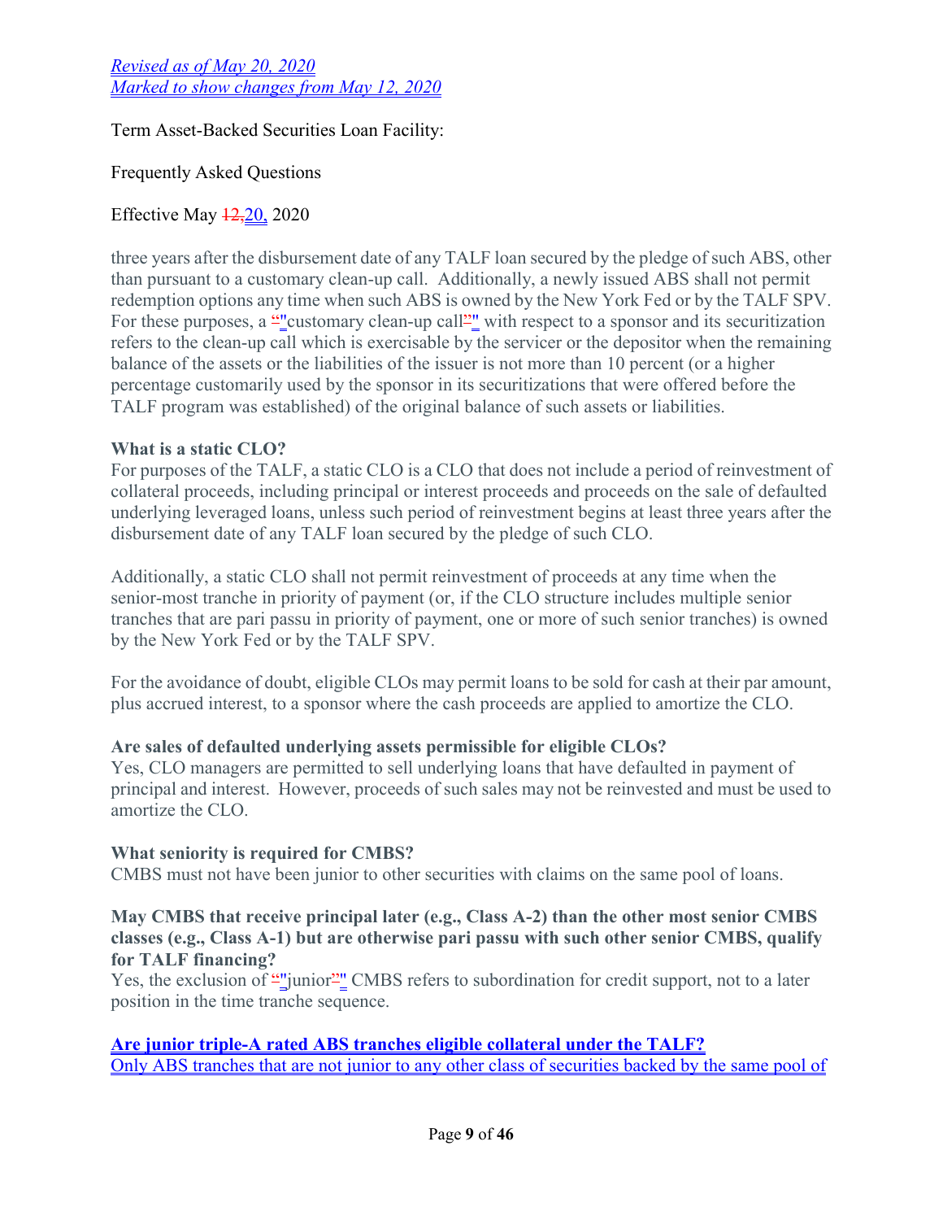three years after the disbursement date of any TALF loan secured by the pledge of such ABS, other than pursuant to a customary clean-up call. Additionally, a newly issued ABS shall not permit redemption options any time when such ABS is owned by the New York Fed or by the TALF SPV. For these purposes, a "customary clean-up call" with respect to a sponsor and its securitization refers to the clean-up call which is exercisable by the servicer or the depositor when the remaining balance of the assets or the liabilities of the issuer is not more than 10 percent (or a higher percentage customarily used by the sponsor in its securitizations that were offered before the TALF program was established) of the original balance of such assets or liabilities.

**What is a static CLO?**

For purposes of the TALF, a static CLO is a CLO that does not include a period of reinvestment of collateral proceeds, including principal or interest proceeds and proceeds on the sale of defaulted underlying leveraged loans, unless such period of reinvestment begins at least three years after the disbursement date of any TALF loan secured by the pledge of such CLO.

Additionally, a static CLO shall not permit reinvestment of proceeds at any time when the senior-most tranche in priority of payment (or, if the CLO structure includes multiple senior tranches that are pari passu in priority of payment, one or more of such senior tranches) is owned by the New York Fed or by the TALF SPV.

For the avoidance of doubt, eligible CLOs may permit loans to be sold for cash at their par amount, plus accrued interest, to a sponsor where the cash proceeds are applied to amortize the CLO.

**Are sales of defaulted underlying assets permissible for eligible CLOs?**

Yes, CLO managers are permitted to sell underlying loans that have defaulted in payment of principal and interest. However, proceeds of such sales may not be reinvested and must be used to amortize the CLO.

**What seniority is required for CMBS?**

CMBS must not have been junior to other securities with claims on the same pool of loans.

**May CMBS that receive principal later (e.g., Class A-2) than the other most senior CMBS classes (e.g., Class A-1) but are otherwise pari passu with such other senior CMBS, qualify for TALF financing?**

Yes, the exclusion of "junior" CMBS refers to subordination for credit support, not to a later position in the time tranche sequence.

**Are junior triple-A rated ABS tranches eligible collateral under the TALF?**

Only ABS tranches that are not junior to any other class of securities backed by the same pool of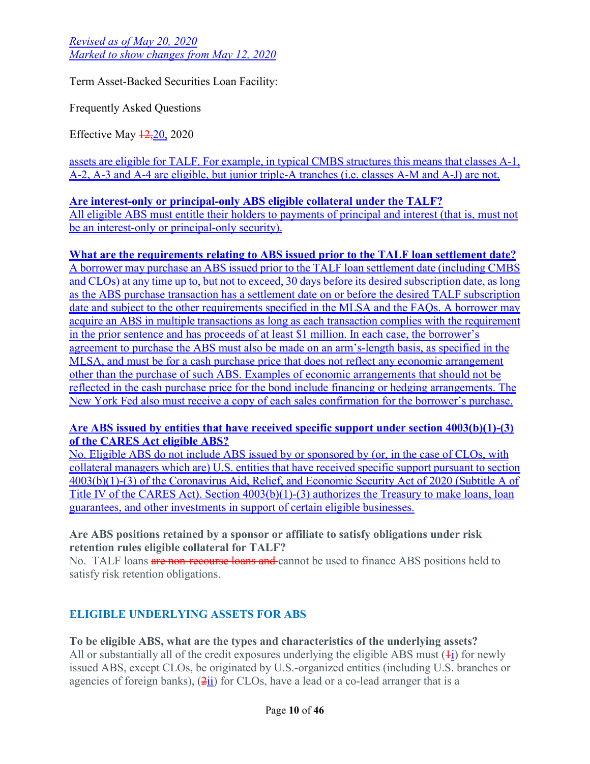assets are eligible for TALF. For example, in typical CMBS structures this means that classes A-1, A-2, A-3 and A-4 are eligible, but junior triple-A tranches (i.e. classes A-M and A-J) are not.

**Are interest-only or principal-only ABS eligible collateral under the TALF?**
All eligible ABS must entitle their holders to payments of principal and interest (that is, must not be an interest-only or principal-only security).

**What are the requirements relating to ABS issued prior to the TALF loan settlement date?**
A borrower may purchase an ABS issued prior to the TALF loan settlement date (including CMBS and CLOs) at any time up to, but not to exceed, 30 days before its desired subscription date, as long as the ABS purchase transaction has a settlement date on or before the desired TALF subscription date and subject to the other requirements specified in the MLSA and the FAQs. A borrower may acquire an ABS in multiple transactions as long as each transaction complies with the requirement in the prior sentence and has proceeds of at least $1 million. In each case, the borrower's agreement to purchase the ABS must also be made on an arm's-length basis, as specified in the MLSA, and must be for a cash purchase price that does not reflect any economic arrangement other than the purchase of such ABS. Examples of economic arrangements that should not be reflected in the cash purchase price for the bond include financing or hedging arrangements. The New York Fed also must receive a copy of each sales confirmation for the borrower's purchase.

**Are ABS issued by entities that have received specific support under section 4003(b)(1)-(3) of the CARES Act eligible ABS?**
No. Eligible ABS do not include ABS issued by or sponsored by (or, in the case of CLOs, with collateral managers which are) U.S. entities that have received specific support pursuant to section 4003(b)(1)-(3) of the Coronavirus Aid, Relief, and Economic Security Act of 2020 (Subtitle A of Title IV of the CARES Act). Section 4003(b)(1)-(3) authorizes the Treasury to make loans, loan guarantees, and other investments in support of certain eligible businesses.

**Are ABS positions retained by a sponsor or affiliate to satisfy obligations under risk retention rules eligible collateral for TALF?**
No. TALF loans ~~are non-recourse loans and~~ cannot be used to finance ABS positions held to satisfy risk retention obligations.

## ELIGIBLE UNDERLYING ASSETS FOR ABS

**To be eligible ABS, what are the types and characteristics of the underlying assets?**
All or substantially all of the credit exposures underlying the eligible ABS must (~~1~~i) for newly issued ABS, except CLOs, be originated by U.S.-organized entities (including U.S. branches or agencies of foreign banks), (~~2~~ii) for CLOs, have a lead or a co-lead arranger that is a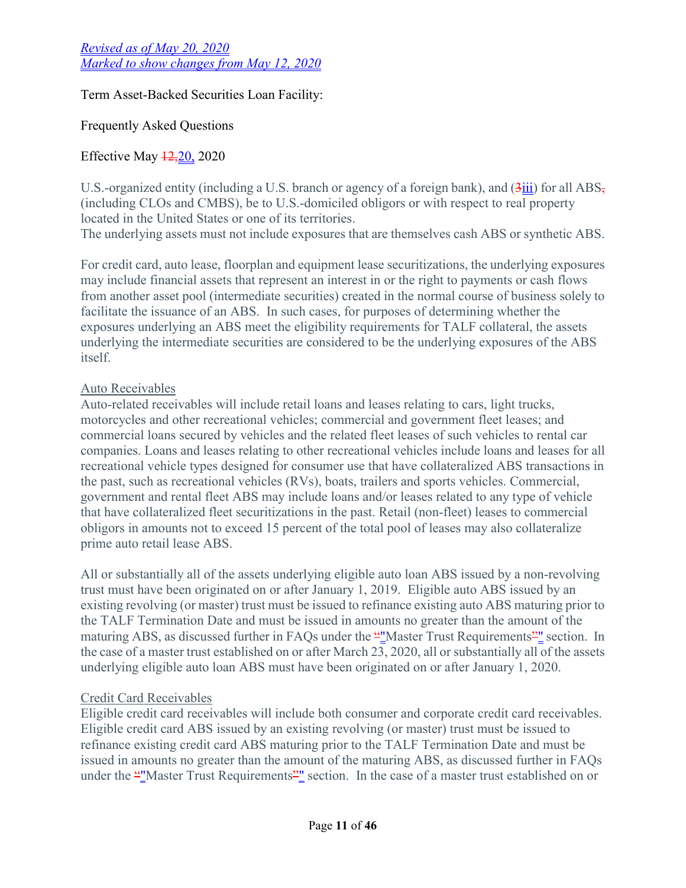U.S.-organized entity (including a U.S. branch or agency of a foreign bank), and (iii) for all ABS (including CLOs and CMBS), be to U.S.-domiciled obligors or with respect to real property located in the United States or one of its territories.
The underlying assets must not include exposures that are themselves cash ABS or synthetic ABS.

For credit card, auto lease, floorplan and equipment lease securitizations, the underlying exposures may include financial assets that represent an interest in or the right to payments or cash flows from another asset pool (intermediate securities) created in the normal course of business solely to facilitate the issuance of an ABS. In such cases, for purposes of determining whether the exposures underlying an ABS meet the eligibility requirements for TALF collateral, the assets underlying the intermediate securities are considered to be the underlying exposures of the ABS itself.

Auto Receivables

Auto-related receivables will include retail loans and leases relating to cars, light trucks, motorcycles and other recreational vehicles; commercial and government fleet leases; and commercial loans secured by vehicles and the related fleet leases of such vehicles to rental car companies. Loans and leases relating to other recreational vehicles include loans and leases for all recreational vehicle types designed for consumer use that have collateralized ABS transactions in the past, such as recreational vehicles (RVs), boats, trailers and sports vehicles. Commercial, government and rental fleet ABS may include loans and/or leases related to any type of vehicle that have collateralized fleet securitizations in the past. Retail (non-fleet) leases to commercial obligors in amounts not to exceed 15 percent of the total pool of leases may also collateralize prime auto retail lease ABS.

All or substantially all of the assets underlying eligible auto loan ABS issued by a non-revolving trust must have been originated on or after January 1, 2019. Eligible auto ABS issued by an existing revolving (or master) trust must be issued to refinance existing auto ABS maturing prior to the TALF Termination Date and must be issued in amounts no greater than the amount of the maturing ABS, as discussed further in FAQs under the "Master Trust Requirements" section. In the case of a master trust established on or after March 23, 2020, all or substantially all of the assets underlying eligible auto loan ABS must have been originated on or after January 1, 2020.

Credit Card Receivables

Eligible credit card receivables will include both consumer and corporate credit card receivables. Eligible credit card ABS issued by an existing revolving (or master) trust must be issued to refinance existing credit card ABS maturing prior to the TALF Termination Date and must be issued in amounts no greater than the amount of the maturing ABS, as discussed further in FAQs under the "Master Trust Requirements" section. In the case of a master trust established on or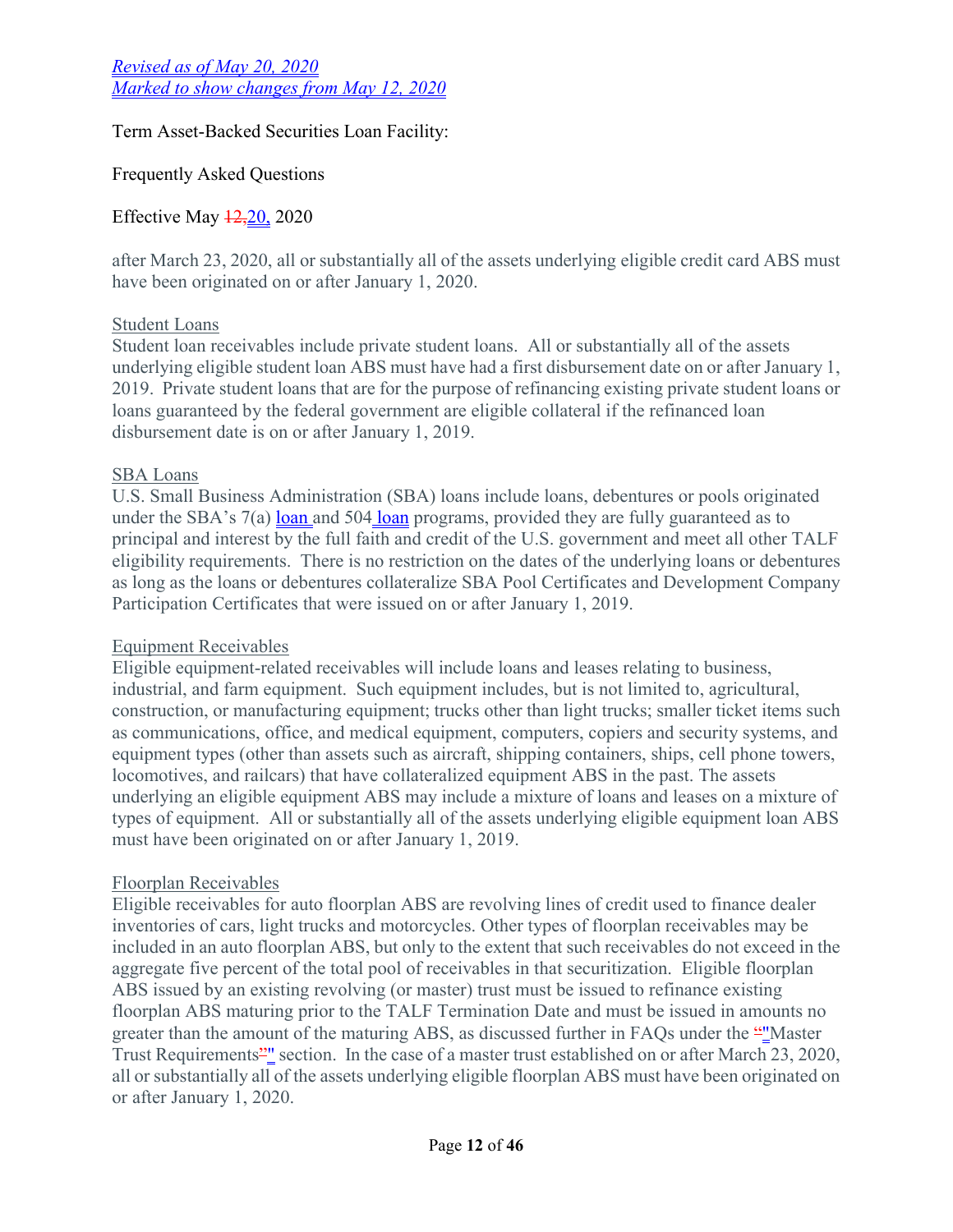after March 23, 2020, all or substantially all of the assets underlying eligible credit card ABS must have been originated on or after January 1, 2020.

Student Loans
Student loan receivables include private student loans. All or substantially all of the assets underlying eligible student loan ABS must have had a first disbursement date on or after January 1, 2019. Private student loans that are for the purpose of refinancing existing private student loans or loans guaranteed by the federal government are eligible collateral if the refinanced loan disbursement date is on or after January 1, 2019.

SBA Loans
U.S. Small Business Administration (SBA) loans include loans, debentures or pools originated under the SBA's 7(a) loan and 504 loan programs, provided they are fully guaranteed as to principal and interest by the full faith and credit of the U.S. government and meet all other TALF eligibility requirements. There is no restriction on the dates of the underlying loans or debentures as long as the loans or debentures collateralize SBA Pool Certificates and Development Company Participation Certificates that were issued on or after January 1, 2019.

Equipment Receivables
Eligible equipment-related receivables will include loans and leases relating to business, industrial, and farm equipment. Such equipment includes, but is not limited to, agricultural, construction, or manufacturing equipment; trucks other than light trucks; smaller ticket items such as communications, office, and medical equipment, computers, copiers and security systems, and equipment types (other than assets such as aircraft, shipping containers, ships, cell phone towers, locomotives, and railcars) that have collateralized equipment ABS in the past. The assets underlying an eligible equipment ABS may include a mixture of loans and leases on a mixture of types of equipment. All or substantially all of the assets underlying eligible equipment loan ABS must have been originated on or after January 1, 2019.

Floorplan Receivables
Eligible receivables for auto floorplan ABS are revolving lines of credit used to finance dealer inventories of cars, light trucks and motorcycles. Other types of floorplan receivables may be included in an auto floorplan ABS, but only to the extent that such receivables do not exceed in the aggregate five percent of the total pool of receivables in that securitization. Eligible floorplan ABS issued by an existing revolving (or master) trust must be issued to refinance existing floorplan ABS maturing prior to the TALF Termination Date and must be issued in amounts no greater than the amount of the maturing ABS, as discussed further in FAQs under the "Master Trust Requirements" section. In the case of a master trust established on or after March 23, 2020, all or substantially all of the assets underlying eligible floorplan ABS must have been originated on or after January 1, 2020.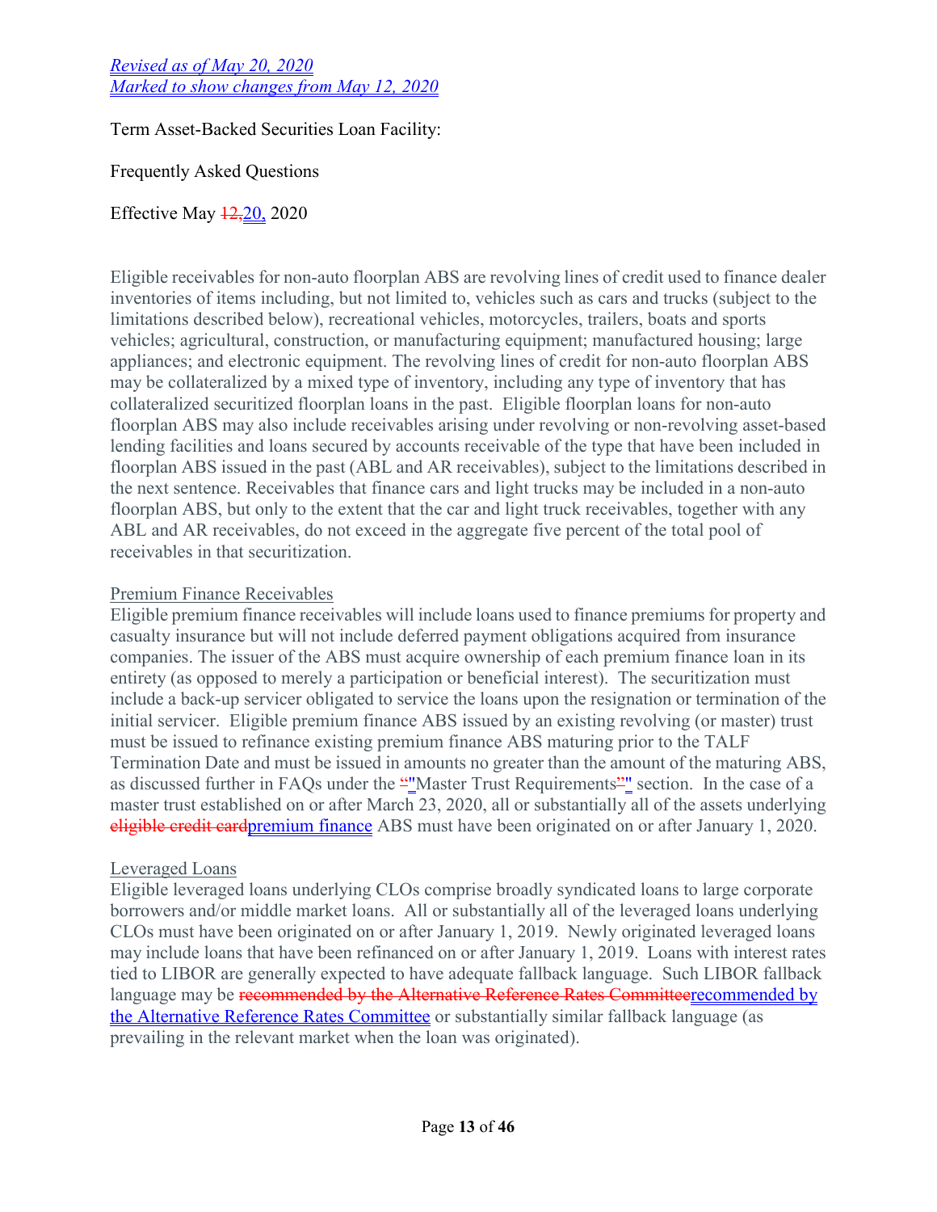Eligible receivables for non-auto floorplan ABS are revolving lines of credit used to finance dealer inventories of items including, but not limited to, vehicles such as cars and trucks (subject to the limitations described below), recreational vehicles, motorcycles, trailers, boats and sports vehicles; agricultural, construction, or manufacturing equipment; manufactured housing; large appliances; and electronic equipment. The revolving lines of credit for non-auto floorplan ABS may be collateralized by a mixed type of inventory, including any type of inventory that has collateralized securitized floorplan loans in the past. Eligible floorplan loans for non-auto floorplan ABS may also include receivables arising under revolving or non-revolving asset-based lending facilities and loans secured by accounts receivable of the type that have been included in floorplan ABS issued in the past (ABL and AR receivables), subject to the limitations described in the next sentence. Receivables that finance cars and light trucks may be included in a non-auto floorplan ABS, but only to the extent that the car and light truck receivables, together with any ABL and AR receivables, do not exceed in the aggregate five percent of the total pool of receivables in that securitization.

Premium Finance Receivables

Eligible premium finance receivables will include loans used to finance premiums for property and casualty insurance but will not include deferred payment obligations acquired from insurance companies. The issuer of the ABS must acquire ownership of each premium finance loan in its entirety (as opposed to merely a participation or beneficial interest). The securitization must include a back-up servicer obligated to service the loans upon the resignation or termination of the initial servicer. Eligible premium finance ABS issued by an existing revolving (or master) trust must be issued to refinance existing premium finance ABS maturing prior to the TALF Termination Date and must be issued in amounts no greater than the amount of the maturing ABS, as discussed further in FAQs under the ~~“~~"Master Trust Requirements~~”~~" section. In the case of a master trust established on or after March 23, 2020, all or substantially all of the assets underlying ~~eligible credit card~~premium finance ABS must have been originated on or after January 1, 2020.

Leveraged Loans

Eligible leveraged loans underlying CLOs comprise broadly syndicated loans to large corporate borrowers and/or middle market loans. All or substantially all of the leveraged loans underlying CLOs must have been originated on or after January 1, 2019. Newly originated leveraged loans may include loans that have been refinanced on or after January 1, 2019. Loans with interest rates tied to LIBOR are generally expected to have adequate fallback language. Such LIBOR fallback language may be ~~recommended by the Alternative Reference Rates Committee~~recommended by the Alternative Reference Rates Committee or substantially similar fallback language (as prevailing in the relevant market when the loan was originated).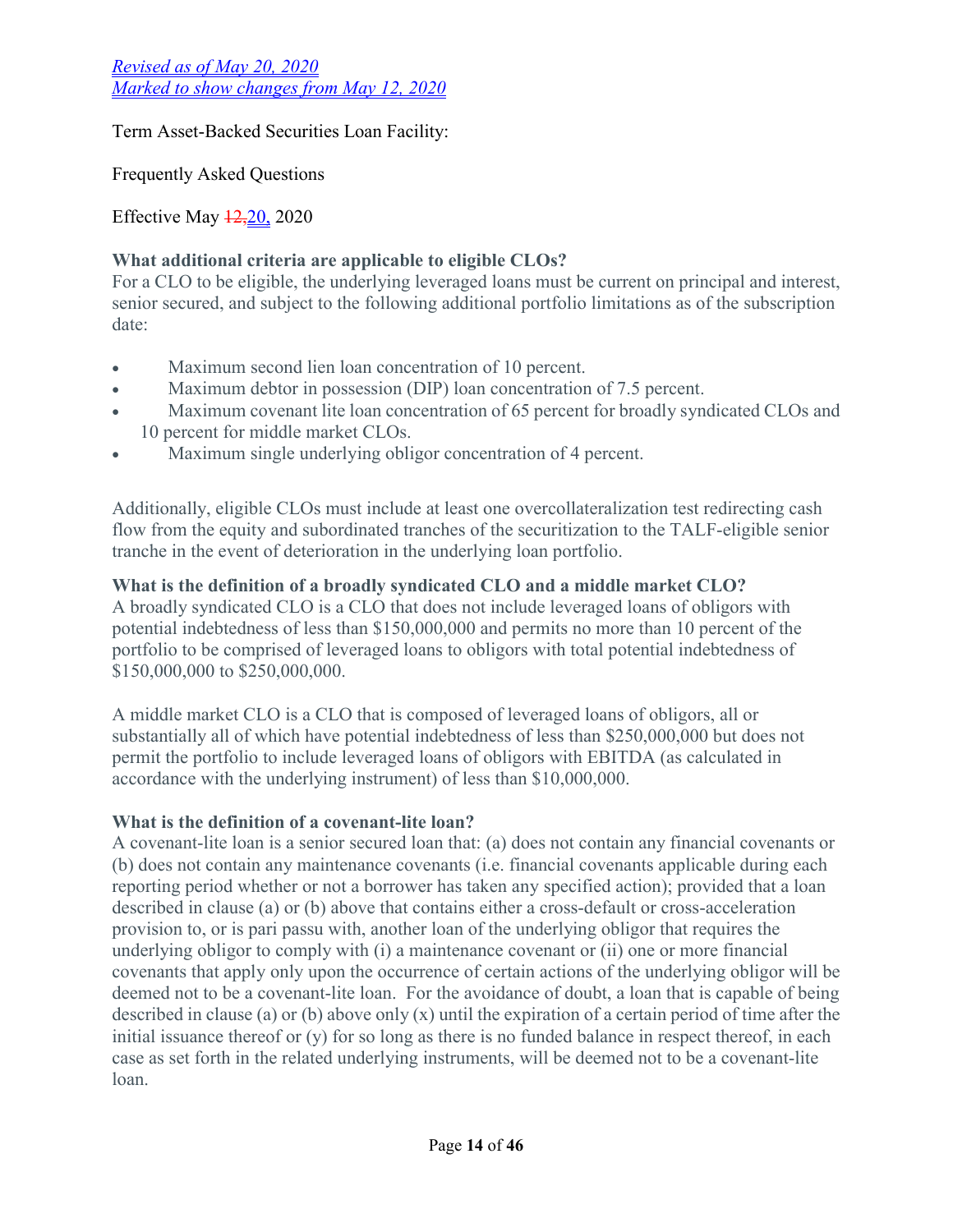*Revised as of May 20, 2020*
*Marked to show changes from May 12, 2020*

Term Asset-Backed Securities Loan Facility:

Frequently Asked Questions

Effective May ~~12,~~20, 2020

**What additional criteria are applicable to eligible CLOs?**
For a CLO to be eligible, the underlying leveraged loans must be current on principal and interest, senior secured, and subject to the following additional portfolio limitations as of the subscription date:

- Maximum second lien loan concentration of 10 percent.
- Maximum debtor in possession (DIP) loan concentration of 7.5 percent.
- Maximum covenant lite loan concentration of 65 percent for broadly syndicated CLOs and 10 percent for middle market CLOs.
- Maximum single underlying obligor concentration of 4 percent.

Additionally, eligible CLOs must include at least one overcollateralization test redirecting cash flow from the equity and subordinated tranches of the securitization to the TALF-eligible senior tranche in the event of deterioration in the underlying loan portfolio.

**What is the definition of a broadly syndicated CLO and a middle market CLO?**
A broadly syndicated CLO is a CLO that does not include leveraged loans of obligors with potential indebtedness of less than $150,000,000 and permits no more than 10 percent of the portfolio to be comprised of leveraged loans to obligors with total potential indebtedness of $150,000,000 to $250,000,000.

A middle market CLO is a CLO that is composed of leveraged loans of obligors, all or substantially all of which have potential indebtedness of less than $250,000,000 but does not permit the portfolio to include leveraged loans of obligors with EBITDA (as calculated in accordance with the underlying instrument) of less than $10,000,000.

**What is the definition of a covenant-lite loan?**
A covenant-lite loan is a senior secured loan that: (a) does not contain any financial covenants or (b) does not contain any maintenance covenants (i.e. financial covenants applicable during each reporting period whether or not a borrower has taken any specified action); provided that a loan described in clause (a) or (b) above that contains either a cross-default or cross-acceleration provision to, or is pari passu with, another loan of the underlying obligor that requires the underlying obligor to comply with (i) a maintenance covenant or (ii) one or more financial covenants that apply only upon the occurrence of certain actions of the underlying obligor will be deemed not to be a covenant-lite loan. For the avoidance of doubt, a loan that is capable of being described in clause (a) or (b) above only (x) until the expiration of a certain period of time after the initial issuance thereof or (y) for so long as there is no funded balance in respect thereof, in each case as set forth in the related underlying instruments, will be deemed not to be a covenant-lite loan.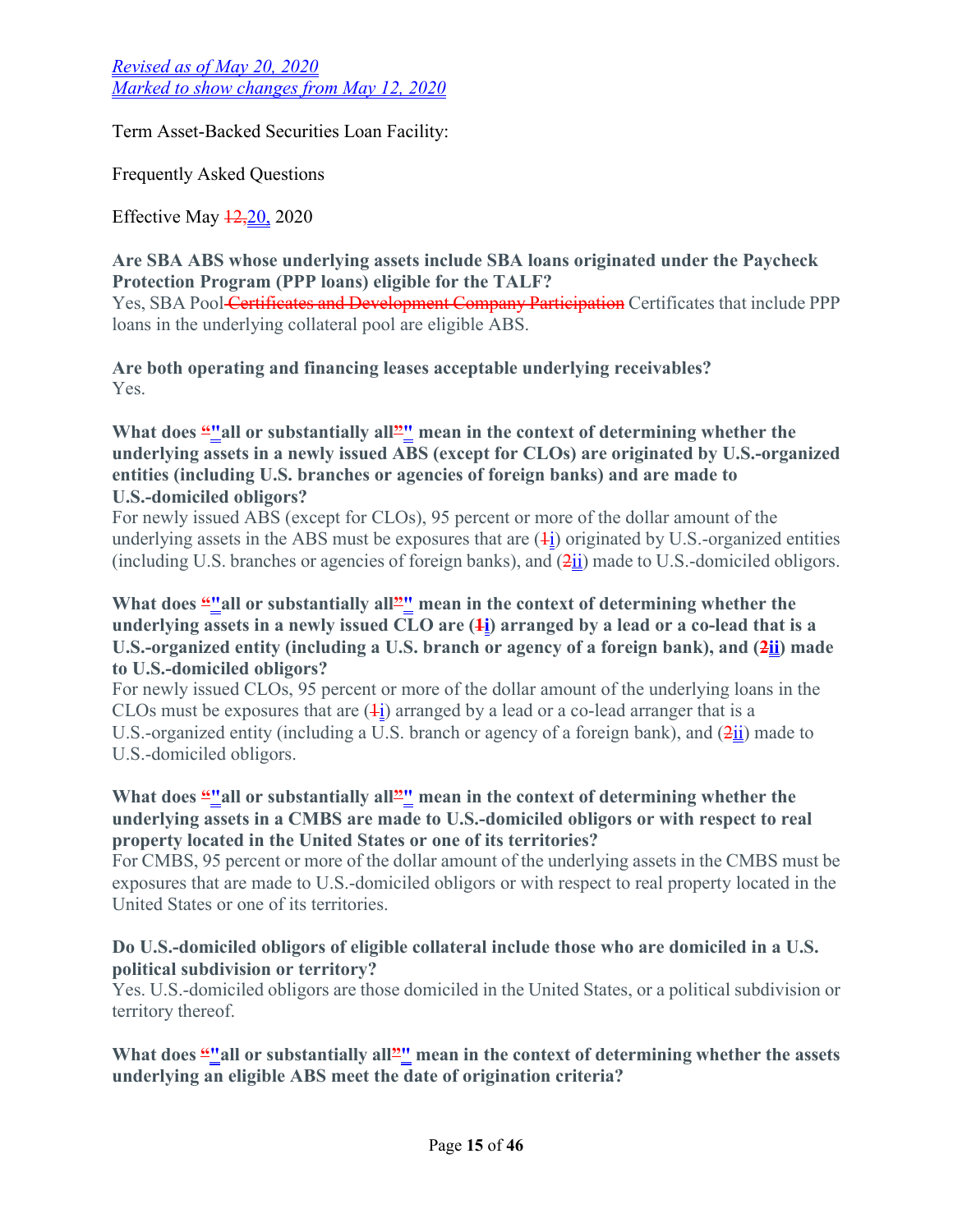*Revised as of May 20, 2020*
*Marked to show changes from May 12, 2020*

Term Asset-Backed Securities Loan Facility:

Frequently Asked Questions

Effective May ~~12,~~20, 2020

**Are SBA ABS whose underlying assets include SBA loans originated under the Paycheck Protection Program (PPP loans) eligible for the TALF?**
Yes, SBA Pool ~~Certificates and Development Company Participation~~ Certificates that include PPP loans in the underlying collateral pool are eligible ABS.

**Are both operating and financing leases acceptable underlying receivables?**
Yes.

**What does ~~"~~"all or substantially all~~"~~" mean in the context of determining whether the underlying assets in a newly issued ABS (except for CLOs) are originated by U.S.-organized entities (including U.S. branches or agencies of foreign banks) and are made to U.S.-domiciled obligors?**
For newly issued ABS (except for CLOs), 95 percent or more of the dollar amount of the underlying assets in the ABS must be exposures that are (~~1~~i) originated by U.S.-organized entities (including U.S. branches or agencies of foreign banks), and (~~2~~ii) made to U.S.-domiciled obligors.

**What does ~~"~~"all or substantially all~~"~~" mean in the context of determining whether the underlying assets in a newly issued CLO are (~~1~~i) arranged by a lead or a co-lead that is a U.S.-organized entity (including a U.S. branch or agency of a foreign bank), and (~~2~~ii) made to U.S.-domiciled obligors?**
For newly issued CLOs, 95 percent or more of the dollar amount of the underlying loans in the CLOs must be exposures that are (~~1~~i) arranged by a lead or a co-lead arranger that is a U.S.-organized entity (including a U.S. branch or agency of a foreign bank), and (~~2~~ii) made to U.S.-domiciled obligors.

**What does ~~"~~"all or substantially all~~"~~" mean in the context of determining whether the underlying assets in a CMBS are made to U.S.-domiciled obligors or with respect to real property located in the United States or one of its territories?**
For CMBS, 95 percent or more of the dollar amount of the underlying assets in the CMBS must be exposures that are made to U.S.-domiciled obligors or with respect to real property located in the United States or one of its territories.

**Do U.S.-domiciled obligors of eligible collateral include those who are domiciled in a U.S. political subdivision or territory?**
Yes. U.S.-domiciled obligors are those domiciled in the United States, or a political subdivision or territory thereof.

**What does ~~"~~"all or substantially all~~"~~" mean in the context of determining whether the assets underlying an eligible ABS meet the date of origination criteria?**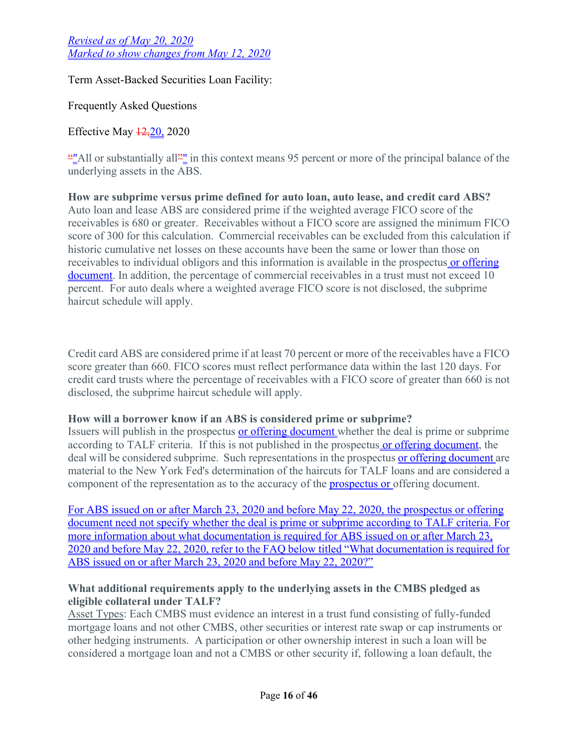*Revised as of May 20, 2020*
*Marked to show changes from May 12, 2020*

Term Asset-Backed Securities Loan Facility:

Frequently Asked Questions

Effective May 20, 2020

"All or substantially all" in this context means 95 percent or more of the principal balance of the underlying assets in the ABS.

**How are subprime versus prime defined for auto loan, auto lease, and credit card ABS?**
Auto loan and lease ABS are considered prime if the weighted average FICO score of the receivables is 680 or greater. Receivables without a FICO score are assigned the minimum FICO score of 300 for this calculation. Commercial receivables can be excluded from this calculation if historic cumulative net losses on these accounts have been the same or lower than those on receivables to individual obligors and this information is available in the prospectus or offering document. In addition, the percentage of commercial receivables in a trust must not exceed 10 percent. For auto deals where a weighted average FICO score is not disclosed, the subprime haircut schedule will apply.

Credit card ABS are considered prime if at least 70 percent or more of the receivables have a FICO score greater than 660. FICO scores must reflect performance data within the last 120 days. For credit card trusts where the percentage of receivables with a FICO score of greater than 660 is not disclosed, the subprime haircut schedule will apply.

**How will a borrower know if an ABS is considered prime or subprime?**
Issuers will publish in the prospectus or offering document whether the deal is prime or subprime according to TALF criteria. If this is not published in the prospectus or offering document, the deal will be considered subprime. Such representations in the prospectus or offering document are material to the New York Fed's determination of the haircuts for TALF loans and are considered a component of the representation as to the accuracy of the prospectus or offering document.

For ABS issued on or after March 23, 2020 and before May 22, 2020, the prospectus or offering document need not specify whether the deal is prime or subprime according to TALF criteria. For more information about what documentation is required for ABS issued on or after March 23, 2020 and before May 22, 2020, refer to the FAQ below titled "What documentation is required for ABS issued on or after March 23, 2020 and before May 22, 2020?"

**What additional requirements apply to the underlying assets in the CMBS pledged as eligible collateral under TALF?**
Asset Types: Each CMBS must evidence an interest in a trust fund consisting of fully-funded mortgage loans and not other CMBS, other securities or interest rate swap or cap instruments or other hedging instruments. A participation or other ownership interest in such a loan will be considered a mortgage loan and not a CMBS or other security if, following a loan default, the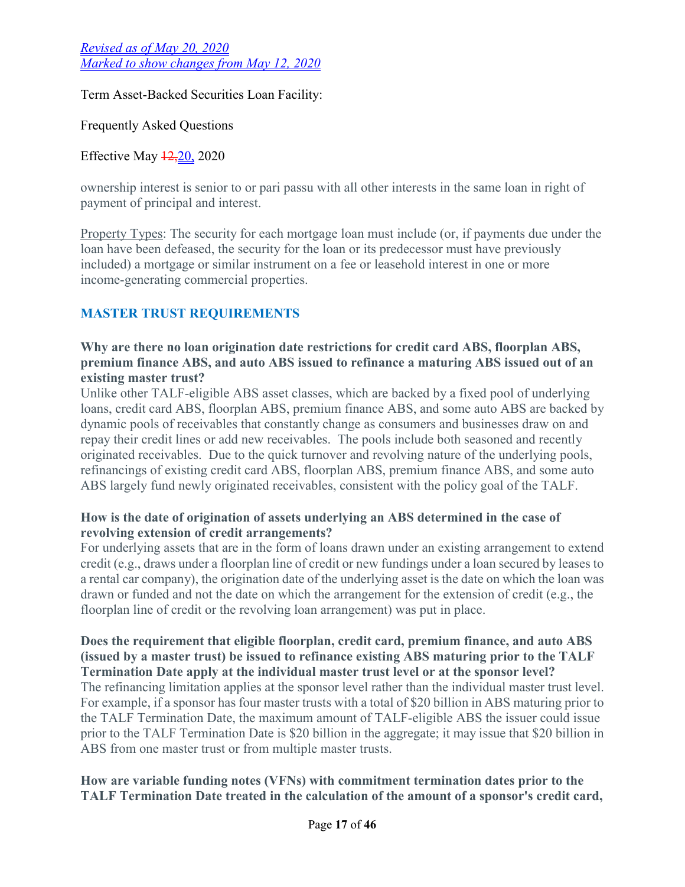ownership interest is senior to or pari passu with all other interests in the same loan in right of payment of principal and interest.

Property Types: The security for each mortgage loan must include (or, if payments due under the loan have been defeased, the security for the loan or its predecessor must have previously included) a mortgage or similar instrument on a fee or leasehold interest in one or more income-generating commercial properties.

## MASTER TRUST REQUIREMENTS

**Why are there no loan origination date restrictions for credit card ABS, floorplan ABS, premium finance ABS, and auto ABS issued to refinance a maturing ABS issued out of an existing master trust?**

Unlike other TALF-eligible ABS asset classes, which are backed by a fixed pool of underlying loans, credit card ABS, floorplan ABS, premium finance ABS, and some auto ABS are backed by dynamic pools of receivables that constantly change as consumers and businesses draw on and repay their credit lines or add new receivables. The pools include both seasoned and recently originated receivables. Due to the quick turnover and revolving nature of the underlying pools, refinancings of existing credit card ABS, floorplan ABS, premium finance ABS, and some auto ABS largely fund newly originated receivables, consistent with the policy goal of the TALF.

**How is the date of origination of assets underlying an ABS determined in the case of revolving extension of credit arrangements?**

For underlying assets that are in the form of loans drawn under an existing arrangement to extend credit (e.g., draws under a floorplan line of credit or new fundings under a loan secured by leases to a rental car company), the origination date of the underlying asset is the date on which the loan was drawn or funded and not the date on which the arrangement for the extension of credit (e.g., the floorplan line of credit or the revolving loan arrangement) was put in place.

**Does the requirement that eligible floorplan, credit card, premium finance, and auto ABS (issued by a master trust) be issued to refinance existing ABS maturing prior to the TALF Termination Date apply at the individual master trust level or at the sponsor level?**

The refinancing limitation applies at the sponsor level rather than the individual master trust level. For example, if a sponsor has four master trusts with a total of $20 billion in ABS maturing prior to the TALF Termination Date, the maximum amount of TALF-eligible ABS the issuer could issue prior to the TALF Termination Date is $20 billion in the aggregate; it may issue that $20 billion in ABS from one master trust or from multiple master trusts.

**How are variable funding notes (VFNs) with commitment termination dates prior to the TALF Termination Date treated in the calculation of the amount of a sponsor's credit card,**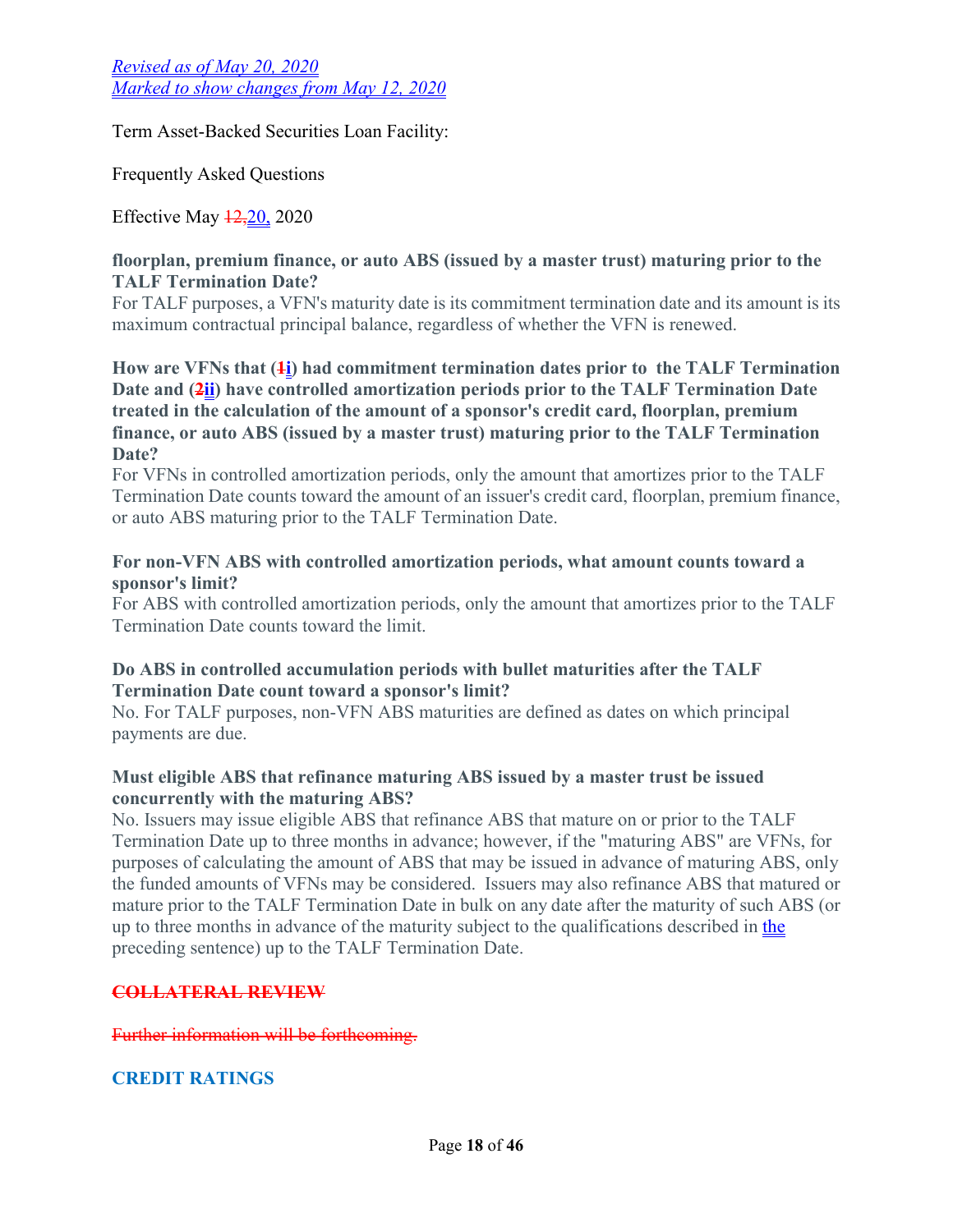**floorplan, premium finance, or auto ABS (issued by a master trust) maturing prior to the TALF Termination Date?**

For TALF purposes, a VFN's maturity date is its commitment termination date and its amount is its maximum contractual principal balance, regardless of whether the VFN is renewed.

**How are VFNs that (~~1~~i) had commitment termination dates prior to the TALF Termination Date and (~~2~~ii) have controlled amortization periods prior to the TALF Termination Date treated in the calculation of the amount of a sponsor's credit card, floorplan, premium finance, or auto ABS (issued by a master trust) maturing prior to the TALF Termination Date?**

For VFNs in controlled amortization periods, only the amount that amortizes prior to the TALF Termination Date counts toward the amount of an issuer's credit card, floorplan, premium finance, or auto ABS maturing prior to the TALF Termination Date.

**For non-VFN ABS with controlled amortization periods, what amount counts toward a sponsor's limit?**

For ABS with controlled amortization periods, only the amount that amortizes prior to the TALF Termination Date counts toward the limit.

**Do ABS in controlled accumulation periods with bullet maturities after the TALF Termination Date count toward a sponsor's limit?**

No. For TALF purposes, non-VFN ABS maturities are defined as dates on which principal payments are due.

**Must eligible ABS that refinance maturing ABS issued by a master trust be issued concurrently with the maturing ABS?**

No. Issuers may issue eligible ABS that refinance ABS that mature on or prior to the TALF Termination Date up to three months in advance; however, if the "maturing ABS" are VFNs, for purposes of calculating the amount of ABS that may be issued in advance of maturing ABS, only the funded amounts of VFNs may be considered. Issuers may also refinance ABS that matured or mature prior to the TALF Termination Date in bulk on any date after the maturity of such ABS (or up to three months in advance of the maturity subject to the qualifications described in the preceding sentence) up to the TALF Termination Date.

## ~~COLLATERAL REVIEW~~

~~Further information will be forthcoming.~~

## CREDIT RATINGS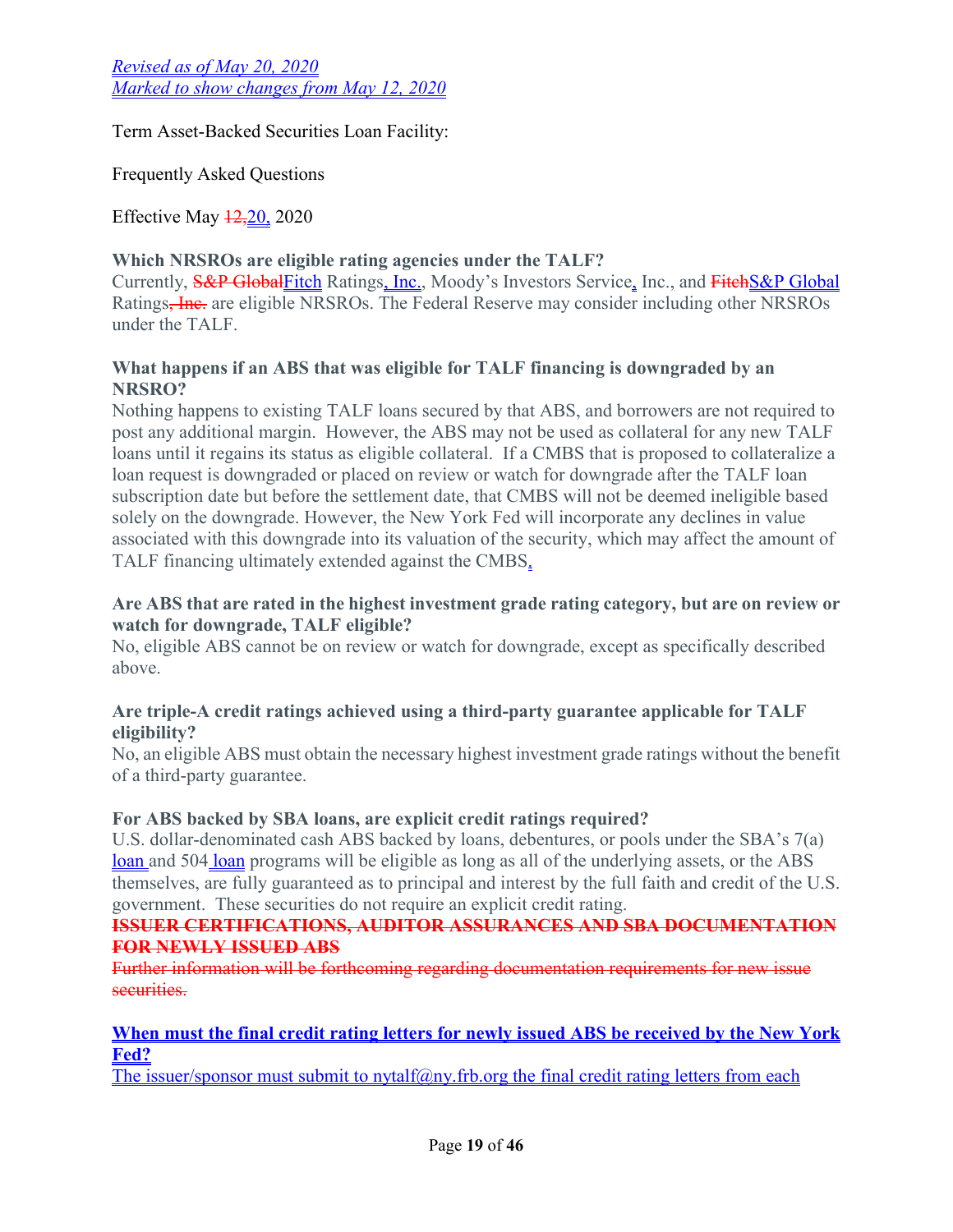*Revised as of May 20, 2020*
*Marked to show changes from May 12, 2020*

Term Asset-Backed Securities Loan Facility:

Frequently Asked Questions

Effective May ~~12,~~20, 2020

**Which NRSROs are eligible rating agencies under the TALF?**
Currently, ~~S&P Global~~Fitch Ratings, Inc., Moody's Investors Service, Inc., and ~~Fitch~~S&P Global Ratings~~, Inc.~~ are eligible NRSROs. The Federal Reserve may consider including other NRSROs under the TALF.

**What happens if an ABS that was eligible for TALF financing is downgraded by an NRSRO?**
Nothing happens to existing TALF loans secured by that ABS, and borrowers are not required to post any additional margin. However, the ABS may not be used as collateral for any new TALF loans until it regains its status as eligible collateral. If a CMBS that is proposed to collateralize a loan request is downgraded or placed on review or watch for downgrade after the TALF loan subscription date but before the settlement date, that CMBS will not be deemed ineligible based solely on the downgrade. However, the New York Fed will incorporate any declines in value associated with this downgrade into its valuation of the security, which may affect the amount of TALF financing ultimately extended against the CMBS.

**Are ABS that are rated in the highest investment grade rating category, but are on review or watch for downgrade, TALF eligible?**
No, eligible ABS cannot be on review or watch for downgrade, except as specifically described above.

**Are triple-A credit ratings achieved using a third-party guarantee applicable for TALF eligibility?**
No, an eligible ABS must obtain the necessary highest investment grade ratings without the benefit of a third-party guarantee.

**For ABS backed by SBA loans, are explicit credit ratings required?**
U.S. dollar-denominated cash ABS backed by loans, debentures, or pools under the SBA's 7(a) loan and 504 loan programs will be eligible as long as all of the underlying assets, or the ABS themselves, are fully guaranteed as to principal and interest by the full faith and credit of the U.S. government. These securities do not require an explicit credit rating.

~~**ISSUER CERTIFICATIONS, AUDITOR ASSURANCES AND SBA DOCUMENTATION FOR NEWLY ISSUED ABS**~~
~~Further information will be forthcoming regarding documentation requirements for new issue securities.~~

**When must the final credit rating letters for newly issued ABS be received by the New York Fed?**
The issuer/sponsor must submit to nytalf@ny.frb.org the final credit rating letters from each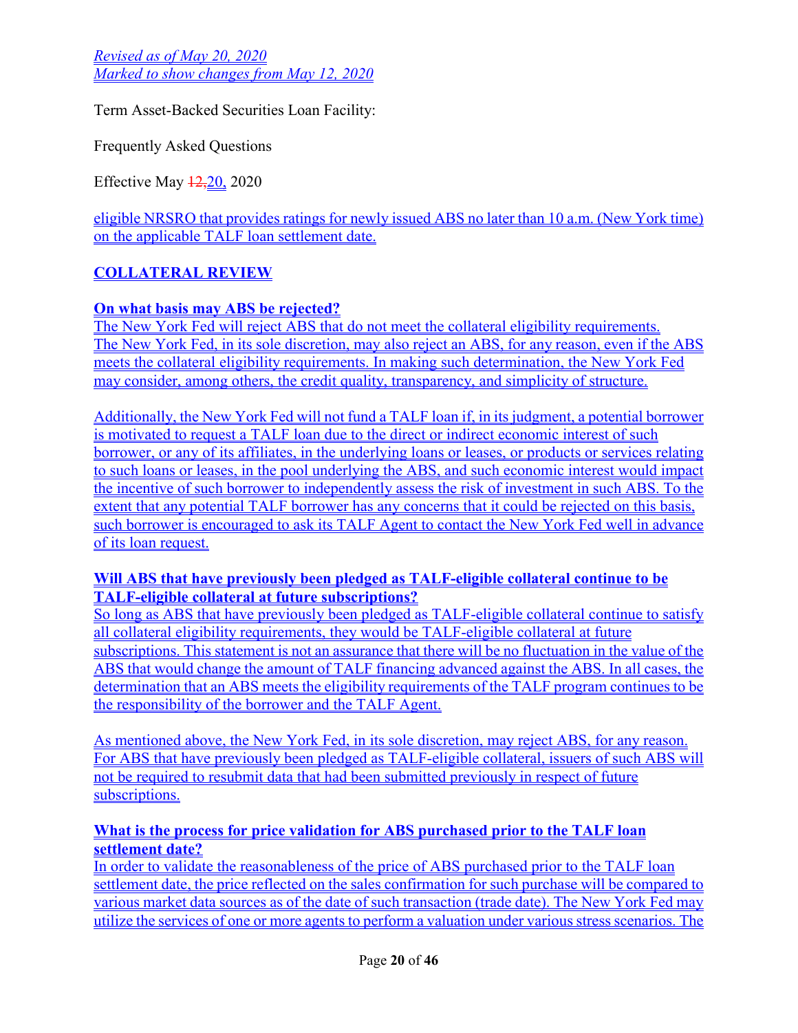*Revised as of May 20, 2020*
*Marked to show changes from May 12, 2020*

Term Asset-Backed Securities Loan Facility:

Frequently Asked Questions

Effective May ~~12,~~20, 2020

eligible NRSRO that provides ratings for newly issued ABS no later than 10 a.m. (New York time) on the applicable TALF loan settlement date.

## COLLATERAL REVIEW

### On what basis may ABS be rejected?

The New York Fed will reject ABS that do not meet the collateral eligibility requirements. The New York Fed, in its sole discretion, may also reject an ABS, for any reason, even if the ABS meets the collateral eligibility requirements. In making such determination, the New York Fed may consider, among others, the credit quality, transparency, and simplicity of structure.

Additionally, the New York Fed will not fund a TALF loan if, in its judgment, a potential borrower is motivated to request a TALF loan due to the direct or indirect economic interest of such borrower, or any of its affiliates, in the underlying loans or leases, or products or services relating to such loans or leases, in the pool underlying the ABS, and such economic interest would impact the incentive of such borrower to independently assess the risk of investment in such ABS. To the extent that any potential TALF borrower has any concerns that it could be rejected on this basis, such borrower is encouraged to ask its TALF Agent to contact the New York Fed well in advance of its loan request.

### Will ABS that have previously been pledged as TALF-eligible collateral continue to be TALF-eligible collateral at future subscriptions?

So long as ABS that have previously been pledged as TALF-eligible collateral continue to satisfy all collateral eligibility requirements, they would be TALF-eligible collateral at future subscriptions. This statement is not an assurance that there will be no fluctuation in the value of the ABS that would change the amount of TALF financing advanced against the ABS. In all cases, the determination that an ABS meets the eligibility requirements of the TALF program continues to be the responsibility of the borrower and the TALF Agent.

As mentioned above, the New York Fed, in its sole discretion, may reject ABS, for any reason. For ABS that have previously been pledged as TALF-eligible collateral, issuers of such ABS will not be required to resubmit data that had been submitted previously in respect of future subscriptions.

### What is the process for price validation for ABS purchased prior to the TALF loan settlement date?

In order to validate the reasonableness of the price of ABS purchased prior to the TALF loan settlement date, the price reflected on the sales confirmation for such purchase will be compared to various market data sources as of the date of such transaction (trade date). The New York Fed may utilize the services of one or more agents to perform a valuation under various stress scenarios. The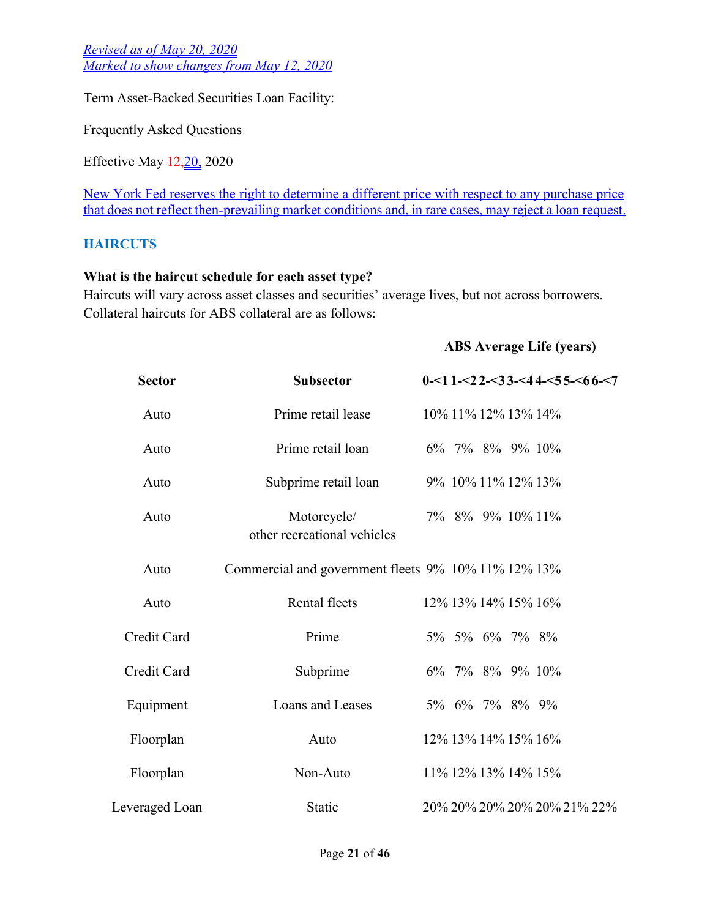*Revised as of May 20, 2020*
*Marked to show changes from May 12, 2020*

Term Asset-Backed Securities Loan Facility:

Frequently Asked Questions

Effective May ~~12,~~20, 2020

New York Fed reserves the right to determine a different price with respect to any purchase price that does not reflect then-prevailing market conditions and, in rare cases, may reject a loan request.

## HAIRCUTS

**What is the haircut schedule for each asset type?**

Haircuts will vary across asset classes and securities' average lives, but not across borrowers. Collateral haircuts for ABS collateral are as follows:

| | | **ABS Average Life (years)** | | | | | | |
|---|---|---|---|---|---|---|---|---|
| **Sector** | **Subsector** | **0-<1** | **1-<2** | **2-<3** | **3-<4** | **4-<5** | **5-<6** | **6-<7** |
| Auto | Prime retail lease | 10% | 11% | 12% | 13% | 14% | | |
| Auto | Prime retail loan | 6% | 7% | 8% | 9% | 10% | | |
| Auto | Subprime retail loan | 9% | 10% | 11% | 12% | 13% | | |
| Auto | Motorcycle/ other recreational vehicles | 7% | 8% | 9% | 10% | 11% | | |
| Auto | Commercial and government fleets | 9% | 10% | 11% | 12% | 13% | | |
| Auto | Rental fleets | 12% | 13% | 14% | 15% | 16% | | |
| Credit Card | Prime | 5% | 5% | 6% | 7% | 8% | | |
| Credit Card | Subprime | 6% | 7% | 8% | 9% | 10% | | |
| Equipment | Loans and Leases | 5% | 6% | 7% | 8% | 9% | | |
| Floorplan | Auto | 12% | 13% | 14% | 15% | 16% | | |
| Floorplan | Non-Auto | 11% | 12% | 13% | 14% | 15% | | |
| Leveraged Loan | Static | 20% | 20% | 20% | 20% | 20% | 21% | 22% |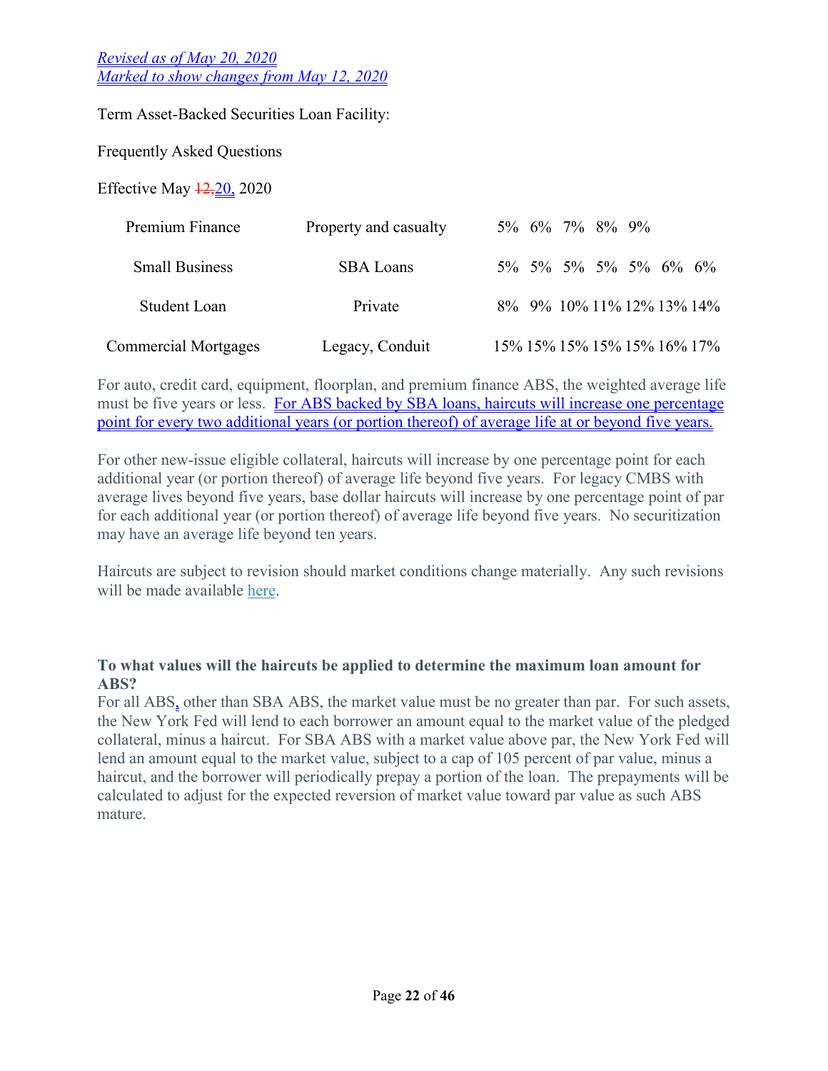*Revised as of May 20, 2020*
*Marked to show changes from May 12, 2020*

Term Asset-Backed Securities Loan Facility:

Frequently Asked Questions

Effective May ~~12,~~20, 2020

| | | | | | | | | |
|---|---|---|---|---|---|---|---|---|
| Premium Finance | Property and casualty | 5% | 6% | 7% | 8% | 9% | | |
| Small Business | SBA Loans | 5% | 5% | 5% | 5% | 5% | 6% | 6% |
| Student Loan | Private | 8% | 9% | 10% | 11% | 12% | 13% | 14% |
| Commercial Mortgages | Legacy, Conduit | 15% | 15% | 15% | 15% | 15% | 16% | 17% |

For auto, credit card, equipment, floorplan, and premium finance ABS, the weighted average life must be five years or less. For ABS backed by SBA loans, haircuts will increase one percentage point for every two additional years (or portion thereof) of average life at or beyond five years.

For other new-issue eligible collateral, haircuts will increase by one percentage point for each additional year (or portion thereof) of average life beyond five years. For legacy CMBS with average lives beyond five years, base dollar haircuts will increase by one percentage point of par for each additional year (or portion thereof) of average life beyond five years. No securitization may have an average life beyond ten years.

Haircuts are subject to revision should market conditions change materially. Any such revisions will be made available here.

**To what values will the haircuts be applied to determine the maximum loan amount for ABS?**

For all ABS, other than SBA ABS, the market value must be no greater than par. For such assets, the New York Fed will lend to each borrower an amount equal to the market value of the pledged collateral, minus a haircut. For SBA ABS with a market value above par, the New York Fed will lend an amount equal to the market value, subject to a cap of 105 percent of par value, minus a haircut, and the borrower will periodically prepay a portion of the loan. The prepayments will be calculated to adjust for the expected reversion of market value toward par value as such ABS mature.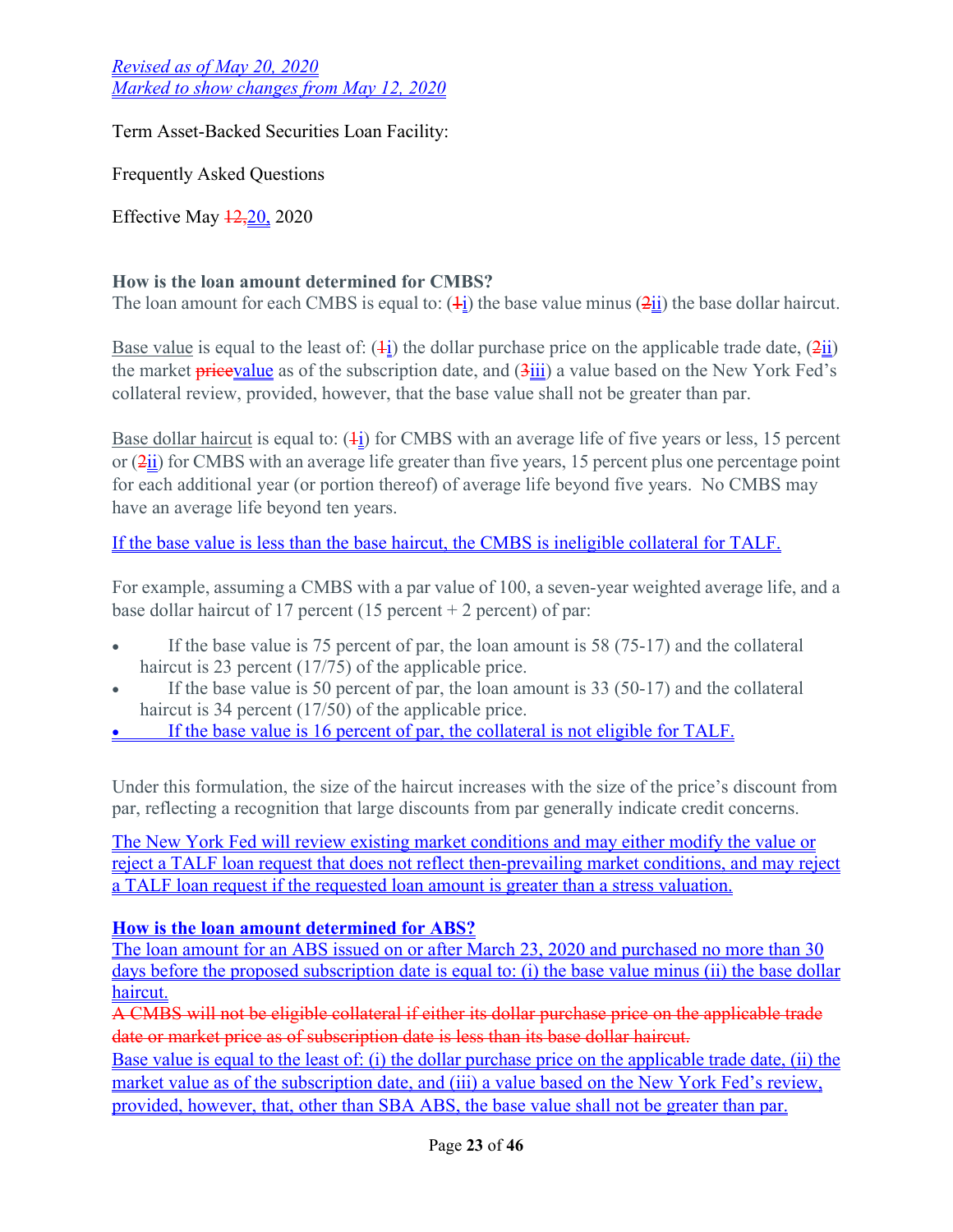*Revised as of May 20, 2020*
*Marked to show changes from May 12, 2020*

Term Asset-Backed Securities Loan Facility:

Frequently Asked Questions

Effective May ~~12,~~20, 2020

**How is the loan amount determined for CMBS?**

The loan amount for each CMBS is equal to: (~~1~~i) the base value minus (~~2~~ii) the base dollar haircut.

Base value is equal to the least of: (~~1~~i) the dollar purchase price on the applicable trade date, (~~2~~ii) the market ~~price~~value as of the subscription date, and (~~3~~iii) a value based on the New York Fed's collateral review, provided, however, that the base value shall not be greater than par.

Base dollar haircut is equal to: (~~1~~i) for CMBS with an average life of five years or less, 15 percent or (~~2~~ii) for CMBS with an average life greater than five years, 15 percent plus one percentage point for each additional year (or portion thereof) of average life beyond five years. No CMBS may have an average life beyond ten years.

If the base value is less than the base haircut, the CMBS is ineligible collateral for TALF.

For example, assuming a CMBS with a par value of 100, a seven-year weighted average life, and a base dollar haircut of 17 percent (15 percent + 2 percent) of par:

- If the base value is 75 percent of par, the loan amount is 58 (75-17) and the collateral haircut is 23 percent (17/75) of the applicable price.
- If the base value is 50 percent of par, the loan amount is 33 (50-17) and the collateral haircut is 34 percent (17/50) of the applicable price.
- If the base value is 16 percent of par, the collateral is not eligible for TALF.

Under this formulation, the size of the haircut increases with the size of the price's discount from par, reflecting a recognition that large discounts from par generally indicate credit concerns.

The New York Fed will review existing market conditions and may either modify the value or reject a TALF loan request that does not reflect then-prevailing market conditions, and may reject a TALF loan request if the requested loan amount is greater than a stress valuation.

**How is the loan amount determined for ABS?**

The loan amount for an ABS issued on or after March 23, 2020 and purchased no more than 30 days before the proposed subscription date is equal to: (i) the base value minus (ii) the base dollar haircut.

~~A CMBS will not be eligible collateral if either its dollar purchase price on the applicable trade date or market price as of subscription date is less than its base dollar haircut.~~

Base value is equal to the least of: (i) the dollar purchase price on the applicable trade date, (ii) the market value as of the subscription date, and (iii) a value based on the New York Fed's review, provided, however, that, other than SBA ABS, the base value shall not be greater than par.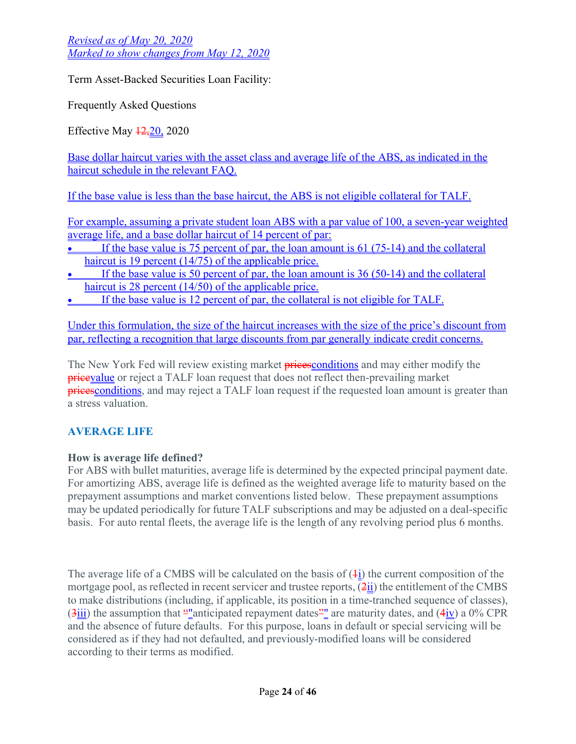*Revised as of May 20, 2020*
*Marked to show changes from May 12, 2020*

Term Asset-Backed Securities Loan Facility:

Frequently Asked Questions

Effective May ~~12,~~20, 2020

Base dollar haircut varies with the asset class and average life of the ABS, as indicated in the haircut schedule in the relevant FAQ.

If the base value is less than the base haircut, the ABS is not eligible collateral for TALF.

For example, assuming a private student loan ABS with a par value of 100, a seven-year weighted average life, and a base dollar haircut of 14 percent of par:

- If the base value is 75 percent of par, the loan amount is 61 (75-14) and the collateral haircut is 19 percent (14/75) of the applicable price.
- If the base value is 50 percent of par, the loan amount is 36 (50-14) and the collateral haircut is 28 percent (14/50) of the applicable price.
- If the base value is 12 percent of par, the collateral is not eligible for TALF.

Under this formulation, the size of the haircut increases with the size of the price's discount from par, reflecting a recognition that large discounts from par generally indicate credit concerns.

The New York Fed will review existing market ~~prices~~conditions and may either modify the ~~price~~value or reject a TALF loan request that does not reflect then-prevailing market ~~prices~~conditions, and may reject a TALF loan request if the requested loan amount is greater than a stress valuation.

## AVERAGE LIFE

**How is average life defined?**

For ABS with bullet maturities, average life is determined by the expected principal payment date. For amortizing ABS, average life is defined as the weighted average life to maturity based on the prepayment assumptions and market conventions listed below. These prepayment assumptions may be updated periodically for future TALF subscriptions and may be adjusted on a deal-specific basis. For auto rental fleets, the average life is the length of any revolving period plus 6 months.

The average life of a CMBS will be calculated on the basis of (~~1~~i) the current composition of the mortgage pool, as reflected in recent servicer and trustee reports, (~~2~~ii) the entitlement of the CMBS to make distributions (including, if applicable, its position in a time-tranched sequence of classes), (~~3~~iii) the assumption that ~~“~~"anticipated repayment dates~~”~~" are maturity dates, and (~~4~~iv) a 0% CPR and the absence of future defaults. For this purpose, loans in default or special servicing will be considered as if they had not defaulted, and previously-modified loans will be considered according to their terms as modified.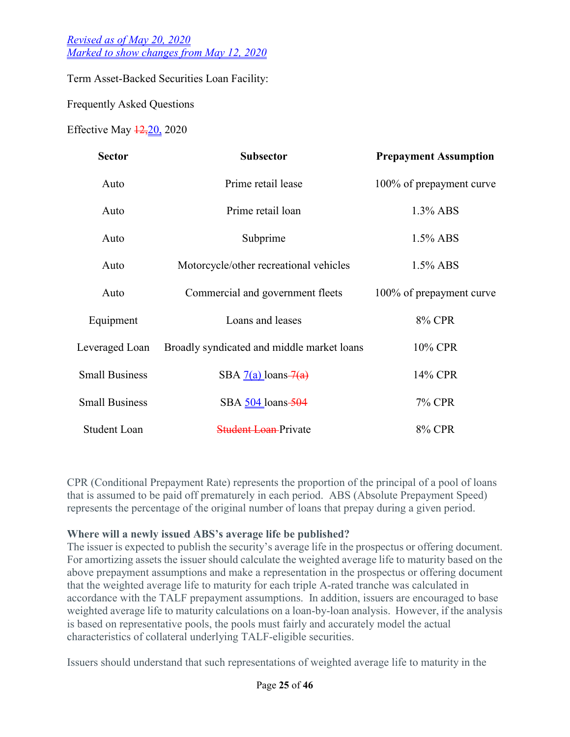*Revised as of May 20, 2020*
*Marked to show changes from May 12, 2020*

Term Asset-Backed Securities Loan Facility:

Frequently Asked Questions

Effective May ~~12,~~20, 2020

| Sector | Subsector | Prepayment Assumption |
|---|---|---|
| Auto | Prime retail lease | 100% of prepayment curve |
| Auto | Prime retail loan | 1.3% ABS |
| Auto | Subprime | 1.5% ABS |
| Auto | Motorcycle/other recreational vehicles | 1.5% ABS |
| Auto | Commercial and government fleets | 100% of prepayment curve |
| Equipment | Loans and leases | 8% CPR |
| Leveraged Loan | Broadly syndicated and middle market loans | 10% CPR |
| Small Business | SBA 7(a) loans ~~7(a)~~ | 14% CPR |
| Small Business | SBA 504 loans ~~504~~ | 7% CPR |
| Student Loan | ~~Student Loan~~ Private | 8% CPR |

CPR (Conditional Prepayment Rate) represents the proportion of the principal of a pool of loans that is assumed to be paid off prematurely in each period. ABS (Absolute Prepayment Speed) represents the percentage of the original number of loans that prepay during a given period.

**Where will a newly issued ABS's average life be published?**
The issuer is expected to publish the security's average life in the prospectus or offering document. For amortizing assets the issuer should calculate the weighted average life to maturity based on the above prepayment assumptions and make a representation in the prospectus or offering document that the weighted average life to maturity for each triple A-rated tranche was calculated in accordance with the TALF prepayment assumptions. In addition, issuers are encouraged to base weighted average life to maturity calculations on a loan-by-loan analysis. However, if the analysis is based on representative pools, the pools must fairly and accurately model the actual characteristics of collateral underlying TALF-eligible securities.

Issuers should understand that such representations of weighted average life to maturity in the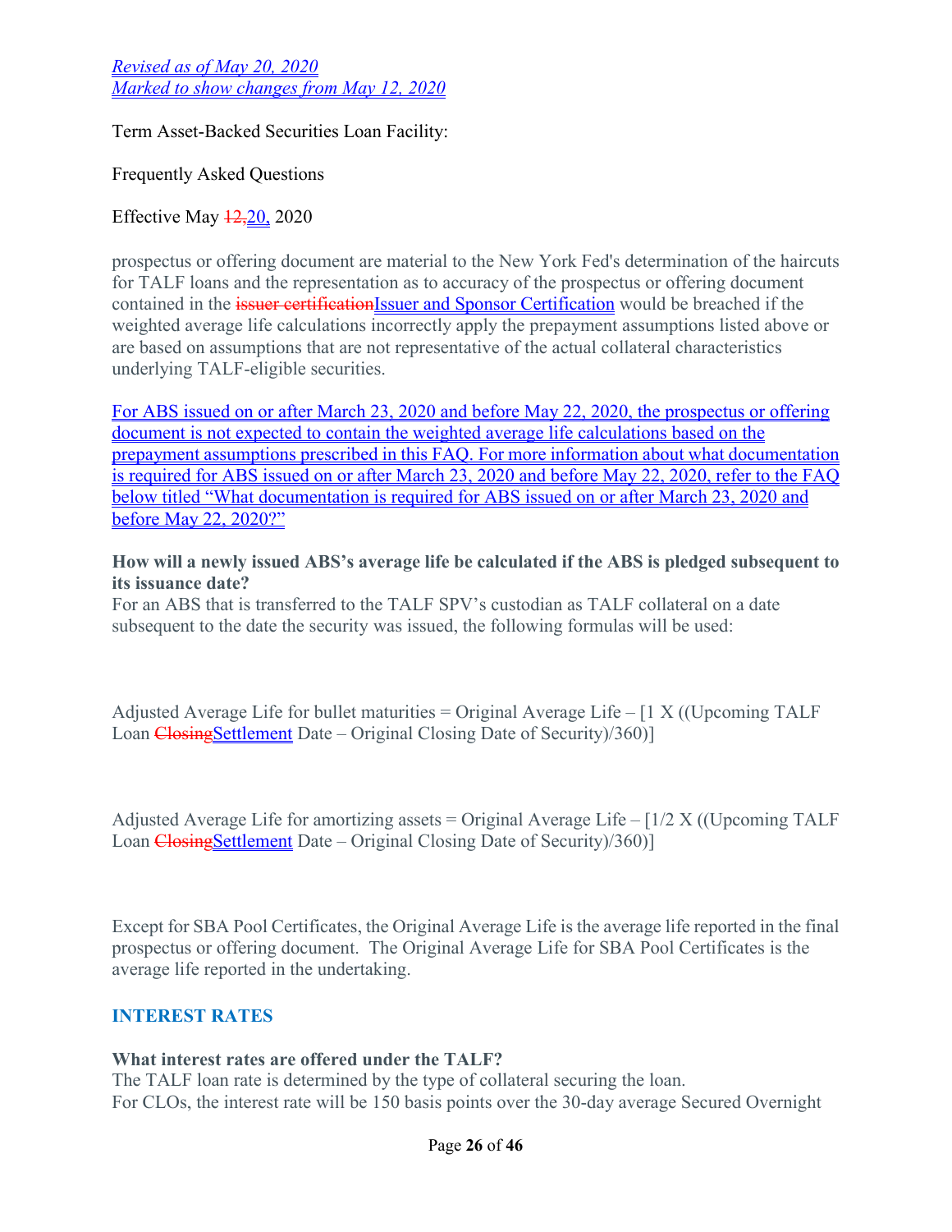*Revised as of May 20, 2020*
*Marked to show changes from May 12, 2020*

Term Asset-Backed Securities Loan Facility:

Frequently Asked Questions

Effective May ~~12,~~20, 2020

prospectus or offering document are material to the New York Fed's determination of the haircuts for TALF loans and the representation as to accuracy of the prospectus or offering document contained in the ~~issuer certification~~Issuer and Sponsor Certification would be breached if the weighted average life calculations incorrectly apply the prepayment assumptions listed above or are based on assumptions that are not representative of the actual collateral characteristics underlying TALF-eligible securities.

For ABS issued on or after March 23, 2020 and before May 22, 2020, the prospectus or offering document is not expected to contain the weighted average life calculations based on the prepayment assumptions prescribed in this FAQ. For more information about what documentation is required for ABS issued on or after March 23, 2020 and before May 22, 2020, refer to the FAQ below titled "What documentation is required for ABS issued on or after March 23, 2020 and before May 22, 2020?"

**How will a newly issued ABS's average life be calculated if the ABS is pledged subsequent to its issuance date?**

For an ABS that is transferred to the TALF SPV's custodian as TALF collateral on a date subsequent to the date the security was issued, the following formulas will be used:

Adjusted Average Life for bullet maturities = Original Average Life – [1 X ((Upcoming TALF Loan ~~Closing~~Settlement Date – Original Closing Date of Security)/360)]

Adjusted Average Life for amortizing assets = Original Average Life – [1/2 X ((Upcoming TALF Loan ~~Closing~~Settlement Date – Original Closing Date of Security)/360)]

Except for SBA Pool Certificates, the Original Average Life is the average life reported in the final prospectus or offering document. The Original Average Life for SBA Pool Certificates is the average life reported in the undertaking.

## INTEREST RATES

**What interest rates are offered under the TALF?**

The TALF loan rate is determined by the type of collateral securing the loan.
For CLOs, the interest rate will be 150 basis points over the 30-day average Secured Overnight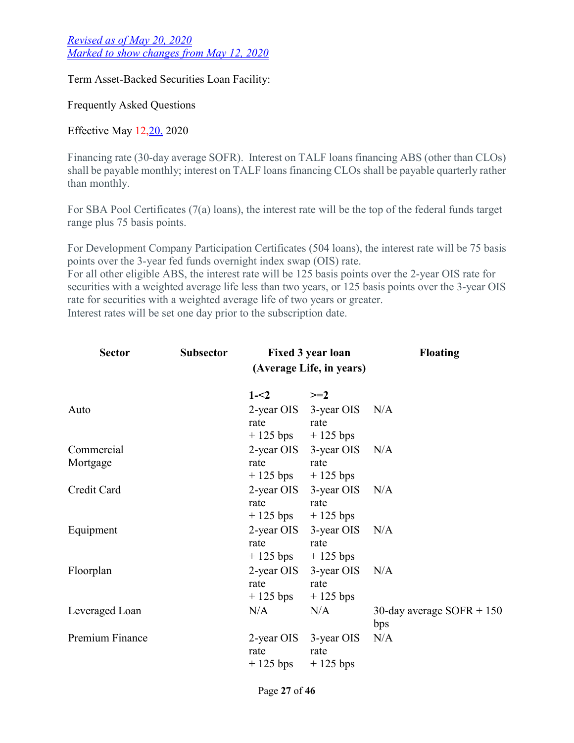*Revised as of May 20, 2020*
*Marked to show changes from May 12, 2020*

Term Asset-Backed Securities Loan Facility:

Frequently Asked Questions

Effective May ~~12,~~20, 2020

Financing rate (30-day average SOFR). Interest on TALF loans financing ABS (other than CLOs) shall be payable monthly; interest on TALF loans financing CLOs shall be payable quarterly rather than monthly.

For SBA Pool Certificates (7(a) loans), the interest rate will be the top of the federal funds target range plus 75 basis points.

For Development Company Participation Certificates (504 loans), the interest rate will be 75 basis points over the 3-year fed funds overnight index swap (OIS) rate.
For all other eligible ABS, the interest rate will be 125 basis points over the 2-year OIS rate for securities with a weighted average life less than two years, or 125 basis points over the 3-year OIS rate for securities with a weighted average life of two years or greater.
Interest rates will be set one day prior to the subscription date.

| **Sector** | **Subsector** | **Fixed 3 year loan (Average Life, in years)** | | **Floating** |
|---|---|---|---|---|
| | | **1-<2** | **>=2** | |
| Auto | | 2-year OIS rate + 125 bps | 3-year OIS rate + 125 bps | N/A |
| Commercial Mortgage | | 2-year OIS rate + 125 bps | 3-year OIS rate + 125 bps | N/A |
| Credit Card | | 2-year OIS rate + 125 bps | 3-year OIS rate + 125 bps | N/A |
| Equipment | | 2-year OIS rate + 125 bps | 3-year OIS rate + 125 bps | N/A |
| Floorplan | | 2-year OIS rate + 125 bps | 3-year OIS rate + 125 bps | N/A |
| Leveraged Loan | | N/A | N/A | 30-day average SOFR + 150 bps |
| Premium Finance | | 2-year OIS rate + 125 bps | 3-year OIS rate + 125 bps | N/A |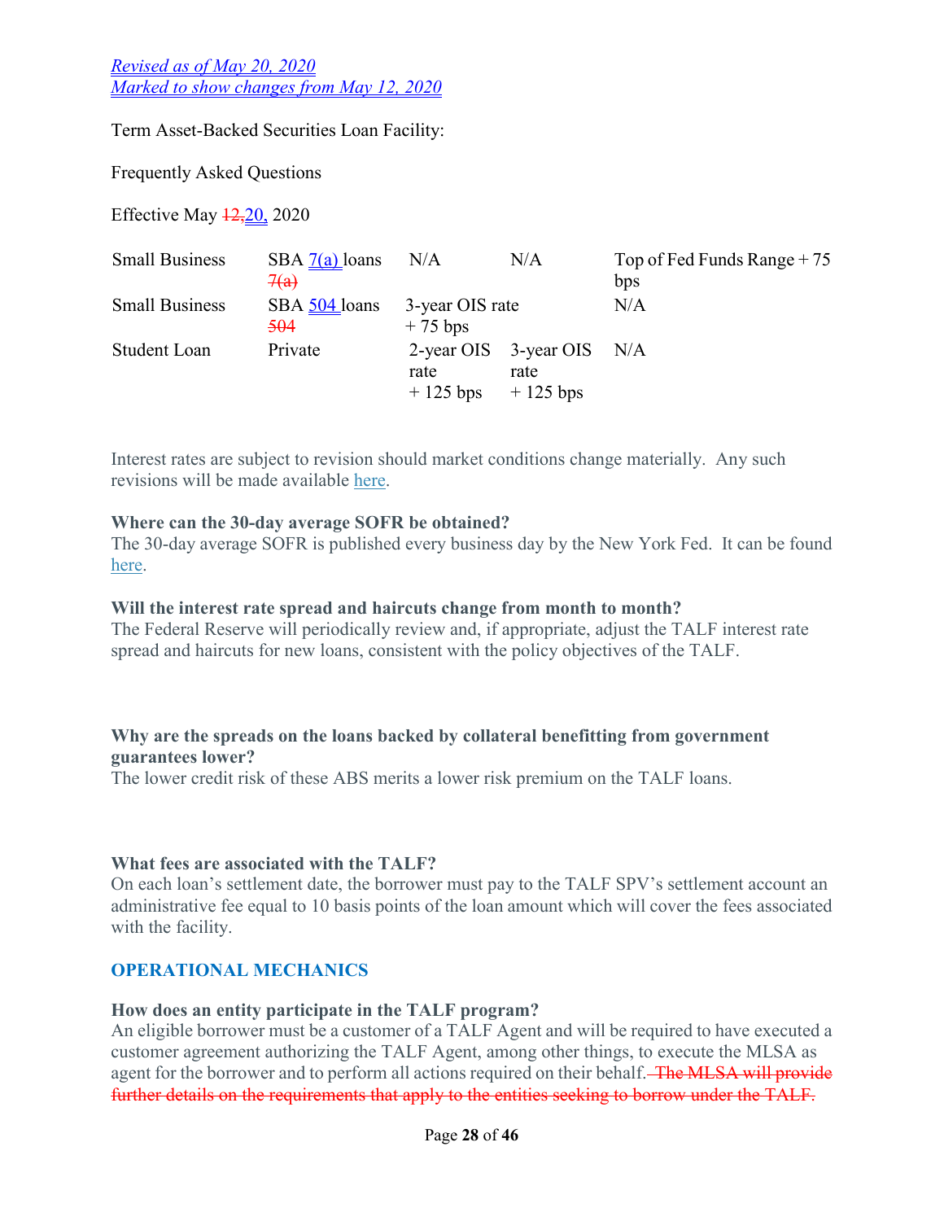*Revised as of May 20, 2020*
*Marked to show changes from May 12, 2020*

Term Asset-Backed Securities Loan Facility:

Frequently Asked Questions

Effective May ~~12,~~20, 2020

| | | | | |
|---|---|---|---|---|
| Small Business | SBA 7(a) loans ~~7(a)~~ | N/A | N/A | Top of Fed Funds Range + 75 bps |
| Small Business | SBA 504 loans ~~504~~ | 3-year OIS rate + 75 bps | | N/A |
| Student Loan | Private | 2-year OIS rate + 125 bps | 3-year OIS rate + 125 bps | N/A |

Interest rates are subject to revision should market conditions change materially. Any such revisions will be made available here.

**Where can the 30-day average SOFR be obtained?**
The 30-day average SOFR is published every business day by the New York Fed. It can be found here.

**Will the interest rate spread and haircuts change from month to month?**
The Federal Reserve will periodically review and, if appropriate, adjust the TALF interest rate spread and haircuts for new loans, consistent with the policy objectives of the TALF.

**Why are the spreads on the loans backed by collateral benefitting from government guarantees lower?**
The lower credit risk of these ABS merits a lower risk premium on the TALF loans.

**What fees are associated with the TALF?**
On each loan's settlement date, the borrower must pay to the TALF SPV's settlement account an administrative fee equal to 10 basis points of the loan amount which will cover the fees associated with the facility.

## OPERATIONAL MECHANICS

**How does an entity participate in the TALF program?**
An eligible borrower must be a customer of a TALF Agent and will be required to have executed a customer agreement authorizing the TALF Agent, among other things, to execute the MLSA as agent for the borrower and to perform all actions required on their behalf. ~~The MLSA will provide further details on the requirements that apply to the entities seeking to borrow under the TALF.~~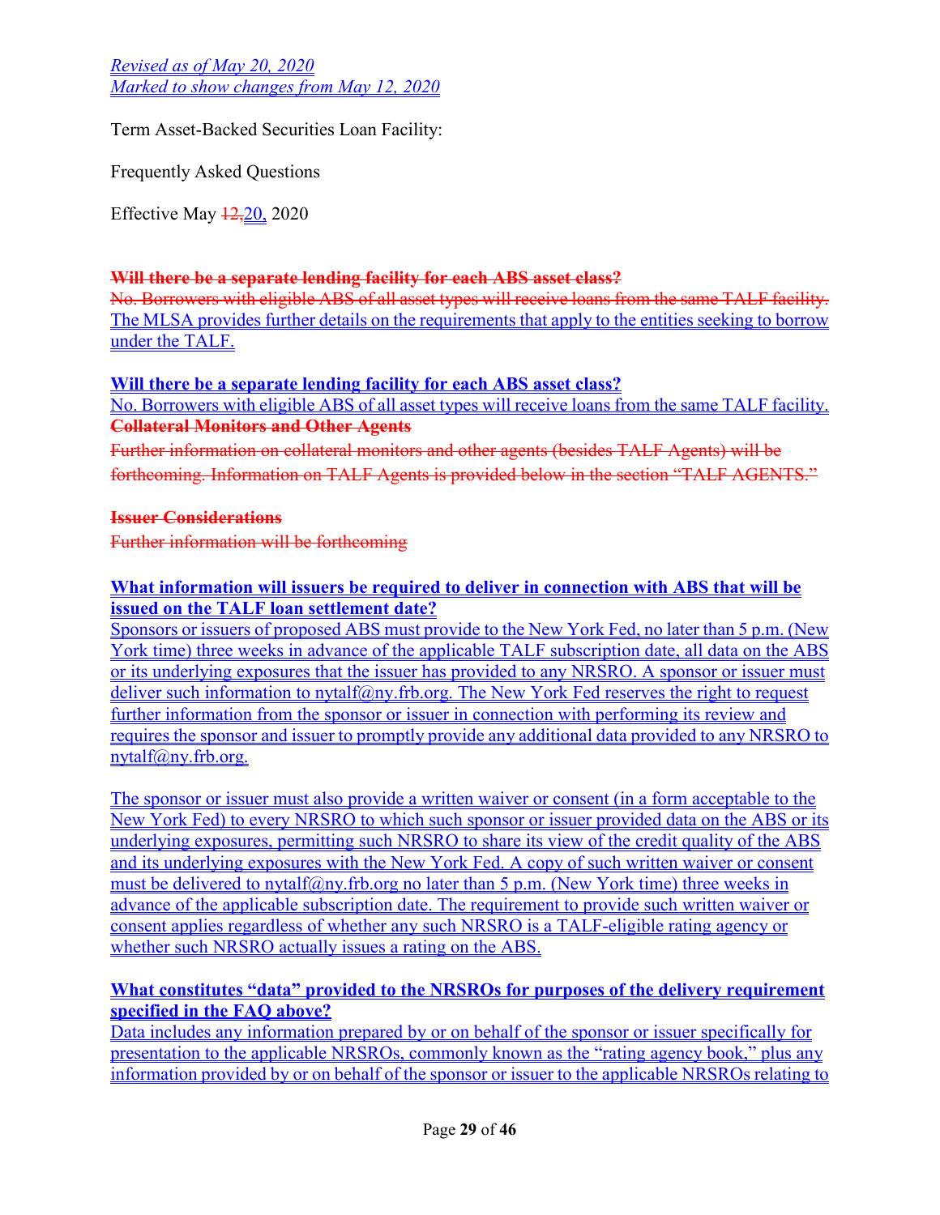*Revised as of May 20, 2020*
*Marked to show changes from May 12, 2020*

Term Asset-Backed Securities Loan Facility:

Frequently Asked Questions

Effective May ~~12,~~20, 2020

~~**Will there be a separate lending facility for each ABS asset class?**~~
~~No. Borrowers with eligible ABS of all asset types will receive loans from the same TALF facility.~~
The MLSA provides further details on the requirements that apply to the entities seeking to borrow under the TALF.

**Will there be a separate lending facility for each ABS asset class?**
No. Borrowers with eligible ABS of all asset types will receive loans from the same TALF facility.

~~**Collateral Monitors and Other Agents**~~

~~Further information on collateral monitors and other agents (besides TALF Agents) will be forthcoming. Information on TALF Agents is provided below in the section "TALF AGENTS."~~

~~**Issuer Considerations**~~

~~Further information will be forthcoming~~

**What information will issuers be required to deliver in connection with ABS that will be issued on the TALF loan settlement date?**
Sponsors or issuers of proposed ABS must provide to the New York Fed, no later than 5 p.m. (New York time) three weeks in advance of the applicable TALF subscription date, all data on the ABS or its underlying exposures that the issuer has provided to any NRSRO. A sponsor or issuer must deliver such information to nytalf@ny.frb.org. The New York Fed reserves the right to request further information from the sponsor or issuer in connection with performing its review and requires the sponsor and issuer to promptly provide any additional data provided to any NRSRO to nytalf@ny.frb.org.

The sponsor or issuer must also provide a written waiver or consent (in a form acceptable to the New York Fed) to every NRSRO to which such sponsor or issuer provided data on the ABS or its underlying exposures, permitting such NRSRO to share its view of the credit quality of the ABS and its underlying exposures with the New York Fed. A copy of such written waiver or consent must be delivered to nytalf@ny.frb.org no later than 5 p.m. (New York time) three weeks in advance of the applicable subscription date. The requirement to provide such written waiver or consent applies regardless of whether any such NRSRO is a TALF-eligible rating agency or whether such NRSRO actually issues a rating on the ABS.

**What constitutes "data" provided to the NRSROs for purposes of the delivery requirement specified in the FAQ above?**
Data includes any information prepared by or on behalf of the sponsor or issuer specifically for presentation to the applicable NRSROs, commonly known as the "rating agency book," plus any information provided by or on behalf of the sponsor or issuer to the applicable NRSROs relating to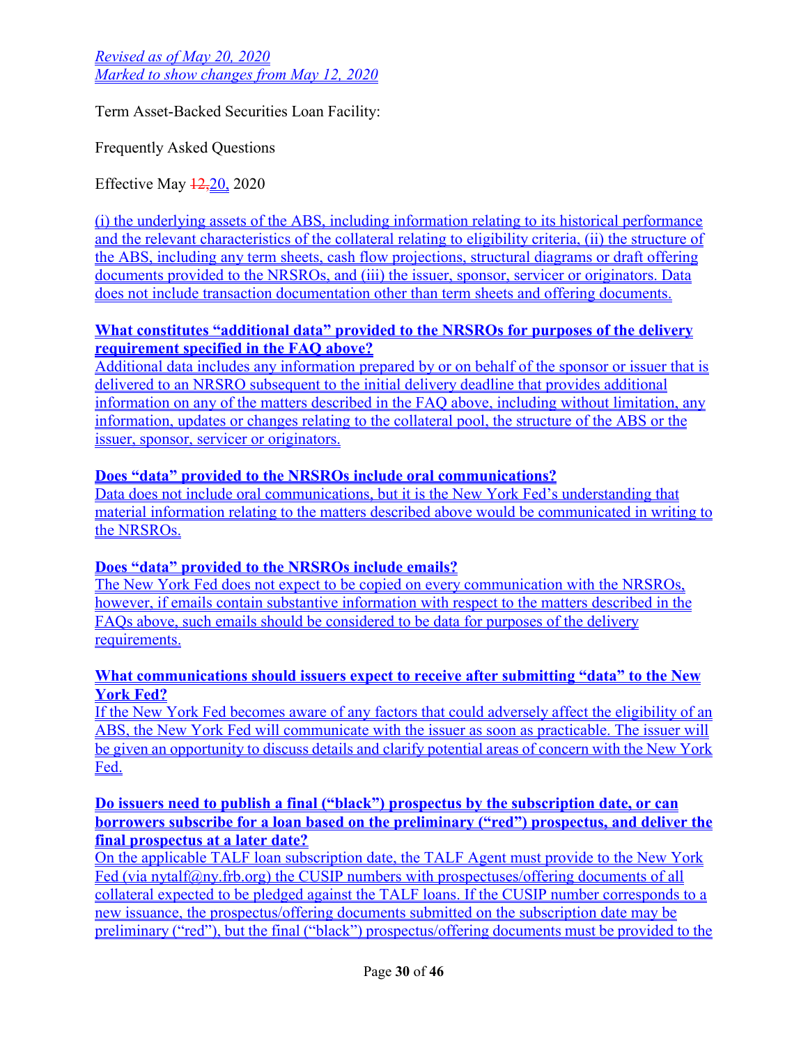*Revised as of May 20, 2020*
*Marked to show changes from May 12, 2020*

Term Asset-Backed Securities Loan Facility:

Frequently Asked Questions

Effective May ~~12,~~20, 2020

(i) the underlying assets of the ABS, including information relating to its historical performance and the relevant characteristics of the collateral relating to eligibility criteria, (ii) the structure of the ABS, including any term sheets, cash flow projections, structural diagrams or draft offering documents provided to the NRSROs, and (iii) the issuer, sponsor, servicer or originators. Data does not include transaction documentation other than term sheets and offering documents.

**What constitutes "additional data" provided to the NRSROs for purposes of the delivery requirement specified in the FAQ above?**
Additional data includes any information prepared by or on behalf of the sponsor or issuer that is delivered to an NRSRO subsequent to the initial delivery deadline that provides additional information on any of the matters described in the FAQ above, including without limitation, any information, updates or changes relating to the collateral pool, the structure of the ABS or the issuer, sponsor, servicer or originators.

**Does "data" provided to the NRSROs include oral communications?**
Data does not include oral communications, but it is the New York Fed's understanding that material information relating to the matters described above would be communicated in writing to the NRSROs.

**Does "data" provided to the NRSROs include emails?**
The New York Fed does not expect to be copied on every communication with the NRSROs, however, if emails contain substantive information with respect to the matters described in the FAQs above, such emails should be considered to be data for purposes of the delivery requirements.

**What communications should issuers expect to receive after submitting "data" to the New York Fed?**
If the New York Fed becomes aware of any factors that could adversely affect the eligibility of an ABS, the New York Fed will communicate with the issuer as soon as practicable. The issuer will be given an opportunity to discuss details and clarify potential areas of concern with the New York Fed.

**Do issuers need to publish a final ("black") prospectus by the subscription date, or can borrowers subscribe for a loan based on the preliminary ("red") prospectus, and deliver the final prospectus at a later date?**
On the applicable TALF loan subscription date, the TALF Agent must provide to the New York Fed (via nytalf@ny.frb.org) the CUSIP numbers with prospectuses/offering documents of all collateral expected to be pledged against the TALF loans. If the CUSIP number corresponds to a new issuance, the prospectus/offering documents submitted on the subscription date may be preliminary ("red"), but the final ("black") prospectus/offering documents must be provided to the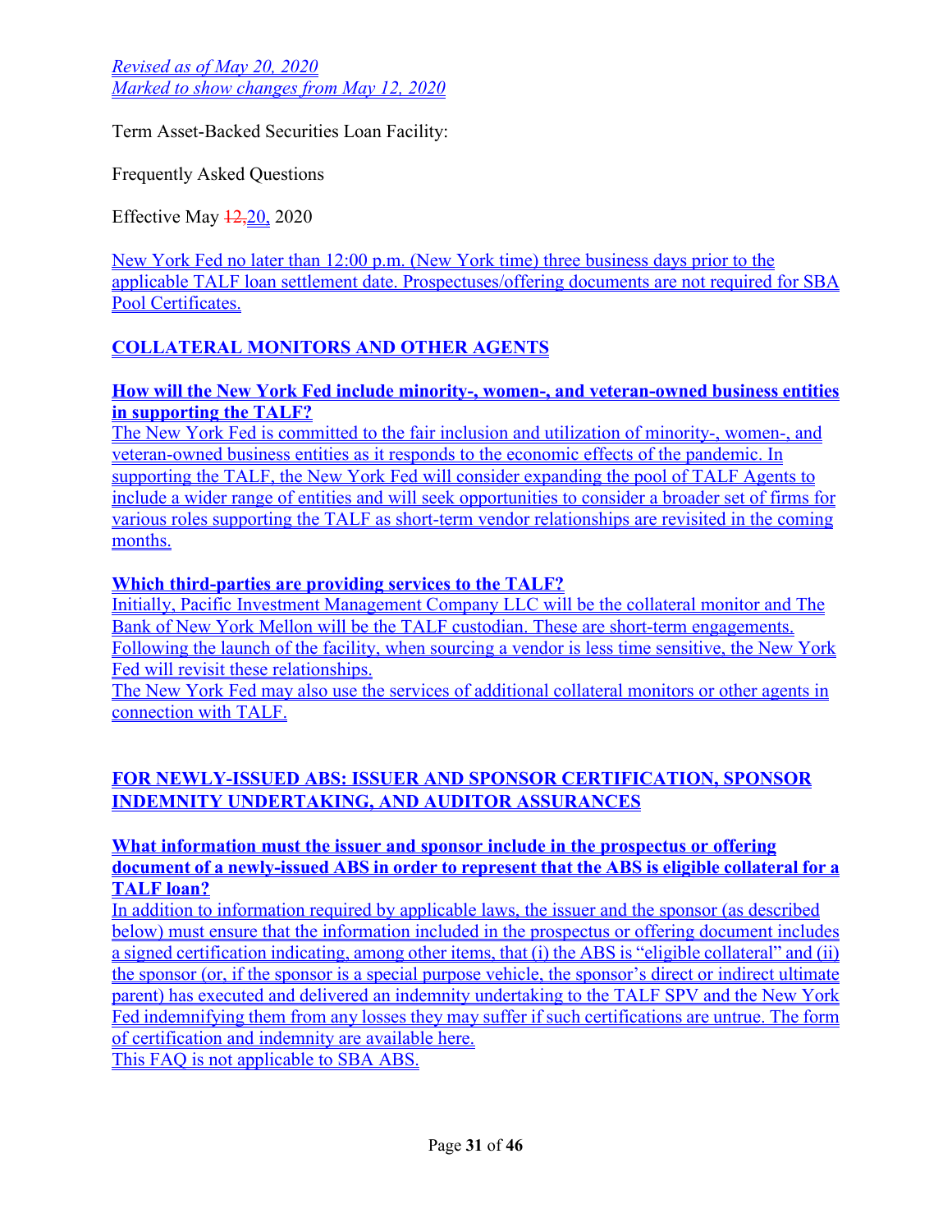*Revised as of May 20, 2020*
*Marked to show changes from May 12, 2020*

Term Asset-Backed Securities Loan Facility:

Frequently Asked Questions

Effective May ~~12,~~20, 2020

New York Fed no later than 12:00 p.m. (New York time) three business days prior to the applicable TALF loan settlement date. Prospectuses/offering documents are not required for SBA Pool Certificates.

## COLLATERAL MONITORS AND OTHER AGENTS

**How will the New York Fed include minority-, women-, and veteran-owned business entities in supporting the TALF?**

The New York Fed is committed to the fair inclusion and utilization of minority-, women-, and veteran-owned business entities as it responds to the economic effects of the pandemic. In supporting the TALF, the New York Fed will consider expanding the pool of TALF Agents to include a wider range of entities and will seek opportunities to consider a broader set of firms for various roles supporting the TALF as short-term vendor relationships are revisited in the coming months.

**Which third-parties are providing services to the TALF?**

Initially, Pacific Investment Management Company LLC will be the collateral monitor and The Bank of New York Mellon will be the TALF custodian. These are short-term engagements. Following the launch of the facility, when sourcing a vendor is less time sensitive, the New York Fed will revisit these relationships.

The New York Fed may also use the services of additional collateral monitors or other agents in connection with TALF.

## FOR NEWLY-ISSUED ABS: ISSUER AND SPONSOR CERTIFICATION, SPONSOR INDEMNITY UNDERTAKING, AND AUDITOR ASSURANCES

**What information must the issuer and sponsor include in the prospectus or offering document of a newly-issued ABS in order to represent that the ABS is eligible collateral for a TALF loan?**

In addition to information required by applicable laws, the issuer and the sponsor (as described below) must ensure that the information included in the prospectus or offering document includes a signed certification indicating, among other items, that (i) the ABS is "eligible collateral" and (ii) the sponsor (or, if the sponsor is a special purpose vehicle, the sponsor's direct or indirect ultimate parent) has executed and delivered an indemnity undertaking to the TALF SPV and the New York Fed indemnifying them from any losses they may suffer if such certifications are untrue. The form of certification and indemnity are available here.

This FAQ is not applicable to SBA ABS.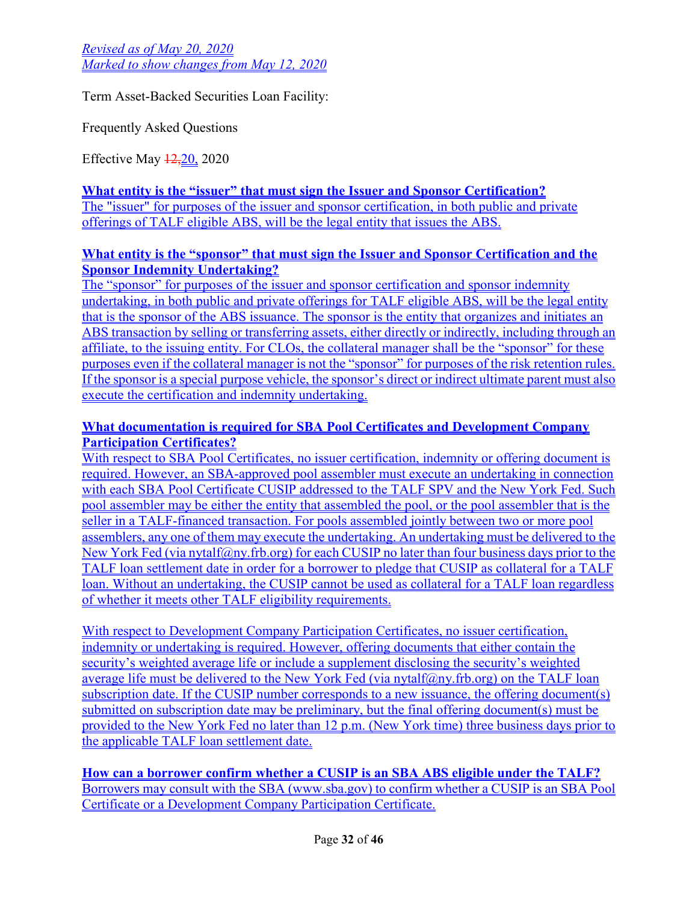*Revised as of May 20, 2020*
*Marked to show changes from May 12, 2020*

Term Asset-Backed Securities Loan Facility:

Frequently Asked Questions

Effective May ~~12,~~20, 2020

**What entity is the "issuer" that must sign the Issuer and Sponsor Certification?**

The "issuer" for purposes of the issuer and sponsor certification, in both public and private offerings of TALF eligible ABS, will be the legal entity that issues the ABS.

**What entity is the "sponsor" that must sign the Issuer and Sponsor Certification and the Sponsor Indemnity Undertaking?**

The "sponsor" for purposes of the issuer and sponsor certification and sponsor indemnity undertaking, in both public and private offerings for TALF eligible ABS, will be the legal entity that is the sponsor of the ABS issuance. The sponsor is the entity that organizes and initiates an ABS transaction by selling or transferring assets, either directly or indirectly, including through an affiliate, to the issuing entity. For CLOs, the collateral manager shall be the "sponsor" for these purposes even if the collateral manager is not the "sponsor" for purposes of the risk retention rules. If the sponsor is a special purpose vehicle, the sponsor's direct or indirect ultimate parent must also execute the certification and indemnity undertaking.

**What documentation is required for SBA Pool Certificates and Development Company Participation Certificates?**

With respect to SBA Pool Certificates, no issuer certification, indemnity or offering document is required. However, an SBA-approved pool assembler must execute an undertaking in connection with each SBA Pool Certificate CUSIP addressed to the TALF SPV and the New York Fed. Such pool assembler may be either the entity that assembled the pool, or the pool assembler that is the seller in a TALF-financed transaction. For pools assembled jointly between two or more pool assemblers, any one of them may execute the undertaking. An undertaking must be delivered to the New York Fed (via nytalf@ny.frb.org) for each CUSIP no later than four business days prior to the TALF loan settlement date in order for a borrower to pledge that CUSIP as collateral for a TALF loan. Without an undertaking, the CUSIP cannot be used as collateral for a TALF loan regardless of whether it meets other TALF eligibility requirements.

With respect to Development Company Participation Certificates, no issuer certification, indemnity or undertaking is required. However, offering documents that either contain the security's weighted average life or include a supplement disclosing the security's weighted average life must be delivered to the New York Fed (via nytalf@ny.frb.org) on the TALF loan subscription date. If the CUSIP number corresponds to a new issuance, the offering document(s) submitted on subscription date may be preliminary, but the final offering document(s) must be provided to the New York Fed no later than 12 p.m. (New York time) three business days prior to the applicable TALF loan settlement date.

**How can a borrower confirm whether a CUSIP is an SBA ABS eligible under the TALF?**

Borrowers may consult with the SBA (www.sba.gov) to confirm whether a CUSIP is an SBA Pool Certificate or a Development Company Participation Certificate.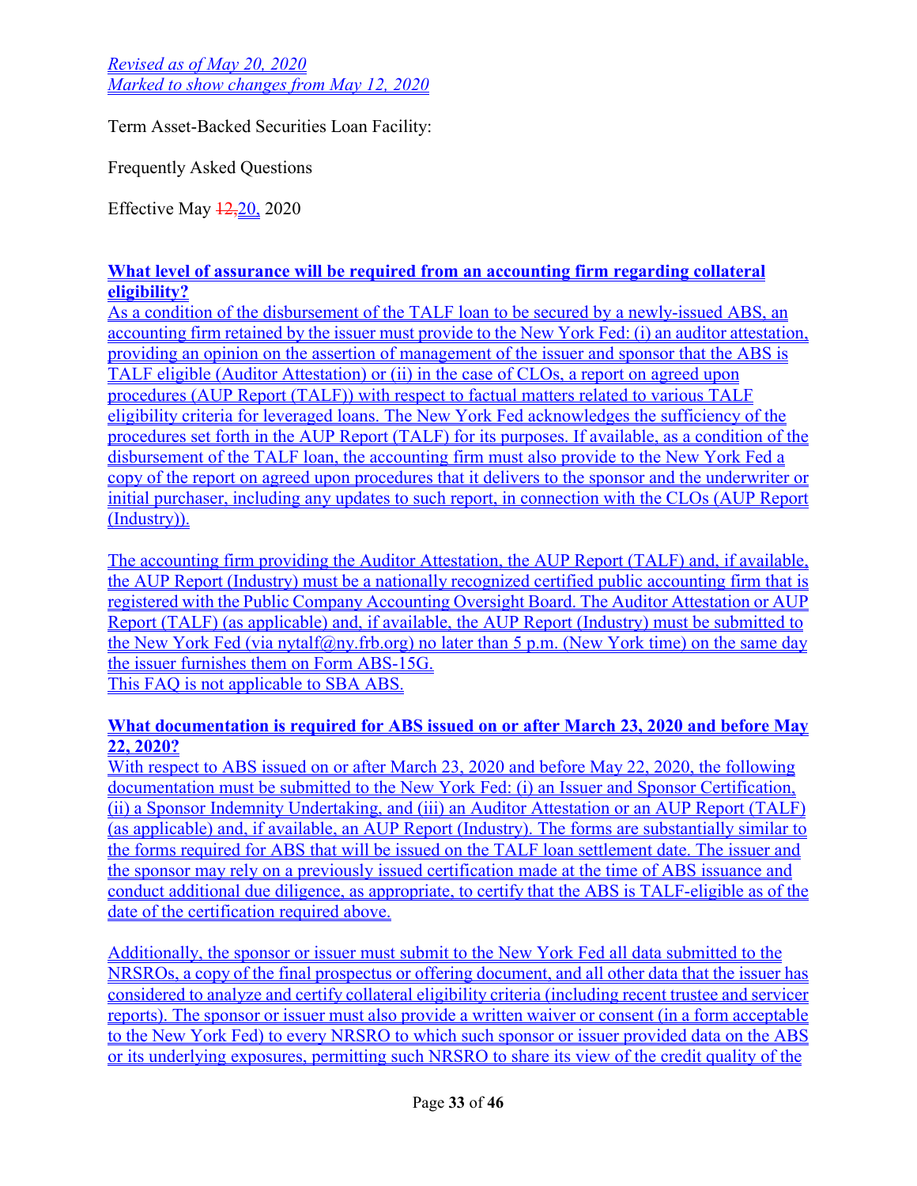*Revised as of May 20, 2020*
*Marked to show changes from May 12, 2020*

Term Asset-Backed Securities Loan Facility:

Frequently Asked Questions

Effective May ~~12,~~20, 2020

**What level of assurance will be required from an accounting firm regarding collateral eligibility?**

As a condition of the disbursement of the TALF loan to be secured by a newly-issued ABS, an accounting firm retained by the issuer must provide to the New York Fed: (i) an auditor attestation, providing an opinion on the assertion of management of the issuer and sponsor that the ABS is TALF eligible (Auditor Attestation) or (ii) in the case of CLOs, a report on agreed upon procedures (AUP Report (TALF)) with respect to factual matters related to various TALF eligibility criteria for leveraged loans. The New York Fed acknowledges the sufficiency of the procedures set forth in the AUP Report (TALF) for its purposes. If available, as a condition of the disbursement of the TALF loan, the accounting firm must also provide to the New York Fed a copy of the report on agreed upon procedures that it delivers to the sponsor and the underwriter or initial purchaser, including any updates to such report, in connection with the CLOs (AUP Report (Industry)).

The accounting firm providing the Auditor Attestation, the AUP Report (TALF) and, if available, the AUP Report (Industry) must be a nationally recognized certified public accounting firm that is registered with the Public Company Accounting Oversight Board. The Auditor Attestation or AUP Report (TALF) (as applicable) and, if available, the AUP Report (Industry) must be submitted to the New York Fed (via nytalf@ny.frb.org) no later than 5 p.m. (New York time) on the same day the issuer furnishes them on Form ABS-15G.

This FAQ is not applicable to SBA ABS.

**What documentation is required for ABS issued on or after March 23, 2020 and before May 22, 2020?**

With respect to ABS issued on or after March 23, 2020 and before May 22, 2020, the following documentation must be submitted to the New York Fed: (i) an Issuer and Sponsor Certification, (ii) a Sponsor Indemnity Undertaking, and (iii) an Auditor Attestation or an AUP Report (TALF) (as applicable) and, if available, an AUP Report (Industry). The forms are substantially similar to the forms required for ABS that will be issued on the TALF loan settlement date. The issuer and the sponsor may rely on a previously issued certification made at the time of ABS issuance and conduct additional due diligence, as appropriate, to certify that the ABS is TALF-eligible as of the date of the certification required above.

Additionally, the sponsor or issuer must submit to the New York Fed all data submitted to the NRSROs, a copy of the final prospectus or offering document, and all other data that the issuer has considered to analyze and certify collateral eligibility criteria (including recent trustee and servicer reports). The sponsor or issuer must also provide a written waiver or consent (in a form acceptable to the New York Fed) to every NRSRO to which such sponsor or issuer provided data on the ABS or its underlying exposures, permitting such NRSRO to share its view of the credit quality of the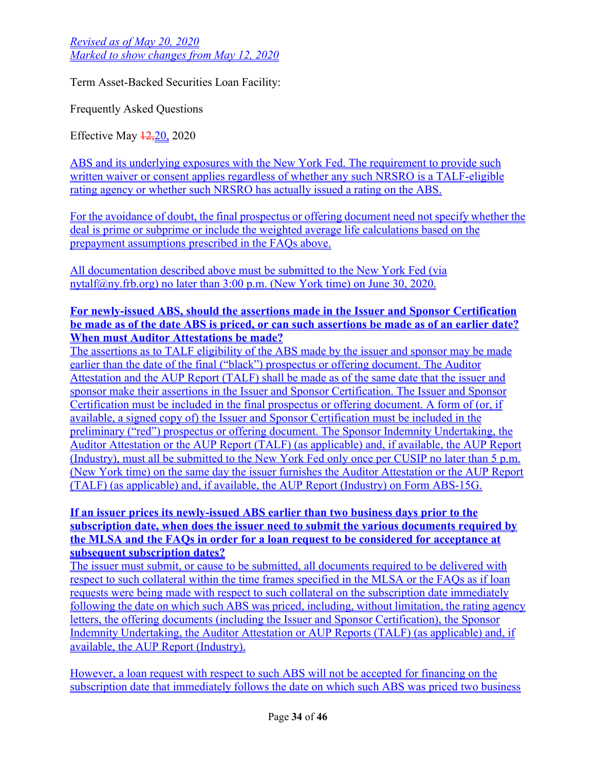*Revised as of May 20, 2020*
*Marked to show changes from May 12, 2020*

Term Asset-Backed Securities Loan Facility:

Frequently Asked Questions

Effective May ~~12,~~20, 2020

ABS and its underlying exposures with the New York Fed. The requirement to provide such written waiver or consent applies regardless of whether any such NRSRO is a TALF-eligible rating agency or whether such NRSRO has actually issued a rating on the ABS.

For the avoidance of doubt, the final prospectus or offering document need not specify whether the deal is prime or subprime or include the weighted average life calculations based on the prepayment assumptions prescribed in the FAQs above.

All documentation described above must be submitted to the New York Fed (via nytalf@ny.frb.org) no later than 3:00 p.m. (New York time) on June 30, 2020.

**For newly-issued ABS, should the assertions made in the Issuer and Sponsor Certification be made as of the date ABS is priced, or can such assertions be made as of an earlier date? When must Auditor Attestations be made?**

The assertions as to TALF eligibility of the ABS made by the issuer and sponsor may be made earlier than the date of the final ("black") prospectus or offering document. The Auditor Attestation and the AUP Report (TALF) shall be made as of the same date that the issuer and sponsor make their assertions in the Issuer and Sponsor Certification. The Issuer and Sponsor Certification must be included in the final prospectus or offering document. A form of (or, if available, a signed copy of) the Issuer and Sponsor Certification must be included in the preliminary ("red") prospectus or offering document. The Sponsor Indemnity Undertaking, the Auditor Attestation or the AUP Report (TALF) (as applicable) and, if available, the AUP Report (Industry), must all be submitted to the New York Fed only once per CUSIP no later than 5 p.m. (New York time) on the same day the issuer furnishes the Auditor Attestation or the AUP Report (TALF) (as applicable) and, if available, the AUP Report (Industry) on Form ABS-15G.

**If an issuer prices its newly-issued ABS earlier than two business days prior to the subscription date, when does the issuer need to submit the various documents required by the MLSA and the FAQs in order for a loan request to be considered for acceptance at subsequent subscription dates?**

The issuer must submit, or cause to be submitted, all documents required to be delivered with respect to such collateral within the time frames specified in the MLSA or the FAQs as if loan requests were being made with respect to such collateral on the subscription date immediately following the date on which such ABS was priced, including, without limitation, the rating agency letters, the offering documents (including the Issuer and Sponsor Certification), the Sponsor Indemnity Undertaking, the Auditor Attestation or AUP Reports (TALF) (as applicable) and, if available, the AUP Report (Industry).

However, a loan request with respect to such ABS will not be accepted for financing on the subscription date that immediately follows the date on which such ABS was priced two business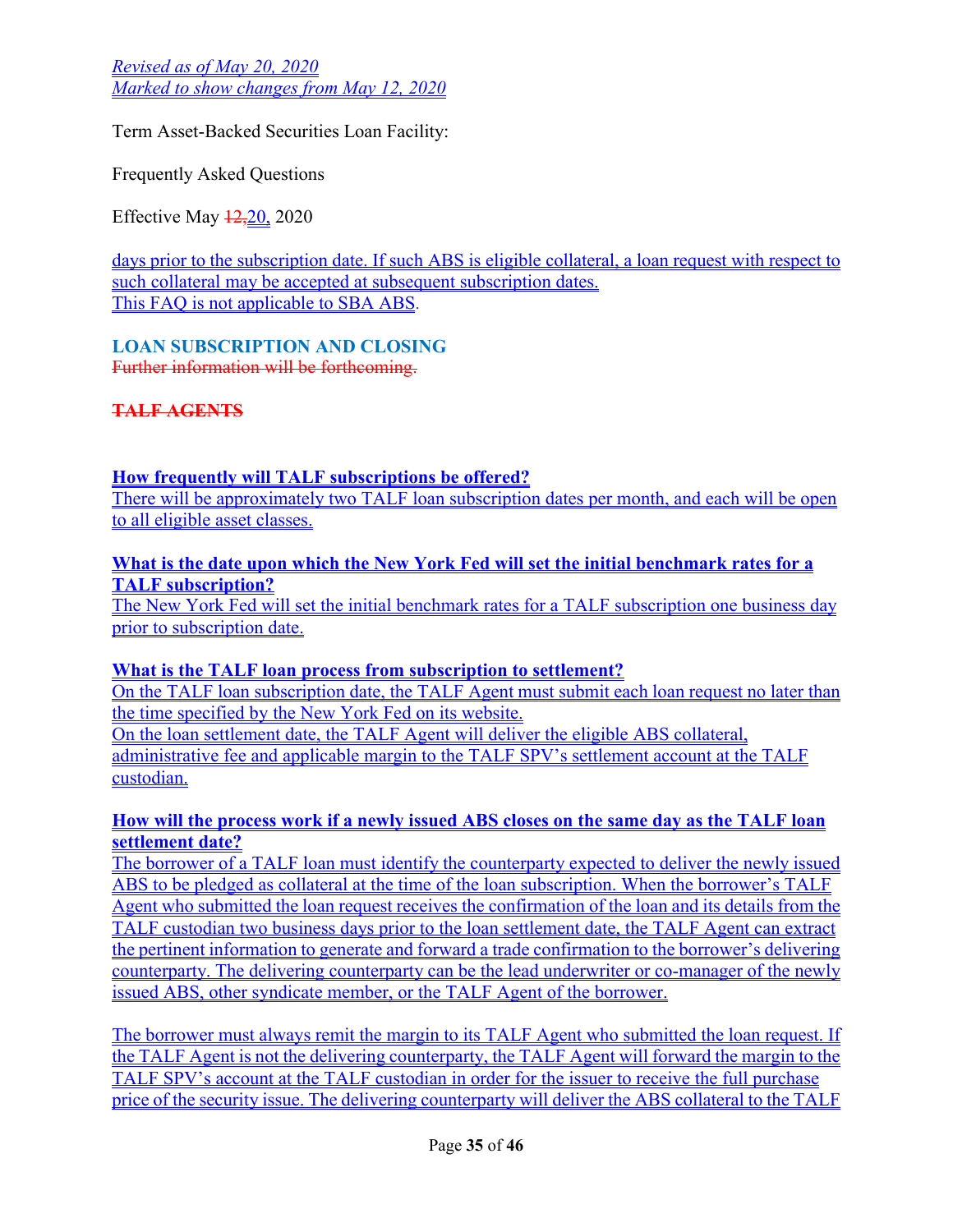*Revised as of May 20, 2020*
*Marked to show changes from May 12, 2020*

Term Asset-Backed Securities Loan Facility:

Frequently Asked Questions

Effective May ~~12,~~20, 2020

days prior to the subscription date. If such ABS is eligible collateral, a loan request with respect to such collateral may be accepted at subsequent subscription dates.
This FAQ is not applicable to SBA ABS.

## LOAN SUBSCRIPTION AND CLOSING

~~Further information will be forthcoming.~~

## ~~TALF AGENTS~~

**How frequently will TALF subscriptions be offered?**
There will be approximately two TALF loan subscription dates per month, and each will be open to all eligible asset classes.

**What is the date upon which the New York Fed will set the initial benchmark rates for a TALF subscription?**
The New York Fed will set the initial benchmark rates for a TALF subscription one business day prior to subscription date.

**What is the TALF loan process from subscription to settlement?**
On the TALF loan subscription date, the TALF Agent must submit each loan request no later than the time specified by the New York Fed on its website.
On the loan settlement date, the TALF Agent will deliver the eligible ABS collateral, administrative fee and applicable margin to the TALF SPV's settlement account at the TALF custodian.

**How will the process work if a newly issued ABS closes on the same day as the TALF loan settlement date?**
The borrower of a TALF loan must identify the counterparty expected to deliver the newly issued ABS to be pledged as collateral at the time of the loan subscription. When the borrower's TALF Agent who submitted the loan request receives the confirmation of the loan and its details from the TALF custodian two business days prior to the loan settlement date, the TALF Agent can extract the pertinent information to generate and forward a trade confirmation to the borrower's delivering counterparty. The delivering counterparty can be the lead underwriter or co-manager of the newly issued ABS, other syndicate member, or the TALF Agent of the borrower.

The borrower must always remit the margin to its TALF Agent who submitted the loan request. If the TALF Agent is not the delivering counterparty, the TALF Agent will forward the margin to the TALF SPV's account at the TALF custodian in order for the issuer to receive the full purchase price of the security issue. The delivering counterparty will deliver the ABS collateral to the TALF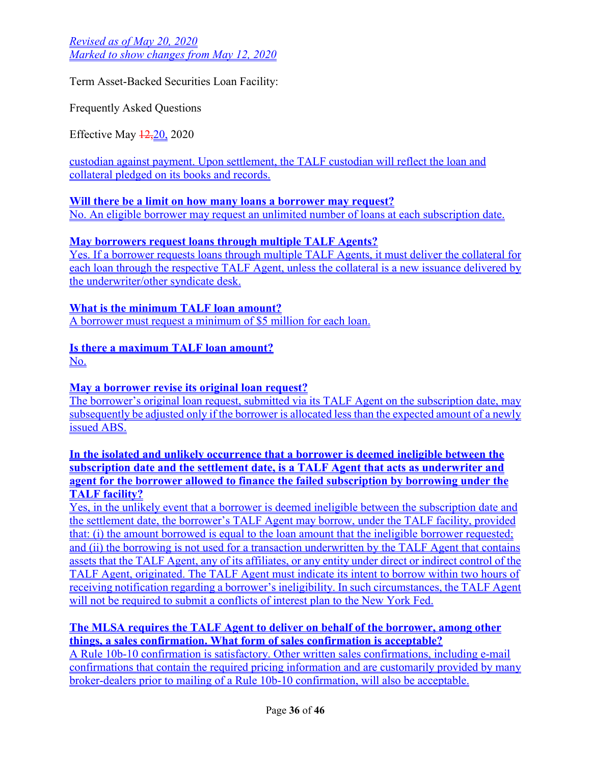custodian against payment. Upon settlement, the TALF custodian will reflect the loan and collateral pledged on its books and records.

**Will there be a limit on how many loans a borrower may request?**
No. An eligible borrower may request an unlimited number of loans at each subscription date.

**May borrowers request loans through multiple TALF Agents?**
Yes. If a borrower requests loans through multiple TALF Agents, it must deliver the collateral for each loan through the respective TALF Agent, unless the collateral is a new issuance delivered by the underwriter/other syndicate desk.

**What is the minimum TALF loan amount?**
A borrower must request a minimum of $5 million for each loan.

**Is there a maximum TALF loan amount?**
No.

**May a borrower revise its original loan request?**
The borrower's original loan request, submitted via its TALF Agent on the subscription date, may subsequently be adjusted only if the borrower is allocated less than the expected amount of a newly issued ABS.

**In the isolated and unlikely occurrence that a borrower is deemed ineligible between the subscription date and the settlement date, is a TALF Agent that acts as underwriter and agent for the borrower allowed to finance the failed subscription by borrowing under the TALF facility?**
Yes, in the unlikely event that a borrower is deemed ineligible between the subscription date and the settlement date, the borrower's TALF Agent may borrow, under the TALF facility, provided that: (i) the amount borrowed is equal to the loan amount that the ineligible borrower requested; and (ii) the borrowing is not used for a transaction underwritten by the TALF Agent that contains assets that the TALF Agent, any of its affiliates, or any entity under direct or indirect control of the TALF Agent, originated. The TALF Agent must indicate its intent to borrow within two hours of receiving notification regarding a borrower's ineligibility. In such circumstances, the TALF Agent will not be required to submit a conflicts of interest plan to the New York Fed.

**The MLSA requires the TALF Agent to deliver on behalf of the borrower, among other things, a sales confirmation. What form of sales confirmation is acceptable?**
A Rule 10b-10 confirmation is satisfactory. Other written sales confirmations, including e-mail confirmations that contain the required pricing information and are customarily provided by many broker-dealers prior to mailing of a Rule 10b-10 confirmation, will also be acceptable.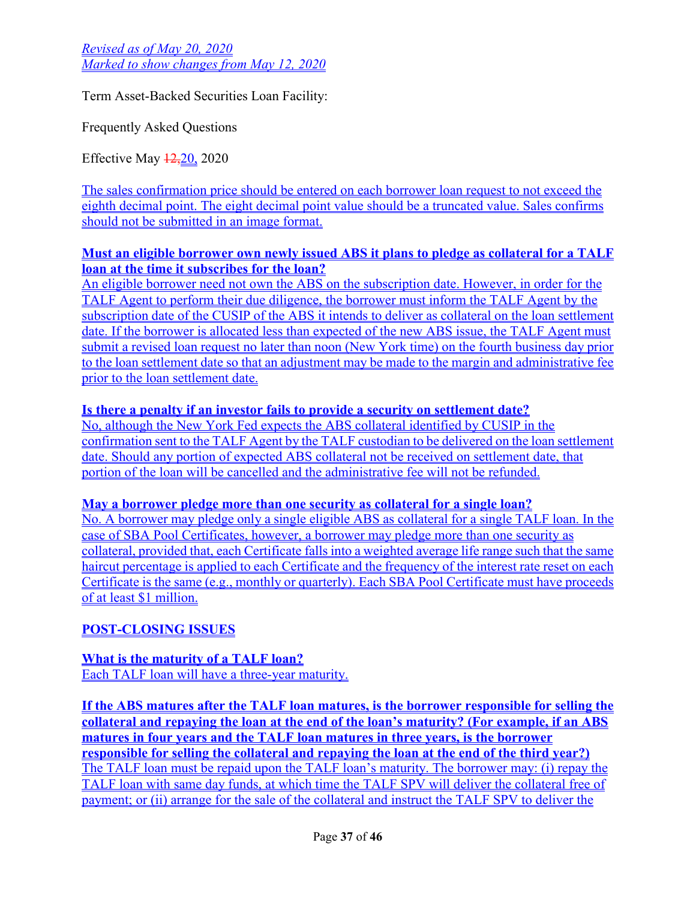*Revised as of May 20, 2020*
*Marked to show changes from May 12, 2020*

Term Asset-Backed Securities Loan Facility:

Frequently Asked Questions

Effective May ~~12,~~20, 2020

The sales confirmation price should be entered on each borrower loan request to not exceed the eighth decimal point. The eight decimal point value should be a truncated value. Sales confirms should not be submitted in an image format.

**Must an eligible borrower own newly issued ABS it plans to pledge as collateral for a TALF loan at the time it subscribes for the loan?**
An eligible borrower need not own the ABS on the subscription date. However, in order for the TALF Agent to perform their due diligence, the borrower must inform the TALF Agent by the subscription date of the CUSIP of the ABS it intends to deliver as collateral on the loan settlement date. If the borrower is allocated less than expected of the new ABS issue, the TALF Agent must submit a revised loan request no later than noon (New York time) on the fourth business day prior to the loan settlement date so that an adjustment may be made to the margin and administrative fee prior to the loan settlement date.

**Is there a penalty if an investor fails to provide a security on settlement date?**
No, although the New York Fed expects the ABS collateral identified by CUSIP in the confirmation sent to the TALF Agent by the TALF custodian to be delivered on the loan settlement date. Should any portion of expected ABS collateral not be received on settlement date, that portion of the loan will be cancelled and the administrative fee will not be refunded.

**May a borrower pledge more than one security as collateral for a single loan?**
No. A borrower may pledge only a single eligible ABS as collateral for a single TALF loan. In the case of SBA Pool Certificates, however, a borrower may pledge more than one security as collateral, provided that, each Certificate falls into a weighted average life range such that the same haircut percentage is applied to each Certificate and the frequency of the interest rate reset on each Certificate is the same (e.g., monthly or quarterly). Each SBA Pool Certificate must have proceeds of at least $1 million.

## POST-CLOSING ISSUES

**What is the maturity of a TALF loan?**
Each TALF loan will have a three-year maturity.

**If the ABS matures after the TALF loan matures, is the borrower responsible for selling the collateral and repaying the loan at the end of the loan's maturity? (For example, if an ABS matures in four years and the TALF loan matures in three years, is the borrower responsible for selling the collateral and repaying the loan at the end of the third year?)**
The TALF loan must be repaid upon the TALF loan's maturity. The borrower may: (i) repay the TALF loan with same day funds, at which time the TALF SPV will deliver the collateral free of payment; or (ii) arrange for the sale of the collateral and instruct the TALF SPV to deliver the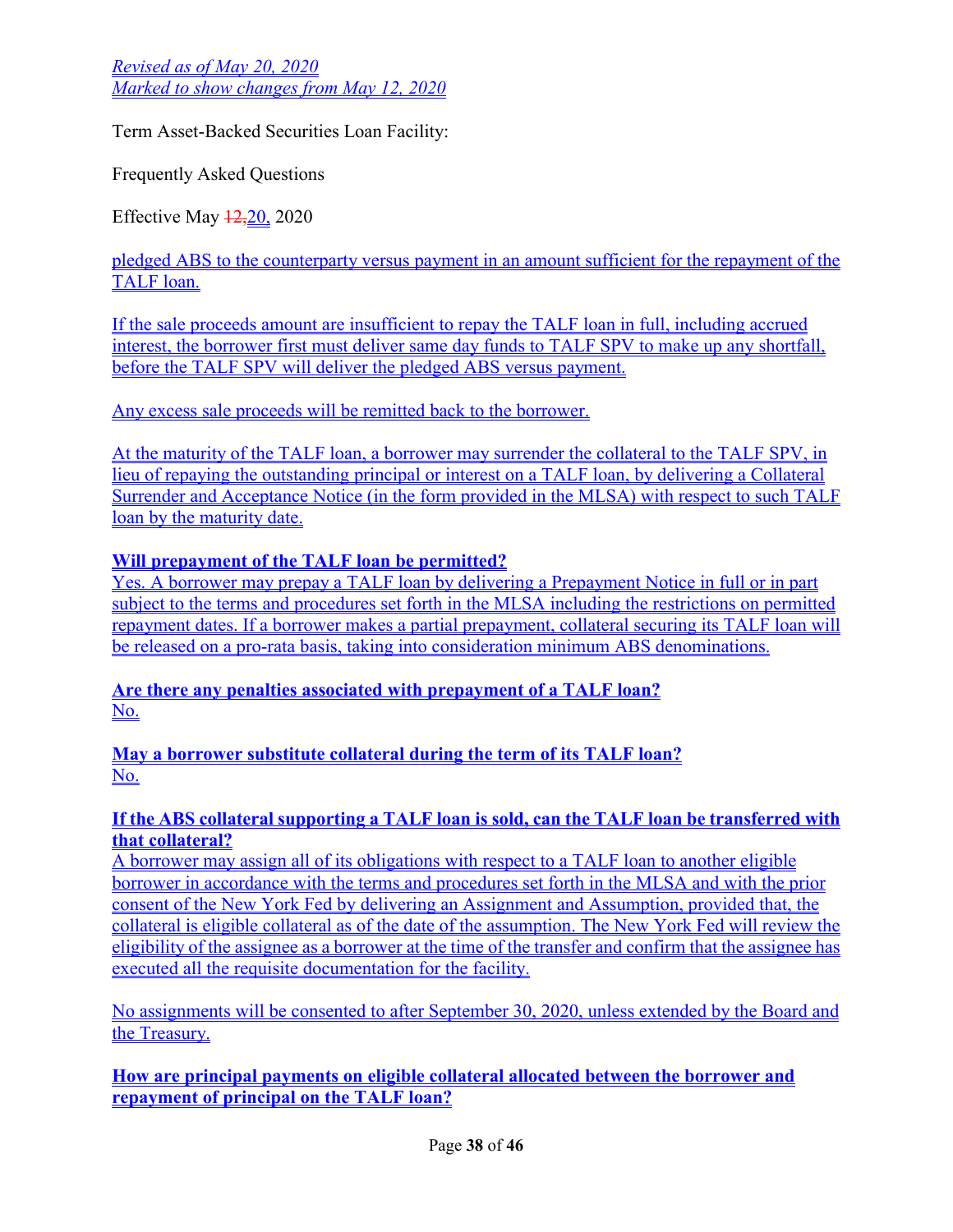Revised as of May 20, 2020
Marked to show changes from May 12, 2020

Term Asset-Backed Securities Loan Facility:

Frequently Asked Questions

Effective May ~~12,~~20, 2020

pledged ABS to the counterparty versus payment in an amount sufficient for the repayment of the TALF loan.

If the sale proceeds amount are insufficient to repay the TALF loan in full, including accrued interest, the borrower first must deliver same day funds to TALF SPV to make up any shortfall, before the TALF SPV will deliver the pledged ABS versus payment.

Any excess sale proceeds will be remitted back to the borrower.

At the maturity of the TALF loan, a borrower may surrender the collateral to the TALF SPV, in lieu of repaying the outstanding principal or interest on a TALF loan, by delivering a Collateral Surrender and Acceptance Notice (in the form provided in the MLSA) with respect to such TALF loan by the maturity date.

**Will prepayment of the TALF loan be permitted?**
Yes. A borrower may prepay a TALF loan by delivering a Prepayment Notice in full or in part subject to the terms and procedures set forth in the MLSA including the restrictions on permitted repayment dates. If a borrower makes a partial prepayment, collateral securing its TALF loan will be released on a pro-rata basis, taking into consideration minimum ABS denominations.

**Are there any penalties associated with prepayment of a TALF loan?**
No.

**May a borrower substitute collateral during the term of its TALF loan?**
No.

**If the ABS collateral supporting a TALF loan is sold, can the TALF loan be transferred with that collateral?**
A borrower may assign all of its obligations with respect to a TALF loan to another eligible borrower in accordance with the terms and procedures set forth in the MLSA and with the prior consent of the New York Fed by delivering an Assignment and Assumption, provided that, the collateral is eligible collateral as of the date of the assumption. The New York Fed will review the eligibility of the assignee as a borrower at the time of the transfer and confirm that the assignee has executed all the requisite documentation for the facility.

No assignments will be consented to after September 30, 2020, unless extended by the Board and the Treasury.

**How are principal payments on eligible collateral allocated between the borrower and repayment of principal on the TALF loan?**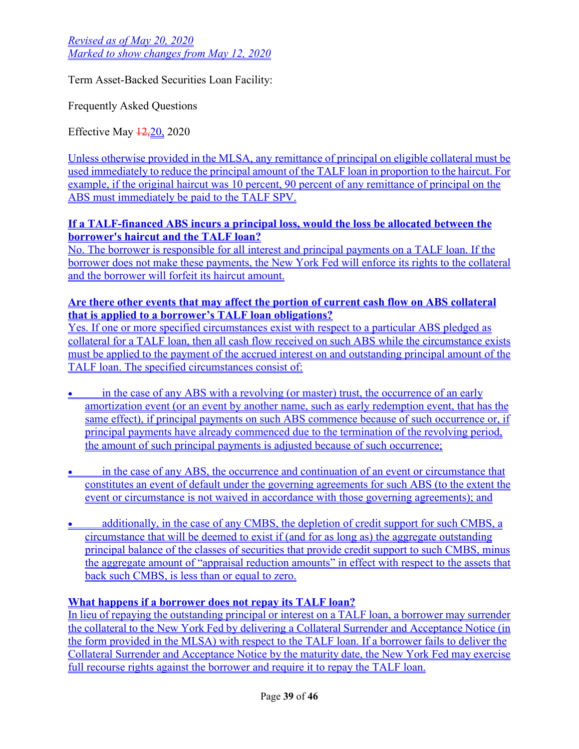*Revised as of May 20, 2020*
*Marked to show changes from May 12, 2020*

Term Asset-Backed Securities Loan Facility:

Frequently Asked Questions

Effective May ~~12,~~20, 2020

Unless otherwise provided in the MLSA, any remittance of principal on eligible collateral must be used immediately to reduce the principal amount of the TALF loan in proportion to the haircut. For example, if the original haircut was 10 percent, 90 percent of any remittance of principal on the ABS must immediately be paid to the TALF SPV.

**If a TALF-financed ABS incurs a principal loss, would the loss be allocated between the borrower's haircut and the TALF loan?**
No. The borrower is responsible for all interest and principal payments on a TALF loan. If the borrower does not make these payments, the New York Fed will enforce its rights to the collateral and the borrower will forfeit its haircut amount.

**Are there other events that may affect the portion of current cash flow on ABS collateral that is applied to a borrower's TALF loan obligations?**
Yes. If one or more specified circumstances exist with respect to a particular ABS pledged as collateral for a TALF loan, then all cash flow received on such ABS while the circumstance exists must be applied to the payment of the accrued interest on and outstanding principal amount of the TALF loan. The specified circumstances consist of:

- in the case of any ABS with a revolving (or master) trust, the occurrence of an early amortization event (or an event by another name, such as early redemption event, that has the same effect), if principal payments on such ABS commence because of such occurrence or, if principal payments have already commenced due to the termination of the revolving period, the amount of such principal payments is adjusted because of such occurrence;
- in the case of any ABS, the occurrence and continuation of an event or circumstance that constitutes an event of default under the governing agreements for such ABS (to the extent the event or circumstance is not waived in accordance with those governing agreements); and
- additionally, in the case of any CMBS, the depletion of credit support for such CMBS, a circumstance that will be deemed to exist if (and for as long as) the aggregate outstanding principal balance of the classes of securities that provide credit support to such CMBS, minus the aggregate amount of "appraisal reduction amounts" in effect with respect to the assets that back such CMBS, is less than or equal to zero.

**What happens if a borrower does not repay its TALF loan?**
In lieu of repaying the outstanding principal or interest on a TALF loan, a borrower may surrender the collateral to the New York Fed by delivering a Collateral Surrender and Acceptance Notice (in the form provided in the MLSA) with respect to the TALF loan. If a borrower fails to deliver the Collateral Surrender and Acceptance Notice by the maturity date, the New York Fed may exercise full recourse rights against the borrower and require it to repay the TALF loan.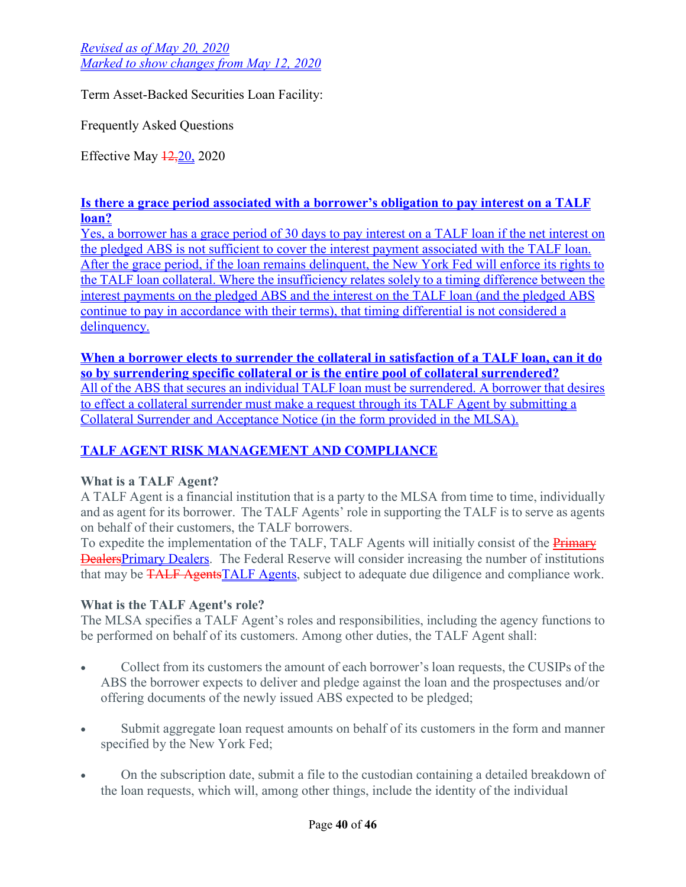*Revised as of May 20, 2020*
*Marked to show changes from May 12, 2020*

Term Asset-Backed Securities Loan Facility:

Frequently Asked Questions

Effective May 20, 2020

**Is there a grace period associated with a borrower's obligation to pay interest on a TALF loan?**
Yes, a borrower has a grace period of 30 days to pay interest on a TALF loan if the net interest on the pledged ABS is not sufficient to cover the interest payment associated with the TALF loan. After the grace period, if the loan remains delinquent, the New York Fed will enforce its rights to the TALF loan collateral. Where the insufficiency relates solely to a timing difference between the interest payments on the pledged ABS and the interest on the TALF loan (and the pledged ABS continue to pay in accordance with their terms), that timing differential is not considered a delinquency.

**When a borrower elects to surrender the collateral in satisfaction of a TALF loan, can it do so by surrendering specific collateral or is the entire pool of collateral surrendered?**
All of the ABS that secures an individual TALF loan must be surrendered. A borrower that desires to effect a collateral surrender must make a request through its TALF Agent by submitting a Collateral Surrender and Acceptance Notice (in the form provided in the MLSA).

## TALF AGENT RISK MANAGEMENT AND COMPLIANCE

**What is a TALF Agent?**
A TALF Agent is a financial institution that is a party to the MLSA from time to time, individually and as agent for its borrower. The TALF Agents' role in supporting the TALF is to serve as agents on behalf of their customers, the TALF borrowers.
To expedite the implementation of the TALF, TALF Agents will initially consist of the Primary Dealers. The Federal Reserve will consider increasing the number of institutions that may be TALF Agents, subject to adequate due diligence and compliance work.

**What is the TALF Agent's role?**
The MLSA specifies a TALF Agent's roles and responsibilities, including the agency functions to be performed on behalf of its customers. Among other duties, the TALF Agent shall:

- Collect from its customers the amount of each borrower's loan requests, the CUSIPs of the ABS the borrower expects to deliver and pledge against the loan and the prospectuses and/or offering documents of the newly issued ABS expected to be pledged;
- Submit aggregate loan request amounts on behalf of its customers in the form and manner specified by the New York Fed;
- On the subscription date, submit a file to the custodian containing a detailed breakdown of the loan requests, which will, among other things, include the identity of the individual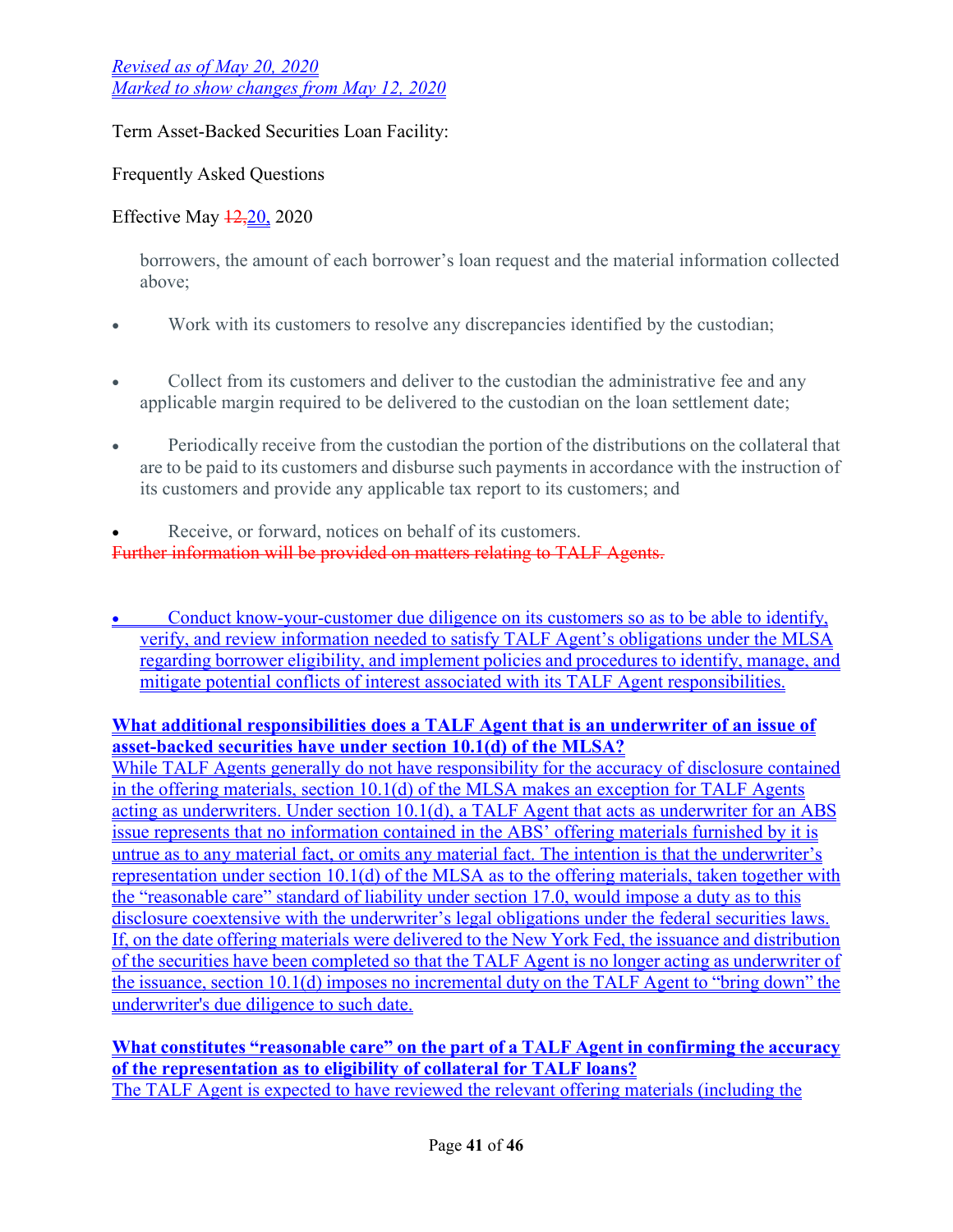Revised as of May 20, 2020
Marked to show changes from May 12, 2020

Term Asset-Backed Securities Loan Facility:

Frequently Asked Questions

Effective May ~~12,~~20, 2020

borrowers, the amount of each borrower's loan request and the material information collected above;

- Work with its customers to resolve any discrepancies identified by the custodian;
- Collect from its customers and deliver to the custodian the administrative fee and any applicable margin required to be delivered to the custodian on the loan settlement date;
- Periodically receive from the custodian the portion of the distributions on the collateral that are to be paid to its customers and disburse such payments in accordance with the instruction of its customers and provide any applicable tax report to its customers; and
- Receive, or forward, notices on behalf of its customers.

~~Further information will be provided on matters relating to TALF Agents.~~

- Conduct know-your-customer due diligence on its customers so as to be able to identify, verify, and review information needed to satisfy TALF Agent's obligations under the MLSA regarding borrower eligibility, and implement policies and procedures to identify, manage, and mitigate potential conflicts of interest associated with its TALF Agent responsibilities.

**What additional responsibilities does a TALF Agent that is an underwriter of an issue of asset-backed securities have under section 10.1(d) of the MLSA?**

While TALF Agents generally do not have responsibility for the accuracy of disclosure contained in the offering materials, section 10.1(d) of the MLSA makes an exception for TALF Agents acting as underwriters. Under section 10.1(d), a TALF Agent that acts as underwriter for an ABS issue represents that no information contained in the ABS' offering materials furnished by it is untrue as to any material fact, or omits any material fact. The intention is that the underwriter's representation under section 10.1(d) of the MLSA as to the offering materials, taken together with the "reasonable care" standard of liability under section 17.0, would impose a duty as to this disclosure coextensive with the underwriter's legal obligations under the federal securities laws. If, on the date offering materials were delivered to the New York Fed, the issuance and distribution of the securities have been completed so that the TALF Agent is no longer acting as underwriter of the issuance, section 10.1(d) imposes no incremental duty on the TALF Agent to "bring down" the underwriter's due diligence to such date.

**What constitutes "reasonable care" on the part of a TALF Agent in confirming the accuracy of the representation as to eligibility of collateral for TALF loans?**

The TALF Agent is expected to have reviewed the relevant offering materials (including the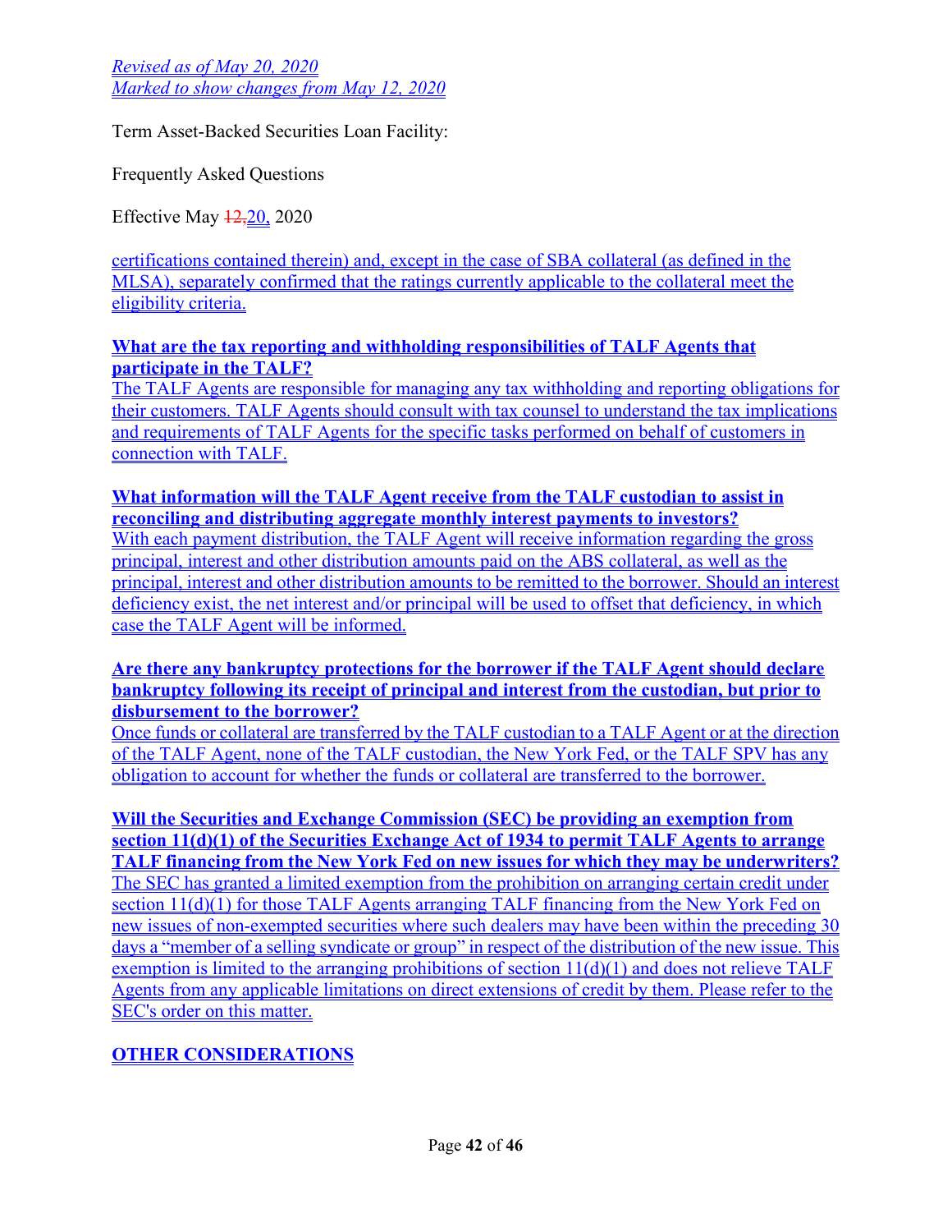certifications contained therein) and, except in the case of SBA collateral (as defined in the MLSA), separately confirmed that the ratings currently applicable to the collateral meet the eligibility criteria.

**What are the tax reporting and withholding responsibilities of TALF Agents that participate in the TALF?**

The TALF Agents are responsible for managing any tax withholding and reporting obligations for their customers. TALF Agents should consult with tax counsel to understand the tax implications and requirements of TALF Agents for the specific tasks performed on behalf of customers in connection with TALF.

**What information will the TALF Agent receive from the TALF custodian to assist in reconciling and distributing aggregate monthly interest payments to investors?**

With each payment distribution, the TALF Agent will receive information regarding the gross principal, interest and other distribution amounts paid on the ABS collateral, as well as the principal, interest and other distribution amounts to be remitted to the borrower. Should an interest deficiency exist, the net interest and/or principal will be used to offset that deficiency, in which case the TALF Agent will be informed.

**Are there any bankruptcy protections for the borrower if the TALF Agent should declare bankruptcy following its receipt of principal and interest from the custodian, but prior to disbursement to the borrower?**

Once funds or collateral are transferred by the TALF custodian to a TALF Agent or at the direction of the TALF Agent, none of the TALF custodian, the New York Fed, or the TALF SPV has any obligation to account for whether the funds or collateral are transferred to the borrower.

**Will the Securities and Exchange Commission (SEC) be providing an exemption from section 11(d)(1) of the Securities Exchange Act of 1934 to permit TALF Agents to arrange TALF financing from the New York Fed on new issues for which they may be underwriters?**

The SEC has granted a limited exemption from the prohibition on arranging certain credit under section 11(d)(1) for those TALF Agents arranging TALF financing from the New York Fed on new issues of non-exempted securities where such dealers may have been within the preceding 30 days a "member of a selling syndicate or group" in respect of the distribution of the new issue. This exemption is limited to the arranging prohibitions of section 11(d)(1) and does not relieve TALF Agents from any applicable limitations on direct extensions of credit by them. Please refer to the SEC's order on this matter.

## OTHER CONSIDERATIONS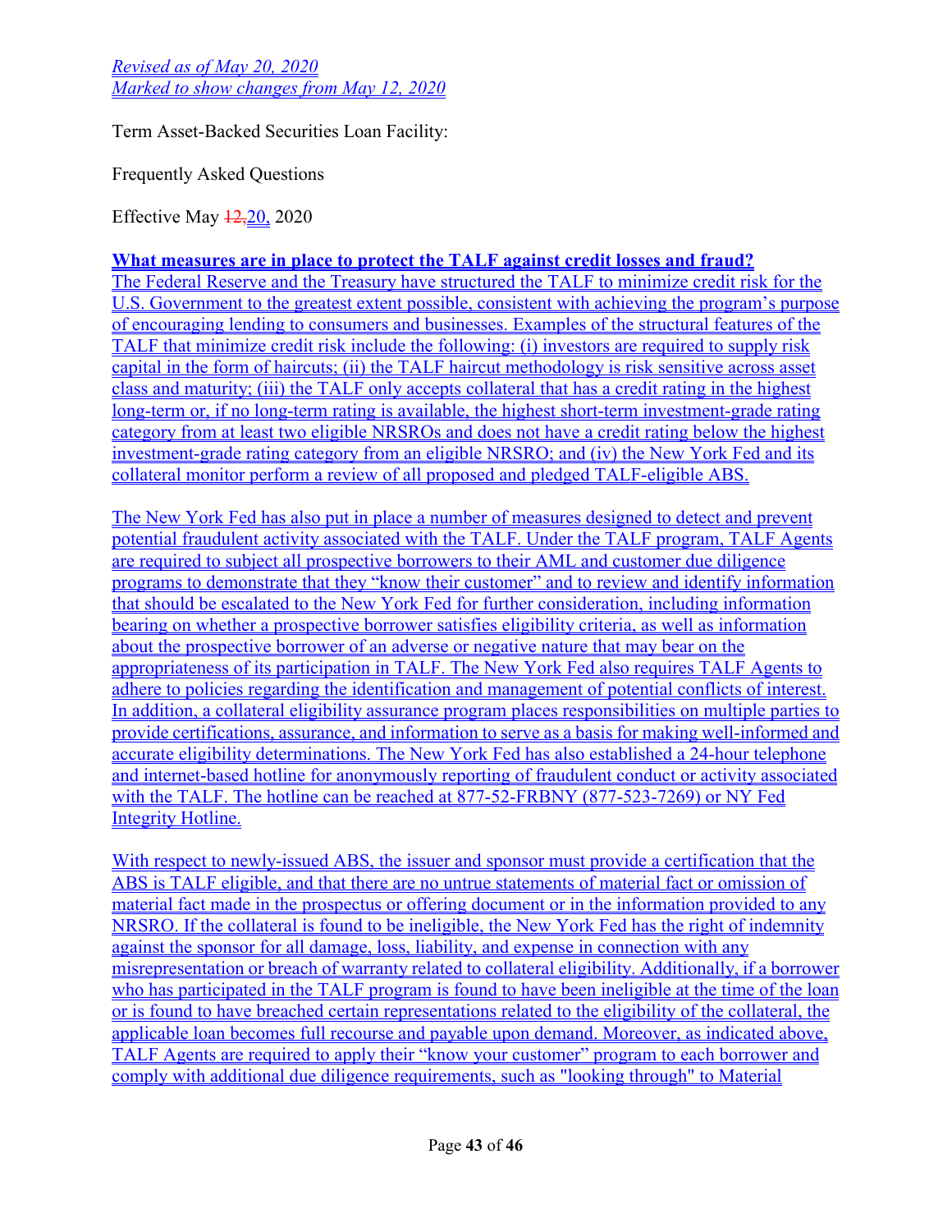*Revised as of May 20, 2020*
*Marked to show changes from May 12, 2020*

Term Asset-Backed Securities Loan Facility:

Frequently Asked Questions

Effective May ~~12,~~20, 2020

**What measures are in place to protect the TALF against credit losses and fraud?**

The Federal Reserve and the Treasury have structured the TALF to minimize credit risk for the U.S. Government to the greatest extent possible, consistent with achieving the program's purpose of encouraging lending to consumers and businesses. Examples of the structural features of the TALF that minimize credit risk include the following: (i) investors are required to supply risk capital in the form of haircuts; (ii) the TALF haircut methodology is risk sensitive across asset class and maturity; (iii) the TALF only accepts collateral that has a credit rating in the highest long-term or, if no long-term rating is available, the highest short-term investment-grade rating category from at least two eligible NRSROs and does not have a credit rating below the highest investment-grade rating category from an eligible NRSRO; and (iv) the New York Fed and its collateral monitor perform a review of all proposed and pledged TALF-eligible ABS.

The New York Fed has also put in place a number of measures designed to detect and prevent potential fraudulent activity associated with the TALF. Under the TALF program, TALF Agents are required to subject all prospective borrowers to their AML and customer due diligence programs to demonstrate that they "know their customer" and to review and identify information that should be escalated to the New York Fed for further consideration, including information bearing on whether a prospective borrower satisfies eligibility criteria, as well as information about the prospective borrower of an adverse or negative nature that may bear on the appropriateness of its participation in TALF. The New York Fed also requires TALF Agents to adhere to policies regarding the identification and management of potential conflicts of interest. In addition, a collateral eligibility assurance program places responsibilities on multiple parties to provide certifications, assurance, and information to serve as a basis for making well-informed and accurate eligibility determinations. The New York Fed has also established a 24-hour telephone and internet-based hotline for anonymously reporting of fraudulent conduct or activity associated with the TALF. The hotline can be reached at 877-52-FRBNY (877-523-7269) or NY Fed Integrity Hotline.

With respect to newly-issued ABS, the issuer and sponsor must provide a certification that the ABS is TALF eligible, and that there are no untrue statements of material fact or omission of material fact made in the prospectus or offering document or in the information provided to any NRSRO. If the collateral is found to be ineligible, the New York Fed has the right of indemnity against the sponsor for all damage, loss, liability, and expense in connection with any misrepresentation or breach of warranty related to collateral eligibility. Additionally, if a borrower who has participated in the TALF program is found to have been ineligible at the time of the loan or is found to have breached certain representations related to the eligibility of the collateral, the applicable loan becomes full recourse and payable upon demand. Moreover, as indicated above, TALF Agents are required to apply their "know your customer" program to each borrower and comply with additional due diligence requirements, such as "looking through" to Material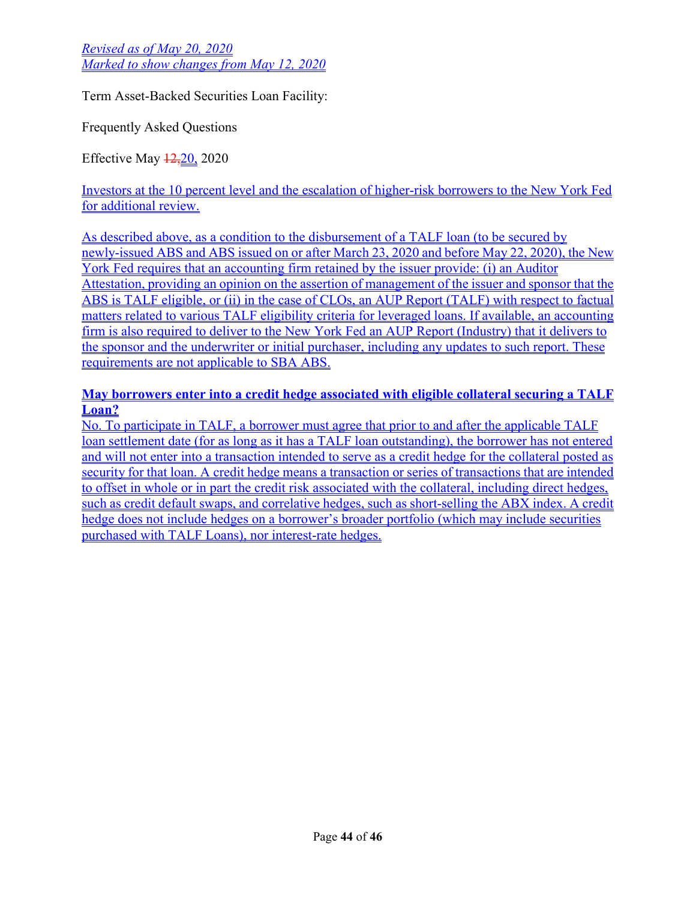*Revised as of May 20, 2020*
*Marked to show changes from May 12, 2020*

Term Asset-Backed Securities Loan Facility:

Frequently Asked Questions

Effective May ~~12,~~20, 2020

Investors at the 10 percent level and the escalation of higher-risk borrowers to the New York Fed for additional review.

As described above, as a condition to the disbursement of a TALF loan (to be secured by newly-issued ABS and ABS issued on or after March 23, 2020 and before May 22, 2020), the New York Fed requires that an accounting firm retained by the issuer provide: (i) an Auditor Attestation, providing an opinion on the assertion of management of the issuer and sponsor that the ABS is TALF eligible, or (ii) in the case of CLOs, an AUP Report (TALF) with respect to factual matters related to various TALF eligibility criteria for leveraged loans. If available, an accounting firm is also required to deliver to the New York Fed an AUP Report (Industry) that it delivers to the sponsor and the underwriter or initial purchaser, including any updates to such report. These requirements are not applicable to SBA ABS.

**May borrowers enter into a credit hedge associated with eligible collateral securing a TALF Loan?**

No. To participate in TALF, a borrower must agree that prior to and after the applicable TALF loan settlement date (for as long as it has a TALF loan outstanding), the borrower has not entered and will not enter into a transaction intended to serve as a credit hedge for the collateral posted as security for that loan. A credit hedge means a transaction or series of transactions that are intended to offset in whole or in part the credit risk associated with the collateral, including direct hedges, such as credit default swaps, and correlative hedges, such as short-selling the ABX index. A credit hedge does not include hedges on a borrower's broader portfolio (which may include securities purchased with TALF Loans), nor interest-rate hedges.